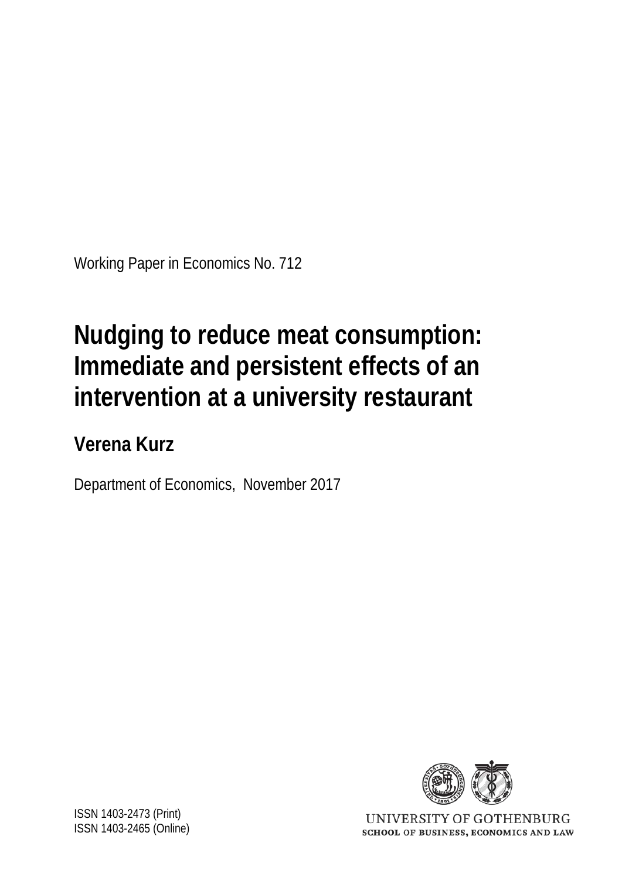Working Paper in Economics No. 712

# Nudging to reduce meat consumption: Immediate and persistent effects of an intervention at a university restaurant

## Verena Kurz

Department of Economics, November 2017

ISSN 1403-2473 (Print)
ISSN 1403-2465 (Online)

UNIVERSITY OF GOTHENBURG
SCHOOL OF BUSINESS, ECONOMICS AND LAW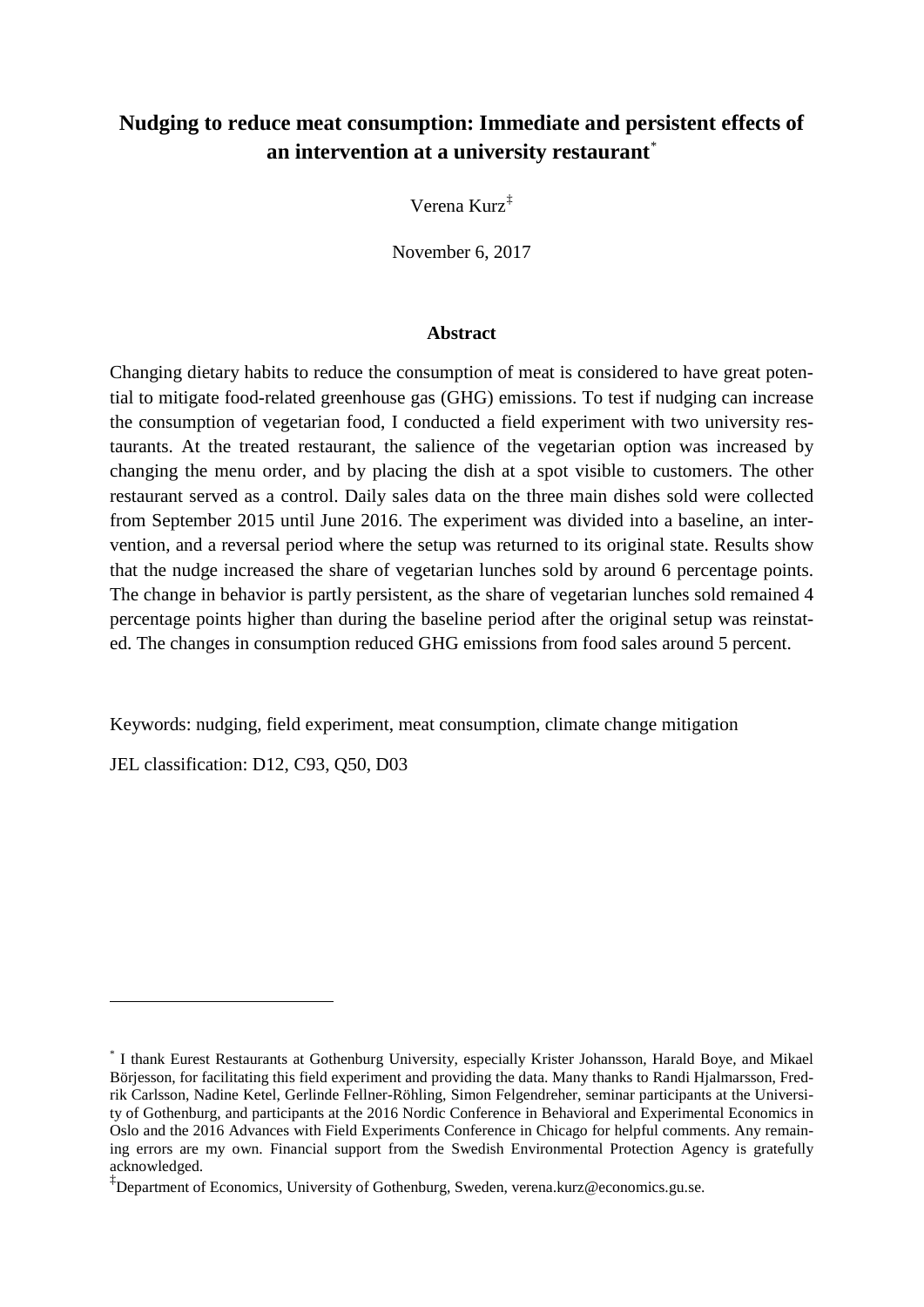# Nudging to reduce meat consumption: Immediate and persistent effects of an intervention at a university restaurant[*]

Verena Kurz[‡]

November 6, 2017

## Abstract

Changing dietary habits to reduce the consumption of meat is considered to have great potential to mitigate food-related greenhouse gas (GHG) emissions. To test if nudging can increase the consumption of vegetarian food, I conducted a field experiment with two university restaurants. At the treated restaurant, the salience of the vegetarian option was increased by changing the menu order, and by placing the dish at a spot visible to customers. The other restaurant served as a control. Daily sales data on the three main dishes sold were collected from September 2015 until June 2016. The experiment was divided into a baseline, an intervention, and a reversal period where the setup was returned to its original state. Results show that the nudge increased the share of vegetarian lunches sold by around 6 percentage points. The change in behavior is partly persistent, as the share of vegetarian lunches sold remained 4 percentage points higher than during the baseline period after the original setup was reinstated. The changes in consumption reduced GHG emissions from food sales around 5 percent.

Keywords: nudging, field experiment, meat consumption, climate change mitigation

JEL classification: D12, C93, Q50, D03

---

[*] I thank Eurest Restaurants at Gothenburg University, especially Krister Johansson, Harald Boye, and Mikael Börjesson, for facilitating this field experiment and providing the data. Many thanks to Randi Hjalmarsson, Fredrik Carlsson, Nadine Ketel, Gerlinde Fellner-Röhling, Simon Felgendreher, seminar participants at the University of Gothenburg, and participants at the 2016 Nordic Conference in Behavioral and Experimental Economics in Oslo and the 2016 Advances with Field Experiments Conference in Chicago for helpful comments. Any remaining errors are my own. Financial support from the Swedish Environmental Protection Agency is gratefully acknowledged.

[‡] Department of Economics, University of Gothenburg, Sweden, verena.kurz@economics.gu.se.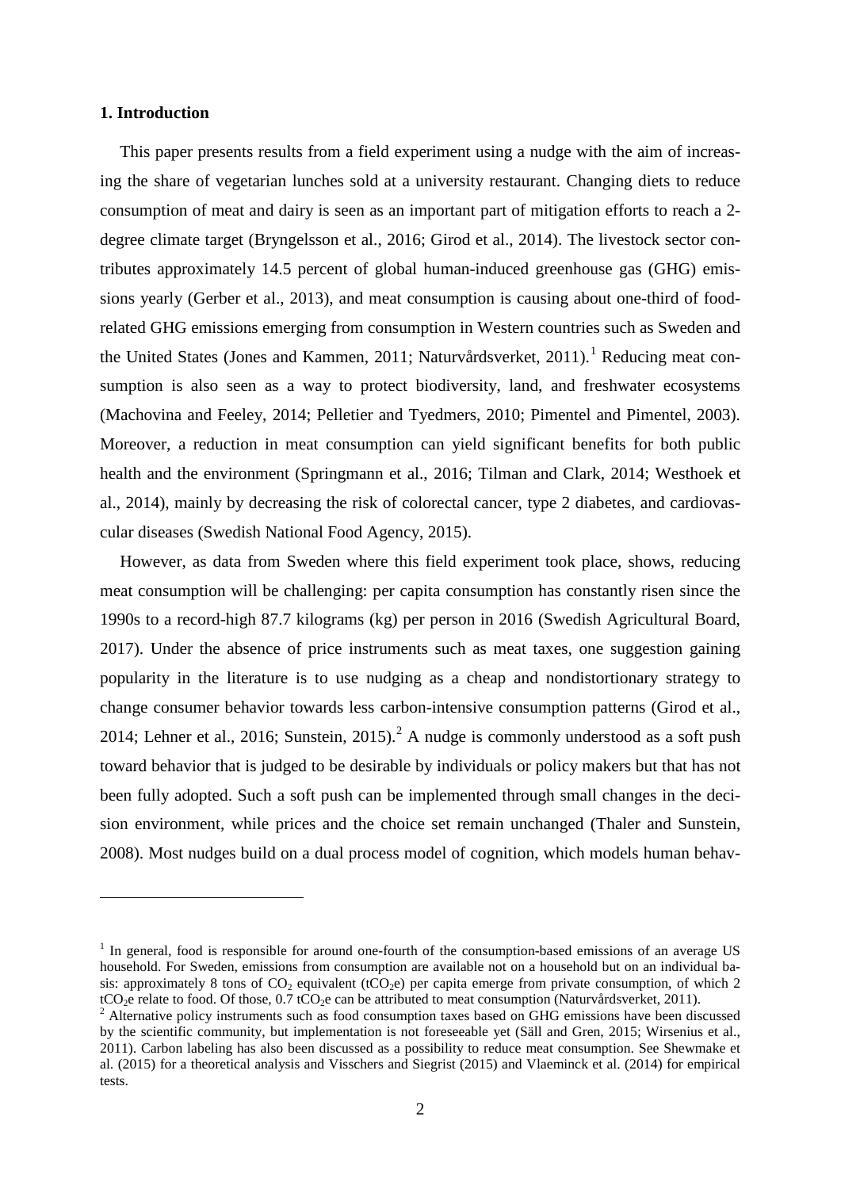## 1. Introduction

This paper presents results from a field experiment using a nudge with the aim of increasing the share of vegetarian lunches sold at a university restaurant. Changing diets to reduce consumption of meat and dairy is seen as an important part of mitigation efforts to reach a 2-degree climate target (Bryngelsson et al., 2016; Girod et al., 2014). The livestock sector contributes approximately 14.5 percent of global human-induced greenhouse gas (GHG) emissions yearly (Gerber et al., 2013), and meat consumption is causing about one-third of food-related GHG emissions emerging from consumption in Western countries such as Sweden and the United States (Jones and Kammen, 2011; Naturvårdsverket, 2011).[1] Reducing meat consumption is also seen as a way to protect biodiversity, land, and freshwater ecosystems (Machovina and Feeley, 2014; Pelletier and Tyedmers, 2010; Pimentel and Pimentel, 2003). Moreover, a reduction in meat consumption can yield significant benefits for both public health and the environment (Springmann et al., 2016; Tilman and Clark, 2014; Westhoek et al., 2014), mainly by decreasing the risk of colorectal cancer, type 2 diabetes, and cardiovascular diseases (Swedish National Food Agency, 2015).

However, as data from Sweden where this field experiment took place, shows, reducing meat consumption will be challenging: per capita consumption has constantly risen since the 1990s to a record-high 87.7 kilograms (kg) per person in 2016 (Swedish Agricultural Board, 2017). Under the absence of price instruments such as meat taxes, one suggestion gaining popularity in the literature is to use nudging as a cheap and nondistortionary strategy to change consumer behavior towards less carbon-intensive consumption patterns (Girod et al., 2014; Lehner et al., 2016; Sunstein, 2015).[2] A nudge is commonly understood as a soft push toward behavior that is judged to be desirable by individuals or policy makers but that has not been fully adopted. Such a soft push can be implemented through small changes in the decision environment, while prices and the choice set remain unchanged (Thaler and Sunstein, 2008). Most nudges build on a dual process model of cognition, which models human behav-

---

[1] In general, food is responsible for around one-fourth of the consumption-based emissions of an average US household. For Sweden, emissions from consumption are available not on a household but on an individual basis: approximately 8 tons of $CO_2$ equivalent ($tCO_2e$) per capita emerge from private consumption, of which 2 $tCO_2e$ relate to food. Of those, 0.7 $tCO_2e$ can be attributed to meat consumption (Naturvårdsverket, 2011).

[2] Alternative policy instruments such as food consumption taxes based on GHG emissions have been discussed by the scientific community, but implementation is not foreseeable yet (Säll and Gren, 2015; Wirsenius et al., 2011). Carbon labeling has also been discussed as a possibility to reduce meat consumption. See Shewmake et al. (2015) for a theoretical analysis and Visschers and Siegrist (2015) and Vlaeminck et al. (2014) for empirical tests.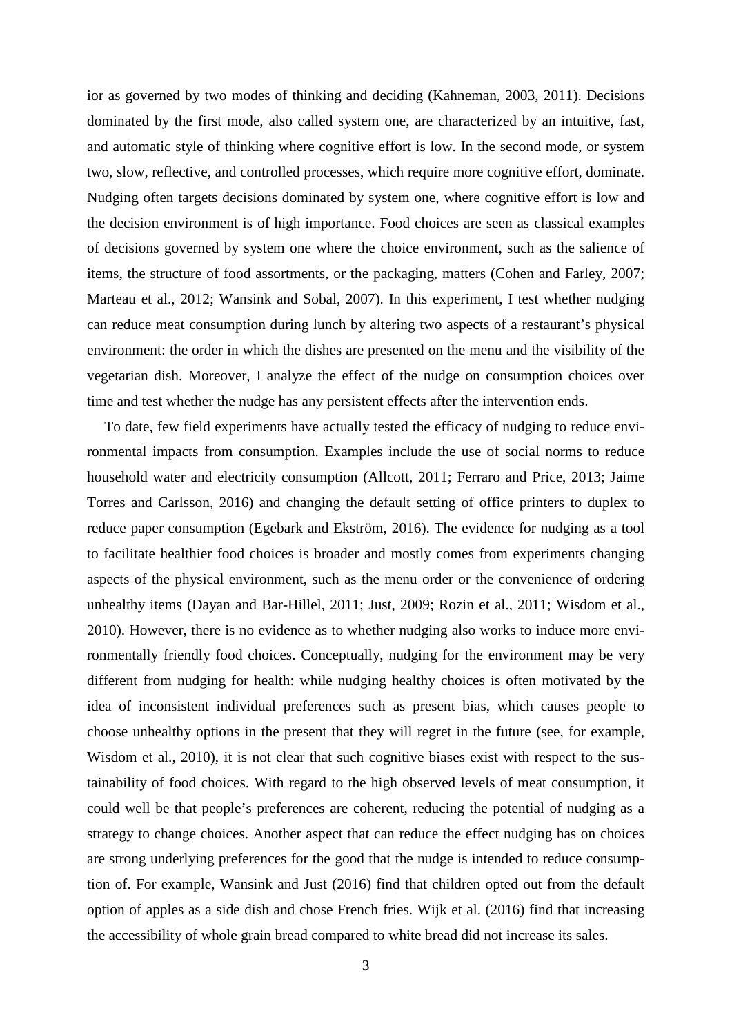ior as governed by two modes of thinking and deciding (Kahneman, 2003, 2011). Decisions dominated by the first mode, also called system one, are characterized by an intuitive, fast, and automatic style of thinking where cognitive effort is low. In the second mode, or system two, slow, reflective, and controlled processes, which require more cognitive effort, dominate. Nudging often targets decisions dominated by system one, where cognitive effort is low and the decision environment is of high importance. Food choices are seen as classical examples of decisions governed by system one where the choice environment, such as the salience of items, the structure of food assortments, or the packaging, matters (Cohen and Farley, 2007; Marteau et al., 2012; Wansink and Sobal, 2007). In this experiment, I test whether nudging can reduce meat consumption during lunch by altering two aspects of a restaurant's physical environment: the order in which the dishes are presented on the menu and the visibility of the vegetarian dish. Moreover, I analyze the effect of the nudge on consumption choices over time and test whether the nudge has any persistent effects after the intervention ends.

To date, few field experiments have actually tested the efficacy of nudging to reduce environmental impacts from consumption. Examples include the use of social norms to reduce household water and electricity consumption (Allcott, 2011; Ferraro and Price, 2013; Jaime Torres and Carlsson, 2016) and changing the default setting of office printers to duplex to reduce paper consumption (Egebark and Ekström, 2016). The evidence for nudging as a tool to facilitate healthier food choices is broader and mostly comes from experiments changing aspects of the physical environment, such as the menu order or the convenience of ordering unhealthy items (Dayan and Bar-Hillel, 2011; Just, 2009; Rozin et al., 2011; Wisdom et al., 2010). However, there is no evidence as to whether nudging also works to induce more environmentally friendly food choices. Conceptually, nudging for the environment may be very different from nudging for health: while nudging healthy choices is often motivated by the idea of inconsistent individual preferences such as present bias, which causes people to choose unhealthy options in the present that they will regret in the future (see, for example, Wisdom et al., 2010), it is not clear that such cognitive biases exist with respect to the sustainability of food choices. With regard to the high observed levels of meat consumption, it could well be that people's preferences are coherent, reducing the potential of nudging as a strategy to change choices. Another aspect that can reduce the effect nudging has on choices are strong underlying preferences for the good that the nudge is intended to reduce consumption of. For example, Wansink and Just (2016) find that children opted out from the default option of apples as a side dish and chose French fries. Wijk et al. (2016) find that increasing the accessibility of whole grain bread compared to white bread did not increase its sales.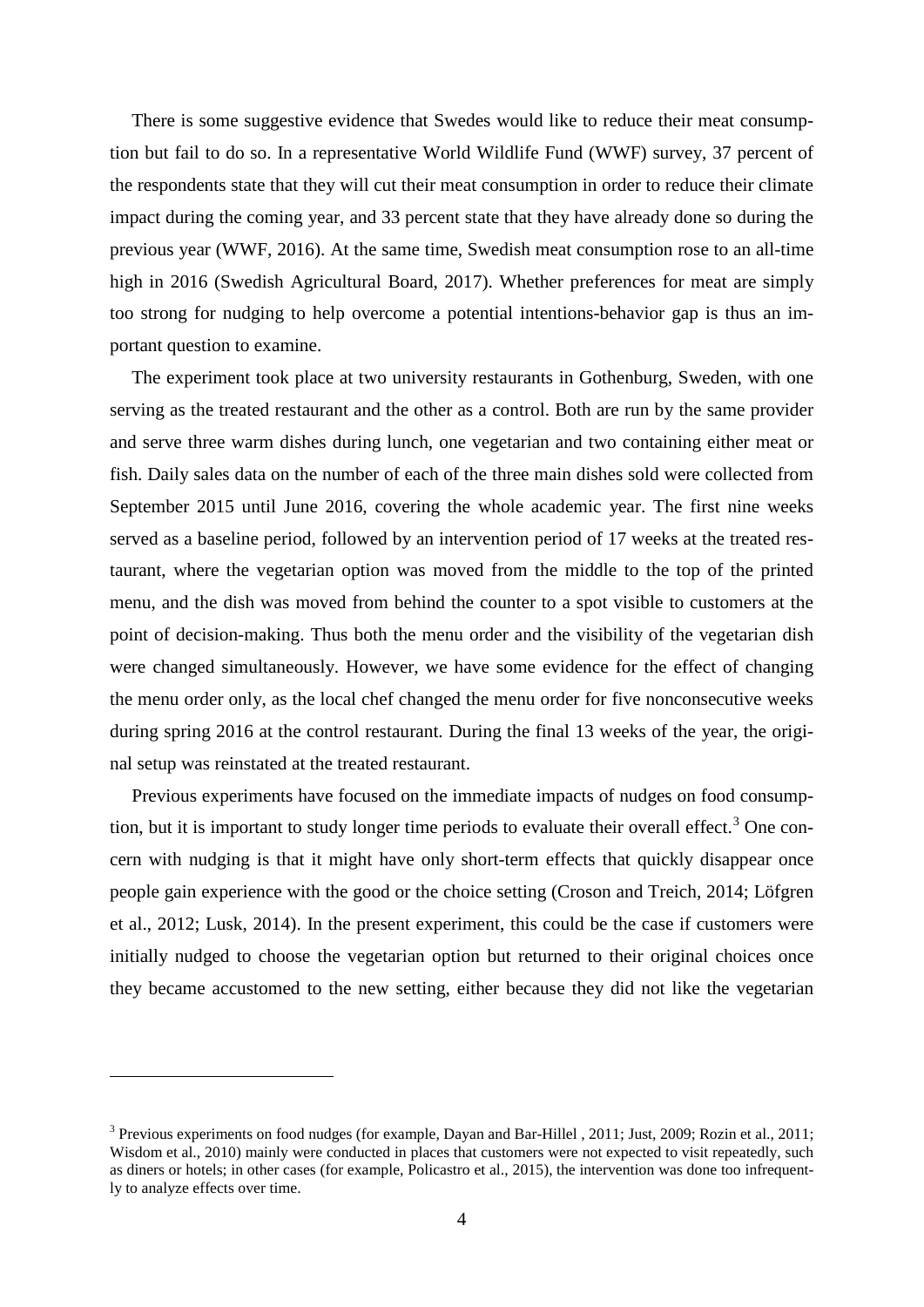There is some suggestive evidence that Swedes would like to reduce their meat consumption but fail to do so. In a representative World Wildlife Fund (WWF) survey, 37 percent of the respondents state that they will cut their meat consumption in order to reduce their climate impact during the coming year, and 33 percent state that they have already done so during the previous year (WWF, 2016). At the same time, Swedish meat consumption rose to an all-time high in 2016 (Swedish Agricultural Board, 2017). Whether preferences for meat are simply too strong for nudging to help overcome a potential intentions-behavior gap is thus an important question to examine.

The experiment took place at two university restaurants in Gothenburg, Sweden, with one serving as the treated restaurant and the other as a control. Both are run by the same provider and serve three warm dishes during lunch, one vegetarian and two containing either meat or fish. Daily sales data on the number of each of the three main dishes sold were collected from September 2015 until June 2016, covering the whole academic year. The first nine weeks served as a baseline period, followed by an intervention period of 17 weeks at the treated restaurant, where the vegetarian option was moved from the middle to the top of the printed menu, and the dish was moved from behind the counter to a spot visible to customers at the point of decision-making. Thus both the menu order and the visibility of the vegetarian dish were changed simultaneously. However, we have some evidence for the effect of changing the menu order only, as the local chef changed the menu order for five nonconsecutive weeks during spring 2016 at the control restaurant. During the final 13 weeks of the year, the original setup was reinstated at the treated restaurant.

Previous experiments have focused on the immediate impacts of nudges on food consumption, but it is important to study longer time periods to evaluate their overall effect.[3] One concern with nudging is that it might have only short-term effects that quickly disappear once people gain experience with the good or the choice setting (Croson and Treich, 2014; Löfgren et al., 2012; Lusk, 2014). In the present experiment, this could be the case if customers were initially nudged to choose the vegetarian option but returned to their original choices once they became accustomed to the new setting, either because they did not like the vegetarian

[3] Previous experiments on food nudges (for example, Dayan and Bar-Hillel , 2011; Just, 2009; Rozin et al., 2011; Wisdom et al., 2010) mainly were conducted in places that customers were not expected to visit repeatedly, such as diners or hotels; in other cases (for example, Policastro et al., 2015), the intervention was done too infrequently to analyze effects over time.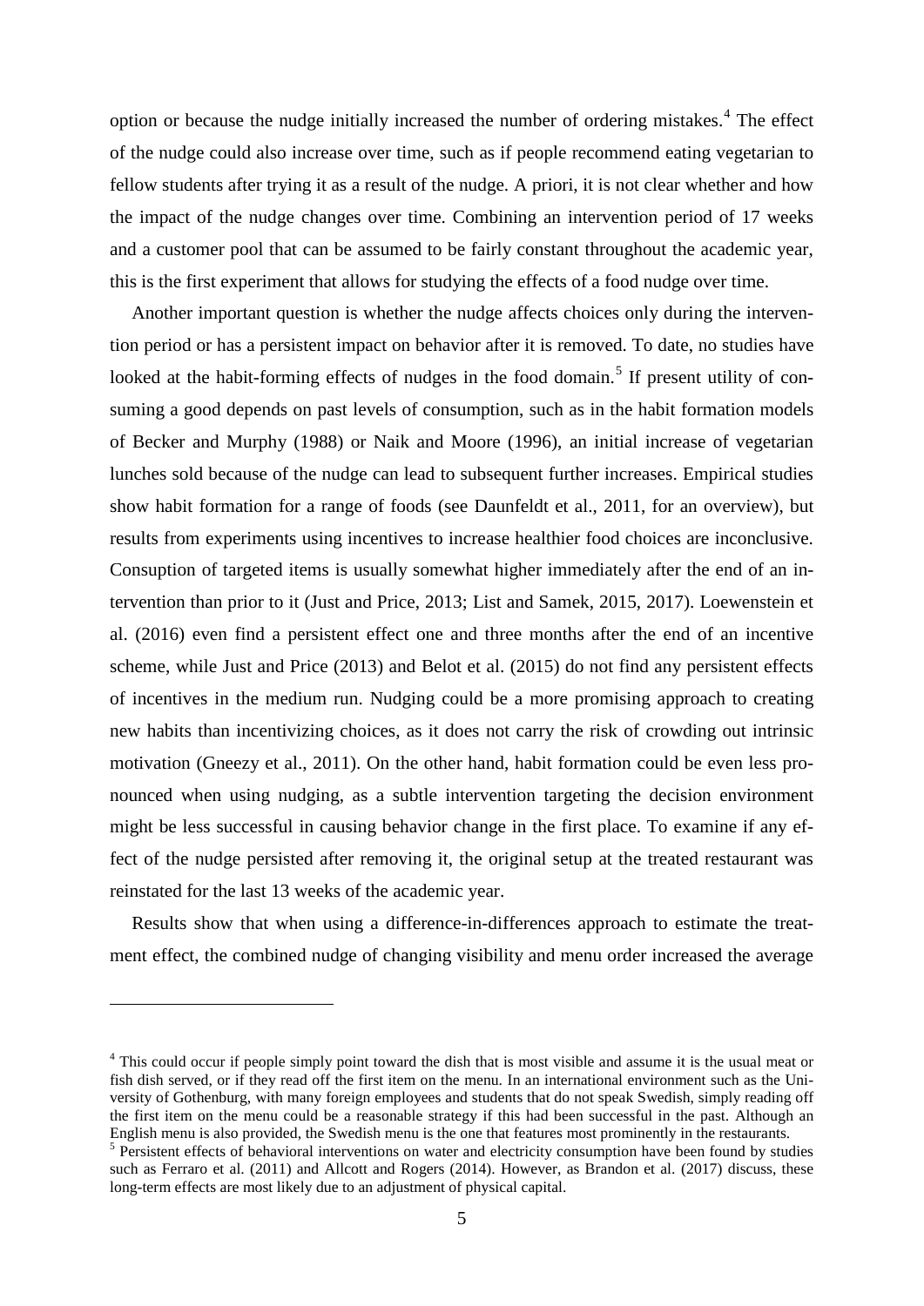option or because the nudge initially increased the number of ordering mistakes.[4] The effect of the nudge could also increase over time, such as if people recommend eating vegetarian to fellow students after trying it as a result of the nudge. A priori, it is not clear whether and how the impact of the nudge changes over time. Combining an intervention period of 17 weeks and a customer pool that can be assumed to be fairly constant throughout the academic year, this is the first experiment that allows for studying the effects of a food nudge over time.

Another important question is whether the nudge affects choices only during the intervention period or has a persistent impact on behavior after it is removed. To date, no studies have looked at the habit-forming effects of nudges in the food domain.[5] If present utility of consuming a good depends on past levels of consumption, such as in the habit formation models of Becker and Murphy (1988) or Naik and Moore (1996), an initial increase of vegetarian lunches sold because of the nudge can lead to subsequent further increases. Empirical studies show habit formation for a range of foods (see Daunfeldt et al., 2011, for an overview), but results from experiments using incentives to increase healthier food choices are inconclusive. Consuption of targeted items is usually somewhat higher immediately after the end of an intervention than prior to it (Just and Price, 2013; List and Samek, 2015, 2017). Loewenstein et al. (2016) even find a persistent effect one and three months after the end of an incentive scheme, while Just and Price (2013) and Belot et al. (2015) do not find any persistent effects of incentives in the medium run. Nudging could be a more promising approach to creating new habits than incentivizing choices, as it does not carry the risk of crowding out intrinsic motivation (Gneezy et al., 2011). On the other hand, habit formation could be even less pronounced when using nudging, as a subtle intervention targeting the decision environment might be less successful in causing behavior change in the first place. To examine if any effect of the nudge persisted after removing it, the original setup at the treated restaurant was reinstated for the last 13 weeks of the academic year.

Results show that when using a difference-in-differences approach to estimate the treatment effect, the combined nudge of changing visibility and menu order increased the average

---

[4] This could occur if people simply point toward the dish that is most visible and assume it is the usual meat or fish dish served, or if they read off the first item on the menu. In an international environment such as the University of Gothenburg, with many foreign employees and students that do not speak Swedish, simply reading off the first item on the menu could be a reasonable strategy if this had been successful in the past. Although an English menu is also provided, the Swedish menu is the one that features most prominently in the restaurants.

[5] Persistent effects of behavioral interventions on water and electricity consumption have been found by studies such as Ferraro et al. (2011) and Allcott and Rogers (2014). However, as Brandon et al. (2017) discuss, these long-term effects are most likely due to an adjustment of physical capital.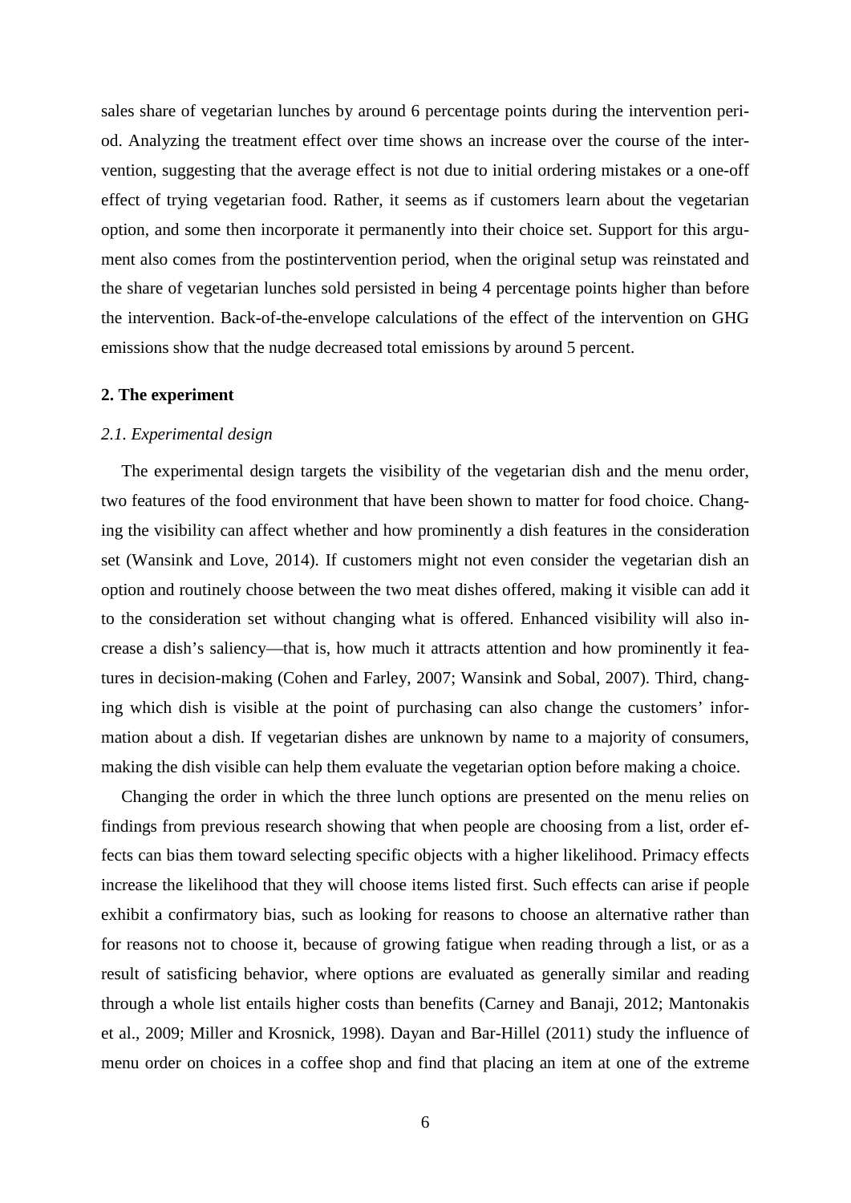sales share of vegetarian lunches by around 6 percentage points during the intervention period. Analyzing the treatment effect over time shows an increase over the course of the intervention, suggesting that the average effect is not due to initial ordering mistakes or a one-off effect of trying vegetarian food. Rather, it seems as if customers learn about the vegetarian option, and some then incorporate it permanently into their choice set. Support for this argument also comes from the postintervention period, when the original setup was reinstated and the share of vegetarian lunches sold persisted in being 4 percentage points higher than before the intervention. Back-of-the-envelope calculations of the effect of the intervention on GHG emissions show that the nudge decreased total emissions by around 5 percent.

## 2. The experiment

### *2.1. Experimental design*

The experimental design targets the visibility of the vegetarian dish and the menu order, two features of the food environment that have been shown to matter for food choice. Changing the visibility can affect whether and how prominently a dish features in the consideration set (Wansink and Love, 2014). If customers might not even consider the vegetarian dish an option and routinely choose between the two meat dishes offered, making it visible can add it to the consideration set without changing what is offered. Enhanced visibility will also increase a dish's saliency—that is, how much it attracts attention and how prominently it features in decision-making (Cohen and Farley, 2007; Wansink and Sobal, 2007). Third, changing which dish is visible at the point of purchasing can also change the customers' information about a dish. If vegetarian dishes are unknown by name to a majority of consumers, making the dish visible can help them evaluate the vegetarian option before making a choice.

Changing the order in which the three lunch options are presented on the menu relies on findings from previous research showing that when people are choosing from a list, order effects can bias them toward selecting specific objects with a higher likelihood. Primacy effects increase the likelihood that they will choose items listed first. Such effects can arise if people exhibit a confirmatory bias, such as looking for reasons to choose an alternative rather than for reasons not to choose it, because of growing fatigue when reading through a list, or as a result of satisficing behavior, where options are evaluated as generally similar and reading through a whole list entails higher costs than benefits (Carney and Banaji, 2012; Mantonakis et al., 2009; Miller and Krosnick, 1998). Dayan and Bar-Hillel (2011) study the influence of menu order on choices in a coffee shop and find that placing an item at one of the extreme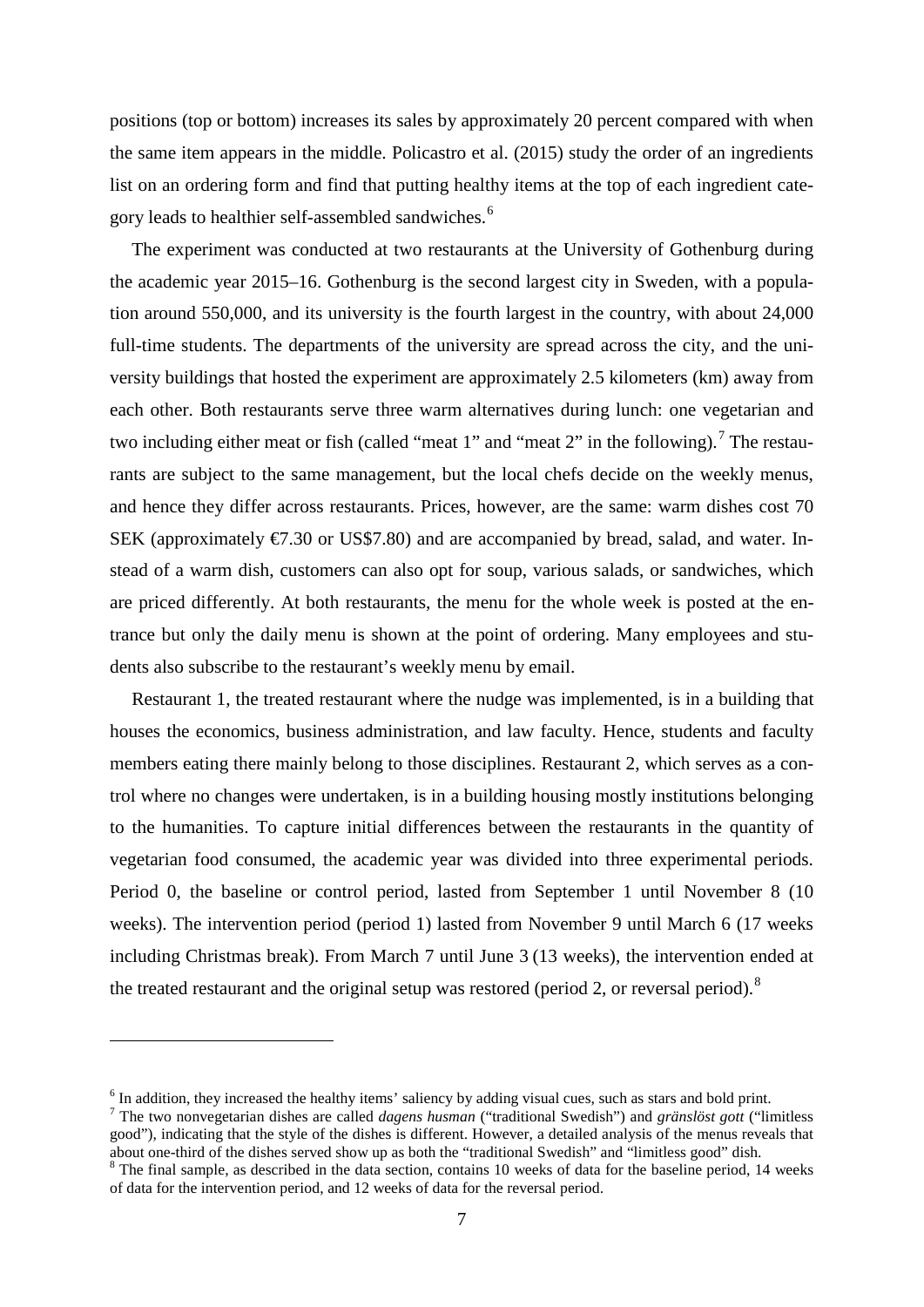positions (top or bottom) increases its sales by approximately 20 percent compared with when the same item appears in the middle. Policastro et al. (2015) study the order of an ingredients list on an ordering form and find that putting healthy items at the top of each ingredient category leads to healthier self-assembled sandwiches.[6]

The experiment was conducted at two restaurants at the University of Gothenburg during the academic year 2015–16. Gothenburg is the second largest city in Sweden, with a population around 550,000, and its university is the fourth largest in the country, with about 24,000 full-time students. The departments of the university are spread across the city, and the university buildings that hosted the experiment are approximately 2.5 kilometers (km) away from each other. Both restaurants serve three warm alternatives during lunch: one vegetarian and two including either meat or fish (called "meat 1" and "meat 2" in the following).[7] The restaurants are subject to the same management, but the local chefs decide on the weekly menus, and hence they differ across restaurants. Prices, however, are the same: warm dishes cost 70 SEK (approximately €7.30 or US$7.80) and are accompanied by bread, salad, and water. Instead of a warm dish, customers can also opt for soup, various salads, or sandwiches, which are priced differently. At both restaurants, the menu for the whole week is posted at the entrance but only the daily menu is shown at the point of ordering. Many employees and students also subscribe to the restaurant's weekly menu by email.

Restaurant 1, the treated restaurant where the nudge was implemented, is in a building that houses the economics, business administration, and law faculty. Hence, students and faculty members eating there mainly belong to those disciplines. Restaurant 2, which serves as a control where no changes were undertaken, is in a building housing mostly institutions belonging to the humanities. To capture initial differences between the restaurants in the quantity of vegetarian food consumed, the academic year was divided into three experimental periods. Period 0, the baseline or control period, lasted from September 1 until November 8 (10 weeks). The intervention period (period 1) lasted from November 9 until March 6 (17 weeks including Christmas break). From March 7 until June 3 (13 weeks), the intervention ended at the treated restaurant and the original setup was restored (period 2, or reversal period).[8]

---

[6] In addition, they increased the healthy items' saliency by adding visual cues, such as stars and bold print.

[7] The two nonvegetarian dishes are called *dagens husman* ("traditional Swedish") and *gränslöst gott* ("limitless good"), indicating that the style of the dishes is different. However, a detailed analysis of the menus reveals that about one-third of the dishes served show up as both the "traditional Swedish" and "limitless good" dish.

[8] The final sample, as described in the data section, contains 10 weeks of data for the baseline period, 14 weeks of data for the intervention period, and 12 weeks of data for the reversal period.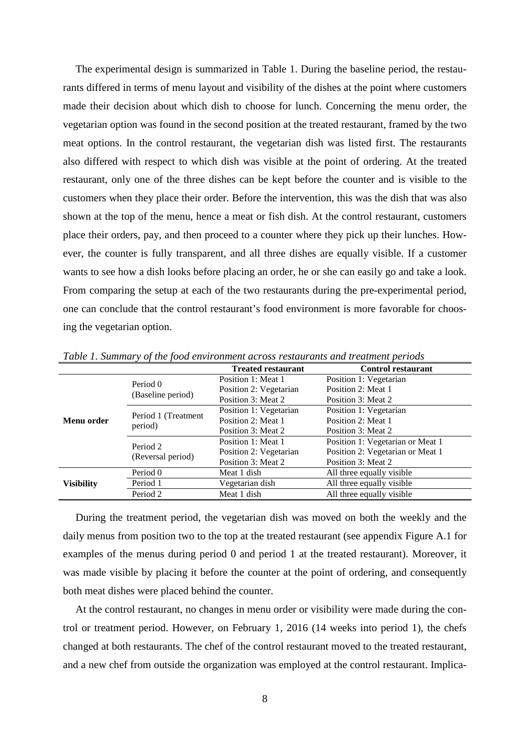The experimental design is summarized in Table 1. During the baseline period, the restaurants differed in terms of menu layout and visibility of the dishes at the point where customers made their decision about which dish to choose for lunch. Concerning the menu order, the vegetarian option was found in the second position at the treated restaurant, framed by the two meat options. In the control restaurant, the vegetarian dish was listed first. The restaurants also differed with respect to which dish was visible at the point of ordering. At the treated restaurant, only one of the three dishes can be kept before the counter and is visible to the customers when they place their order. Before the intervention, this was the dish that was also shown at the top of the menu, hence a meat or fish dish. At the control restaurant, customers place their orders, pay, and then proceed to a counter where they pick up their lunches. However, the counter is fully transparent, and all three dishes are equally visible. If a customer wants to see how a dish looks before placing an order, he or she can easily go and take a look. From comparing the setup at each of the two restaurants during the pre-experimental period, one can conclude that the control restaurant's food environment is more favorable for choosing the vegetarian option.

*Table 1. Summary of the food environment across restaurants and treatment periods*

| | | Treated restaurant | Control restaurant |
|---|---|---|---|
| **Menu order** | Period 0 (Baseline period) | Position 1: Meat 1<br>Position 2: Vegetarian<br>Position 3: Meat 2 | Position 1: Vegetarian<br>Position 2: Meat 1<br>Position 3: Meat 2 |
| | Period 1 (Treatment period) | Position 1: Vegetarian<br>Position 2: Meat 1<br>Position 3: Meat 2 | Position 1: Vegetarian<br>Position 2: Meat 1<br>Position 3: Meat 2 |
| | Period 2 (Reversal period) | Position 1: Meat 1<br>Position 2: Vegetarian<br>Position 3: Meat 2 | Position 1: Vegetarian or Meat 1<br>Position 2: Vegetarian or Meat 1<br>Position 3: Meat 2 |
| **Visibility** | Period 0 | Meat 1 dish | All three equally visible |
| | Period 1 | Vegetarian dish | All three equally visible |
| | Period 2 | Meat 1 dish | All three equally visible |

During the treatment period, the vegetarian dish was moved on both the weekly and the daily menus from position two to the top at the treated restaurant (see appendix Figure A.1 for examples of the menus during period 0 and period 1 at the treated restaurant). Moreover, it was made visible by placing it before the counter at the point of ordering, and consequently both meat dishes were placed behind the counter.

At the control restaurant, no changes in menu order or visibility were made during the control or treatment period. However, on February 1, 2016 (14 weeks into period 1), the chefs changed at both restaurants. The chef of the control restaurant moved to the treated restaurant, and a new chef from outside the organization was employed at the control restaurant. Implica-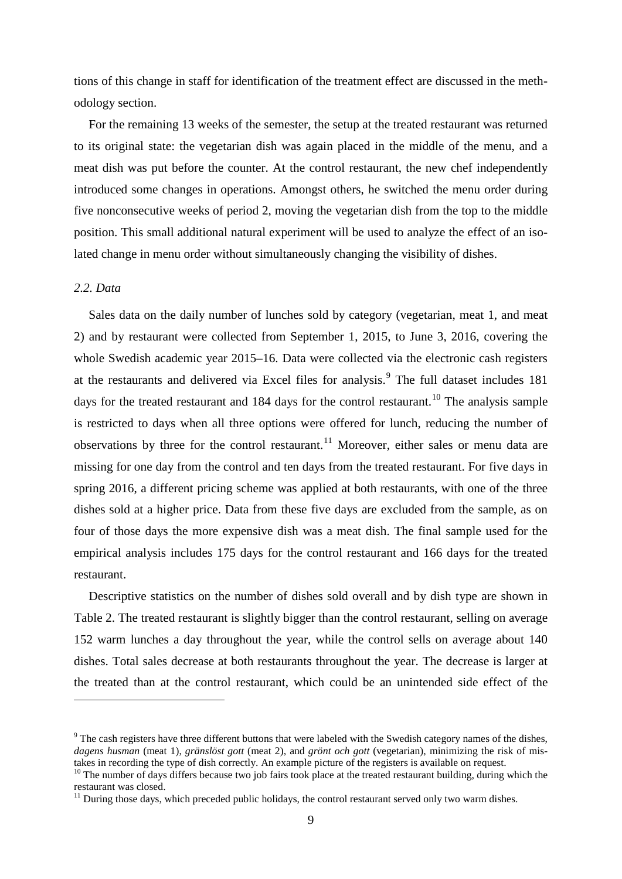tions of this change in staff for identification of the treatment effect are discussed in the methodology section.

For the remaining 13 weeks of the semester, the setup at the treated restaurant was returned to its original state: the vegetarian dish was again placed in the middle of the menu, and a meat dish was put before the counter. At the control restaurant, the new chef independently introduced some changes in operations. Amongst others, he switched the menu order during five nonconsecutive weeks of period 2, moving the vegetarian dish from the top to the middle position. This small additional natural experiment will be used to analyze the effect of an isolated change in menu order without simultaneously changing the visibility of dishes.

### *2.2. Data*

Sales data on the daily number of lunches sold by category (vegetarian, meat 1, and meat 2) and by restaurant were collected from September 1, 2015, to June 3, 2016, covering the whole Swedish academic year 2015–16. Data were collected via the electronic cash registers at the restaurants and delivered via Excel files for analysis.[9] The full dataset includes 181 days for the treated restaurant and 184 days for the control restaurant.[10] The analysis sample is restricted to days when all three options were offered for lunch, reducing the number of observations by three for the control restaurant.[11] Moreover, either sales or menu data are missing for one day from the control and ten days from the treated restaurant. For five days in spring 2016, a different pricing scheme was applied at both restaurants, with one of the three dishes sold at a higher price. Data from these five days are excluded from the sample, as on four of those days the more expensive dish was a meat dish. The final sample used for the empirical analysis includes 175 days for the control restaurant and 166 days for the treated restaurant.

Descriptive statistics on the number of dishes sold overall and by dish type are shown in Table 2. The treated restaurant is slightly bigger than the control restaurant, selling on average 152 warm lunches a day throughout the year, while the control sells on average about 140 dishes. Total sales decrease at both restaurants throughout the year. The decrease is larger at the treated than at the control restaurant, which could be an unintended side effect of the

---

[9] The cash registers have three different buttons that were labeled with the Swedish category names of the dishes, *dagens husman* (meat 1), *gränslöst gott* (meat 2), and *grönt och gott* (vegetarian), minimizing the risk of mistakes in recording the type of dish correctly. An example picture of the registers is available on request.

[10] The number of days differs because two job fairs took place at the treated restaurant building, during which the restaurant was closed.

[11] During those days, which preceded public holidays, the control restaurant served only two warm dishes.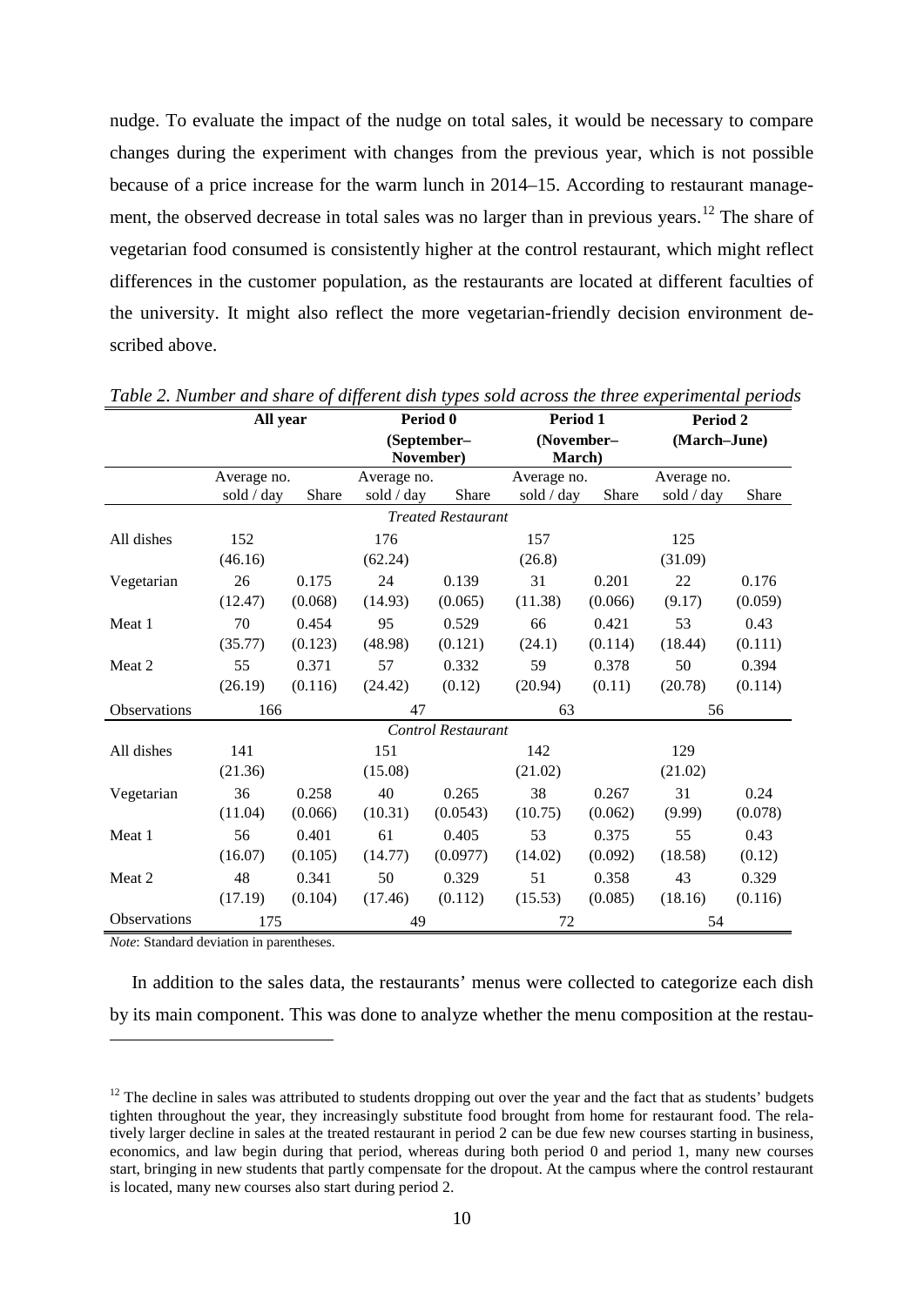nudge. To evaluate the impact of the nudge on total sales, it would be necessary to compare changes during the experiment with changes from the previous year, which is not possible because of a price increase for the warm lunch in 2014–15. According to restaurant management, the observed decrease in total sales was no larger than in previous years.[12] The share of vegetarian food consumed is consistently higher at the control restaurant, which might reflect differences in the customer population, as the restaurants are located at different faculties of the university. It might also reflect the more vegetarian-friendly decision environment described above.

*Table 2. Number and share of different dish types sold across the three experimental periods*

| | All year | | Period 0 (September–November) | | Period 1 (November–March) | | Period 2 (March–June) | |
|---|---|---|---|---|---|---|---|---|
| | Average no. sold / day | Share | Average no. sold / day | Share | Average no. sold / day | Share | Average no. sold / day | Share |
| | | | | *Treated Restaurant* | | | | |
| All dishes | 152 | | 176 | | 157 | | 125 | |
| | (46.16) | | (62.24) | | (26.8) | | (31.09) | |
| Vegetarian | 26 | 0.175 | 24 | 0.139 | 31 | 0.201 | 22 | 0.176 |
| | (12.47) | (0.068) | (14.93) | (0.065) | (11.38) | (0.066) | (9.17) | (0.059) |
| Meat 1 | 70 | 0.454 | 95 | 0.529 | 66 | 0.421 | 53 | 0.43 |
| | (35.77) | (0.123) | (48.98) | (0.121) | (24.1) | (0.114) | (18.44) | (0.111) |
| Meat 2 | 55 | 0.371 | 57 | 0.332 | 59 | 0.378 | 50 | 0.394 |
| | (26.19) | (0.116) | (24.42) | (0.12) | (20.94) | (0.11) | (20.78) | (0.114) |
| Observations | 166 | | 47 | | 63 | | 56 | |
| | | | | *Control Restaurant* | | | | |
| All dishes | 141 | | 151 | | 142 | | 129 | |
| | (21.36) | | (15.08) | | (21.02) | | (21.02) | |
| Vegetarian | 36 | 0.258 | 40 | 0.265 | 38 | 0.267 | 31 | 0.24 |
| | (11.04) | (0.066) | (10.31) | (0.0543) | (10.75) | (0.062) | (9.99) | (0.078) |
| Meat 1 | 56 | 0.401 | 61 | 0.405 | 53 | 0.375 | 55 | 0.43 |
| | (16.07) | (0.105) | (14.77) | (0.0977) | (14.02) | (0.092) | (18.58) | (0.12) |
| Meat 2 | 48 | 0.341 | 50 | 0.329 | 51 | 0.358 | 43 | 0.329 |
| | (17.19) | (0.104) | (17.46) | (0.112) | (15.53) | (0.085) | (18.16) | (0.116) |
| Observations | 175 | | 49 | | 72 | | 54 | |

*Note*: Standard deviation in parentheses.

In addition to the sales data, the restaurants' menus were collected to categorize each dish by its main component. This was done to analyze whether the menu composition at the restau-

[12] The decline in sales was attributed to students dropping out over the year and the fact that as students' budgets tighten throughout the year, they increasingly substitute food brought from home for restaurant food. The relatively larger decline in sales at the treated restaurant in period 2 can be due few new courses starting in business, economics, and law begin during that period, whereas during both period 0 and period 1, many new courses start, bringing in new students that partly compensate for the dropout. At the campus where the control restaurant is located, many new courses also start during period 2.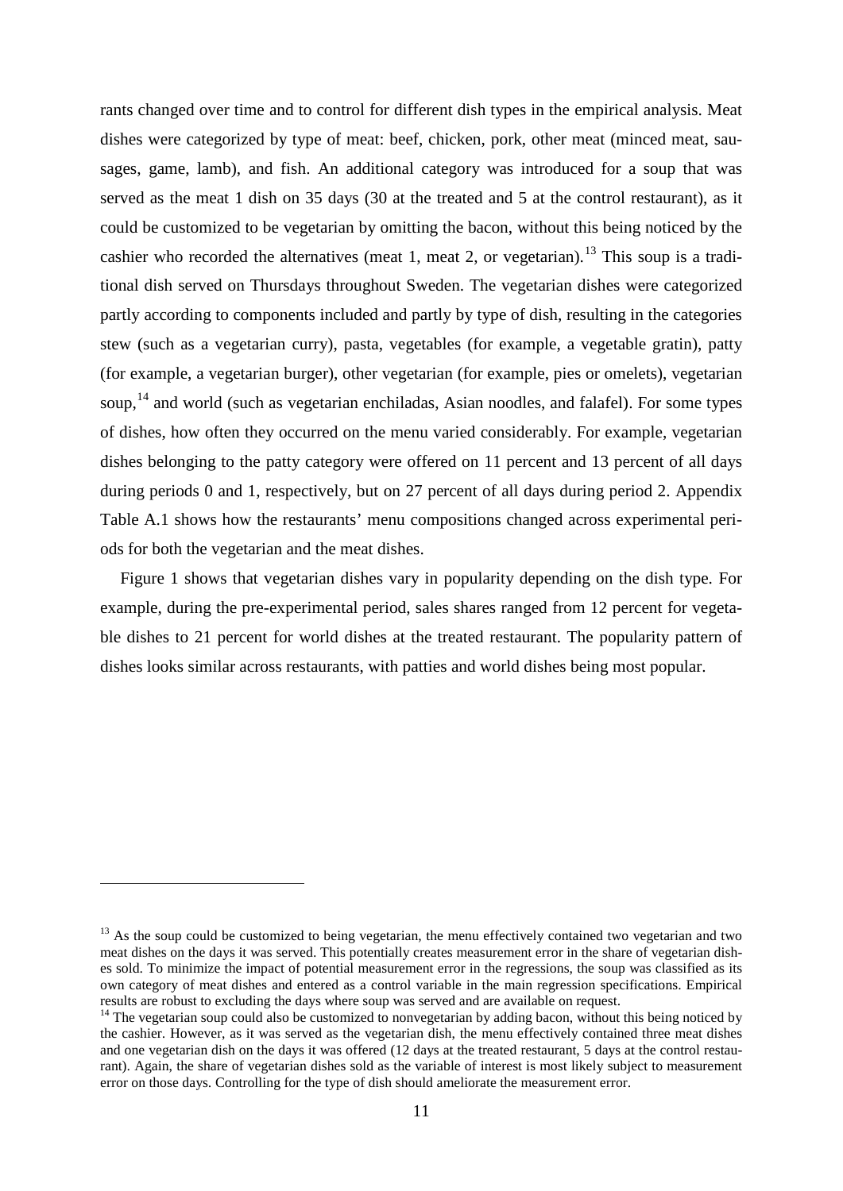rants changed over time and to control for different dish types in the empirical analysis. Meat dishes were categorized by type of meat: beef, chicken, pork, other meat (minced meat, sausages, game, lamb), and fish. An additional category was introduced for a soup that was served as the meat 1 dish on 35 days (30 at the treated and 5 at the control restaurant), as it could be customized to be vegetarian by omitting the bacon, without this being noticed by the cashier who recorded the alternatives (meat 1, meat 2, or vegetarian).[13] This soup is a traditional dish served on Thursdays throughout Sweden. The vegetarian dishes were categorized partly according to components included and partly by type of dish, resulting in the categories stew (such as a vegetarian curry), pasta, vegetables (for example, a vegetable gratin), patty (for example, a vegetarian burger), other vegetarian (for example, pies or omelets), vegetarian soup,[14] and world (such as vegetarian enchiladas, Asian noodles, and falafel). For some types of dishes, how often they occurred on the menu varied considerably. For example, vegetarian dishes belonging to the patty category were offered on 11 percent and 13 percent of all days during periods 0 and 1, respectively, but on 27 percent of all days during period 2. Appendix Table A.1 shows how the restaurants' menu compositions changed across experimental periods for both the vegetarian and the meat dishes.

Figure 1 shows that vegetarian dishes vary in popularity depending on the dish type. For example, during the pre-experimental period, sales shares ranged from 12 percent for vegetable dishes to 21 percent for world dishes at the treated restaurant. The popularity pattern of dishes looks similar across restaurants, with patties and world dishes being most popular.

---

[13] As the soup could be customized to being vegetarian, the menu effectively contained two vegetarian and two meat dishes on the days it was served. This potentially creates measurement error in the share of vegetarian dishes sold. To minimize the impact of potential measurement error in the regressions, the soup was classified as its own category of meat dishes and entered as a control variable in the main regression specifications. Empirical results are robust to excluding the days where soup was served and are available on request.

[14] The vegetarian soup could also be customized to nonvegetarian by adding bacon, without this being noticed by the cashier. However, as it was served as the vegetarian dish, the menu effectively contained three meat dishes and one vegetarian dish on the days it was offered (12 days at the treated restaurant, 5 days at the control restaurant). Again, the share of vegetarian dishes sold as the variable of interest is most likely subject to measurement error on those days. Controlling for the type of dish should ameliorate the measurement error.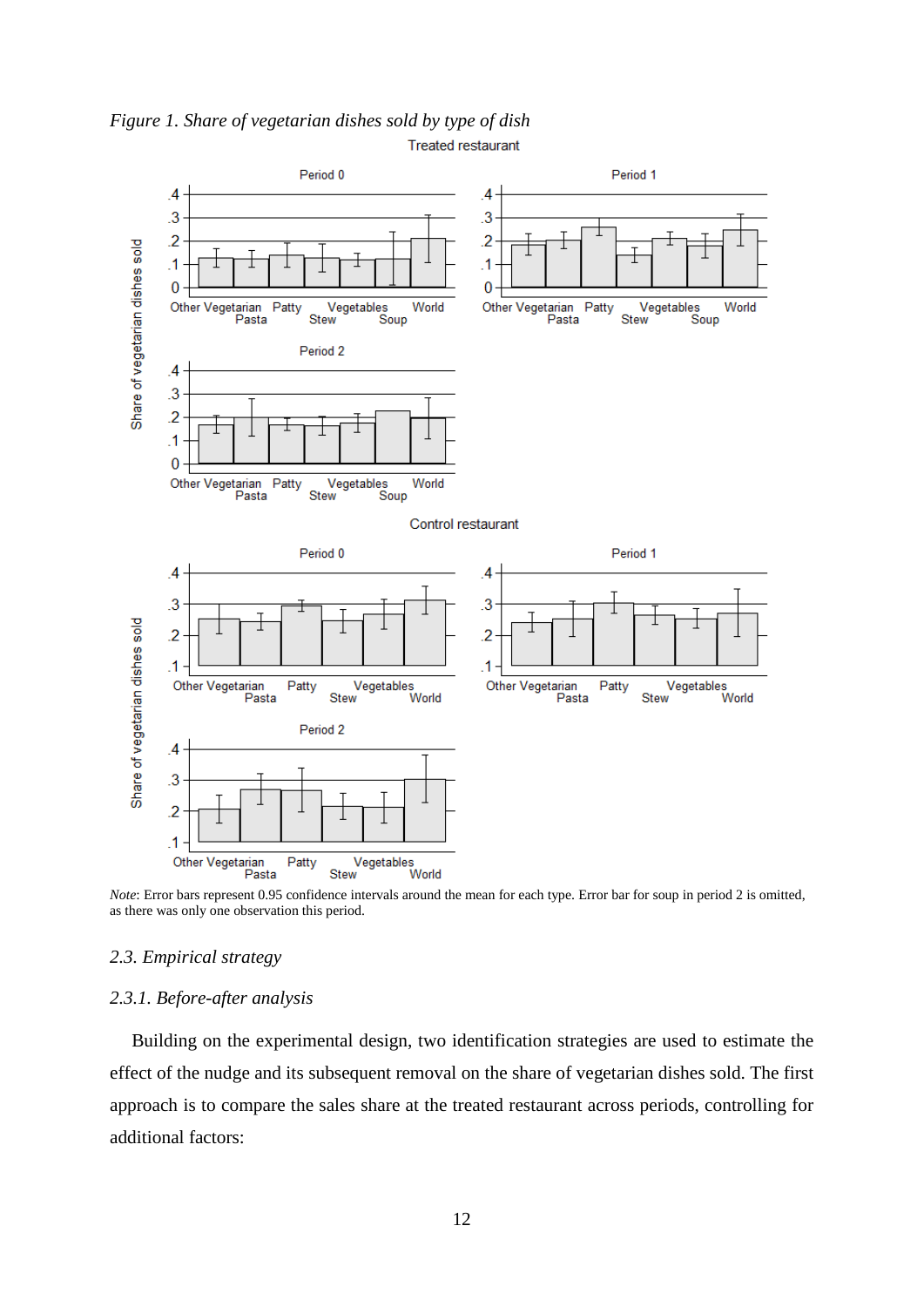*Figure 1. Share of vegetarian dishes sold by type of dish*

*Note*: Error bars represent 0.95 confidence intervals around the mean for each type. Error bar for soup in period 2 is omitted, as there was only one observation this period.

### *2.3. Empirical strategy*

#### *2.3.1. Before-after analysis*

Building on the experimental design, two identification strategies are used to estimate the effect of the nudge and its subsequent removal on the share of vegetarian dishes sold. The first approach is to compare the sales share at the treated restaurant across periods, controlling for additional factors: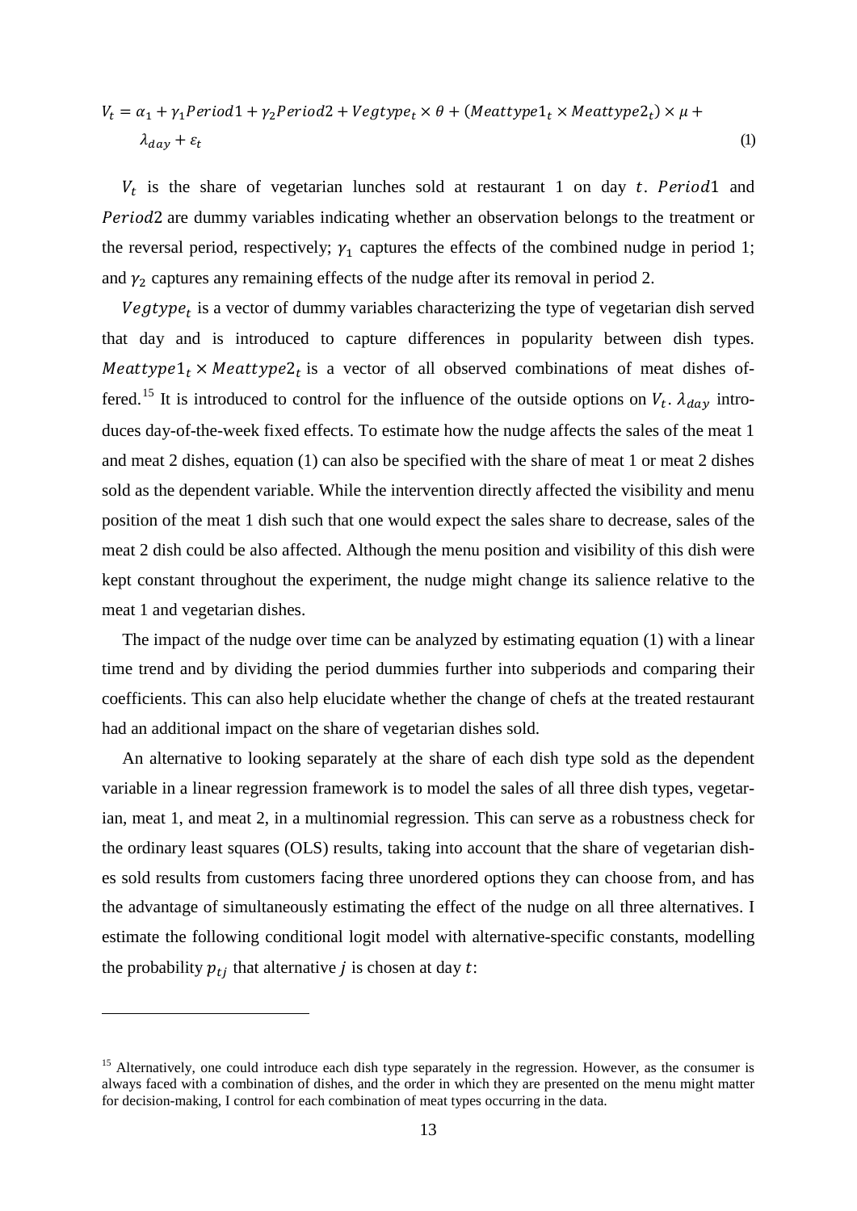$$V_t = \alpha_1 + \gamma_1 Period1 + \gamma_2 Period2 + Vegtype_t \times \theta + (Meattype1_t \times Meattype2_t) \times \mu + \lambda_{day} + \varepsilon_t \tag{1}$$

$V_t$ is the share of vegetarian lunches sold at restaurant 1 on day $t$. $Period1$ and $Period2$ are dummy variables indicating whether an observation belongs to the treatment or the reversal period, respectively; $\gamma_1$ captures the effects of the combined nudge in period 1; and $\gamma_2$ captures any remaining effects of the nudge after its removal in period 2.

$Vegtype_t$ is a vector of dummy variables characterizing the type of vegetarian dish served that day and is introduced to capture differences in popularity between dish types. $Meattype1_t \times Meattype2_t$ is a vector of all observed combinations of meat dishes offered.[15] It is introduced to control for the influence of the outside options on $V_t$. $\lambda_{day}$ introduces day-of-the-week fixed effects. To estimate how the nudge affects the sales of the meat 1 and meat 2 dishes, equation (1) can also be specified with the share of meat 1 or meat 2 dishes sold as the dependent variable. While the intervention directly affected the visibility and menu position of the meat 1 dish such that one would expect the sales share to decrease, sales of the meat 2 dish could be also affected. Although the menu position and visibility of this dish were kept constant throughout the experiment, the nudge might change its salience relative to the meat 1 and vegetarian dishes.

The impact of the nudge over time can be analyzed by estimating equation (1) with a linear time trend and by dividing the period dummies further into subperiods and comparing their coefficients. This can also help elucidate whether the change of chefs at the treated restaurant had an additional impact on the share of vegetarian dishes sold.

An alternative to looking separately at the share of each dish type sold as the dependent variable in a linear regression framework is to model the sales of all three dish types, vegetarian, meat 1, and meat 2, in a multinomial regression. This can serve as a robustness check for the ordinary least squares (OLS) results, taking into account that the share of vegetarian dishes sold results from customers facing three unordered options they can choose from, and has the advantage of simultaneously estimating the effect of the nudge on all three alternatives. I estimate the following conditional logit model with alternative-specific constants, modelling the probability $p_{tj}$ that alternative $j$ is chosen at day $t$:

[15] Alternatively, one could introduce each dish type separately in the regression. However, as the consumer is always faced with a combination of dishes, and the order in which they are presented on the menu might matter for decision-making, I control for each combination of meat types occurring in the data.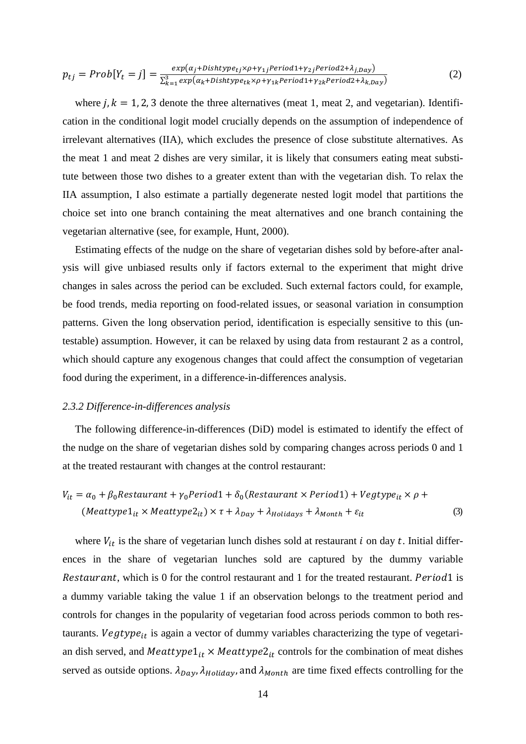$$p_{tj} = Prob[Y_t = j] = \frac{exp(\alpha_j + Dishtype_{tj} \times \rho + \gamma_{1j} Period1 + \gamma_{2j} Period2 + \lambda_{j,Day})}{\sum_{k=1}^{3} exp(\alpha_k + Dishtype_{tk} \times \rho + \gamma_{1k} Period1 + \gamma_{2k} Period2 + \lambda_{k,Day})} \quad (2)$$

where $j, k = 1, 2, 3$ denote the three alternatives (meat 1, meat 2, and vegetarian). Identification in the conditional logit model crucially depends on the assumption of independence of irrelevant alternatives (IIA), which excludes the presence of close substitute alternatives. As the meat 1 and meat 2 dishes are very similar, it is likely that consumers eating meat substitute between those two dishes to a greater extent than with the vegetarian dish. To relax the IIA assumption, I also estimate a partially degenerate nested logit model that partitions the choice set into one branch containing the meat alternatives and one branch containing the vegetarian alternative (see, for example, Hunt, 2000).

Estimating effects of the nudge on the share of vegetarian dishes sold by before-after analysis will give unbiased results only if factors external to the experiment that might drive changes in sales across the period can be excluded. Such external factors could, for example, be food trends, media reporting on food-related issues, or seasonal variation in consumption patterns. Given the long observation period, identification is especially sensitive to this (untestable) assumption. However, it can be relaxed by using data from restaurant 2 as a control, which should capture any exogenous changes that could affect the consumption of vegetarian food during the experiment, in a difference-in-differences analysis.

### *2.3.2 Difference-in-differences analysis*

The following difference-in-differences (DiD) model is estimated to identify the effect of the nudge on the share of vegetarian dishes sold by comparing changes across periods 0 and 1 at the treated restaurant with changes at the control restaurant:

$$V_{it} = \alpha_0 + \beta_0 Restaurant + \gamma_0 Period1 + \delta_0 (Restaurant \times Period1) + Vegtype_{it} \times \rho + (Meattype1_{it} \times Meattype2_{it}) \times \tau + \lambda_{Day} + \lambda_{Holidays} + \lambda_{Month} + \varepsilon_{it} \quad (3)$$

where $V_{it}$ is the share of vegetarian lunch dishes sold at restaurant $i$ on day $t$. Initial differences in the share of vegetarian lunches sold are captured by the dummy variable $Restaurant$, which is 0 for the control restaurant and 1 for the treated restaurant. $Period1$ is a dummy variable taking the value 1 if an observation belongs to the treatment period and controls for changes in the popularity of vegetarian food across periods common to both restaurants. $Vegtype_{it}$ is again a vector of dummy variables characterizing the type of vegetarian dish served, and $Meattype1_{it} \times Meattype2_{it}$ controls for the combination of meat dishes served as outside options. $\lambda_{Day}$, $\lambda_{Holiday}$, and $\lambda_{Month}$ are time fixed effects controlling for the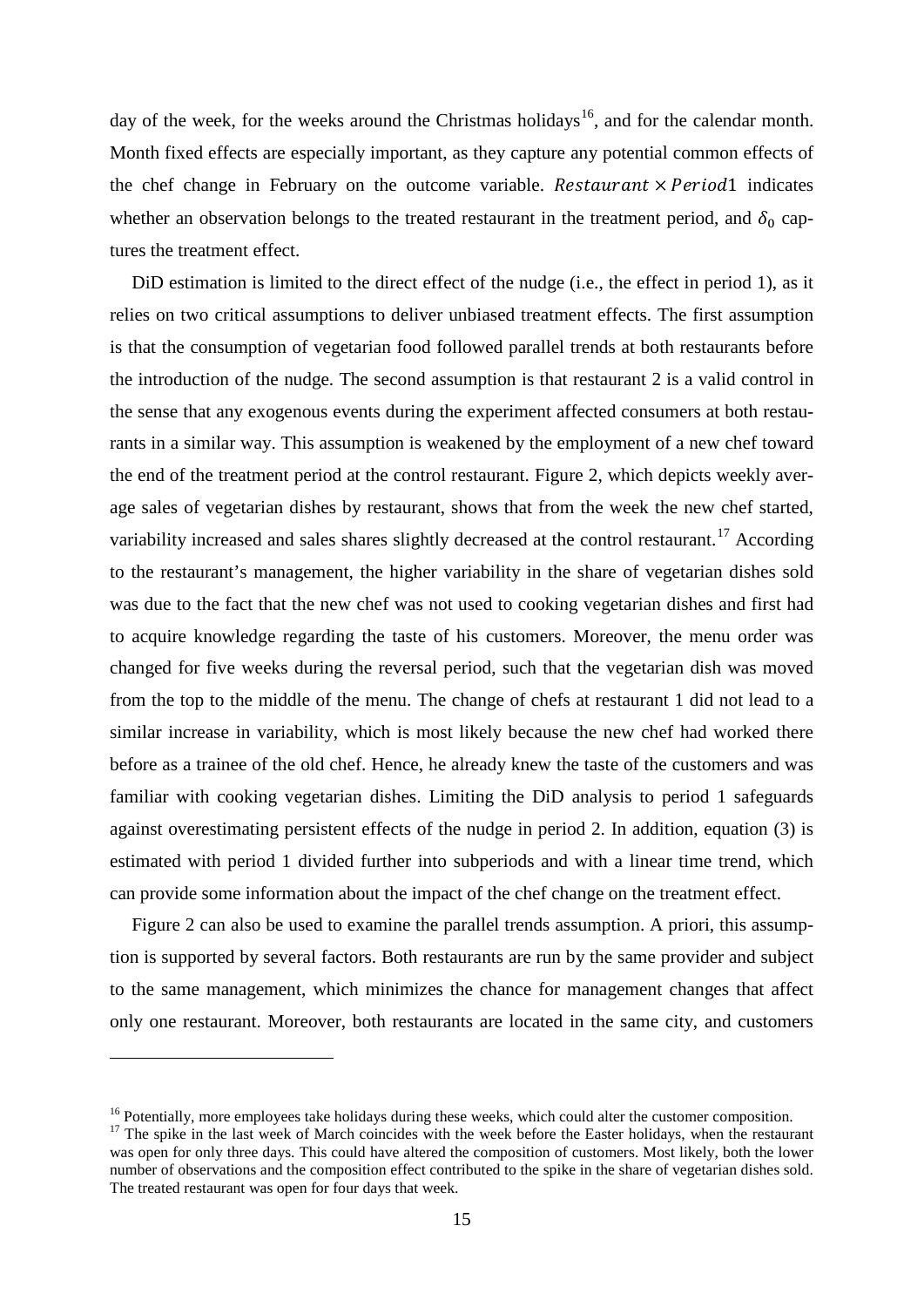day of the week, for the weeks around the Christmas holidays[16], and for the calendar month. Month fixed effects are especially important, as they capture any potential common effects of the chef change in February on the outcome variable. $Restaurant \times Period1$ indicates whether an observation belongs to the treated restaurant in the treatment period, and $\delta_0$ captures the treatment effect.

DiD estimation is limited to the direct effect of the nudge (i.e., the effect in period 1), as it relies on two critical assumptions to deliver unbiased treatment effects. The first assumption is that the consumption of vegetarian food followed parallel trends at both restaurants before the introduction of the nudge. The second assumption is that restaurant 2 is a valid control in the sense that any exogenous events during the experiment affected consumers at both restaurants in a similar way. This assumption is weakened by the employment of a new chef toward the end of the treatment period at the control restaurant. Figure 2, which depicts weekly average sales of vegetarian dishes by restaurant, shows that from the week the new chef started, variability increased and sales shares slightly decreased at the control restaurant.[17] According to the restaurant's management, the higher variability in the share of vegetarian dishes sold was due to the fact that the new chef was not used to cooking vegetarian dishes and first had to acquire knowledge regarding the taste of his customers. Moreover, the menu order was changed for five weeks during the reversal period, such that the vegetarian dish was moved from the top to the middle of the menu. The change of chefs at restaurant 1 did not lead to a similar increase in variability, which is most likely because the new chef had worked there before as a trainee of the old chef. Hence, he already knew the taste of the customers and was familiar with cooking vegetarian dishes. Limiting the DiD analysis to period 1 safeguards against overestimating persistent effects of the nudge in period 2. In addition, equation (3) is estimated with period 1 divided further into subperiods and with a linear time trend, which can provide some information about the impact of the chef change on the treatment effect.

Figure 2 can also be used to examine the parallel trends assumption. A priori, this assumption is supported by several factors. Both restaurants are run by the same provider and subject to the same management, which minimizes the chance for management changes that affect only one restaurant. Moreover, both restaurants are located in the same city, and customers

[16] Potentially, more employees take holidays during these weeks, which could alter the customer composition.

[17] The spike in the last week of March coincides with the week before the Easter holidays, when the restaurant was open for only three days. This could have altered the composition of customers. Most likely, both the lower number of observations and the composition effect contributed to the spike in the share of vegetarian dishes sold. The treated restaurant was open for four days that week.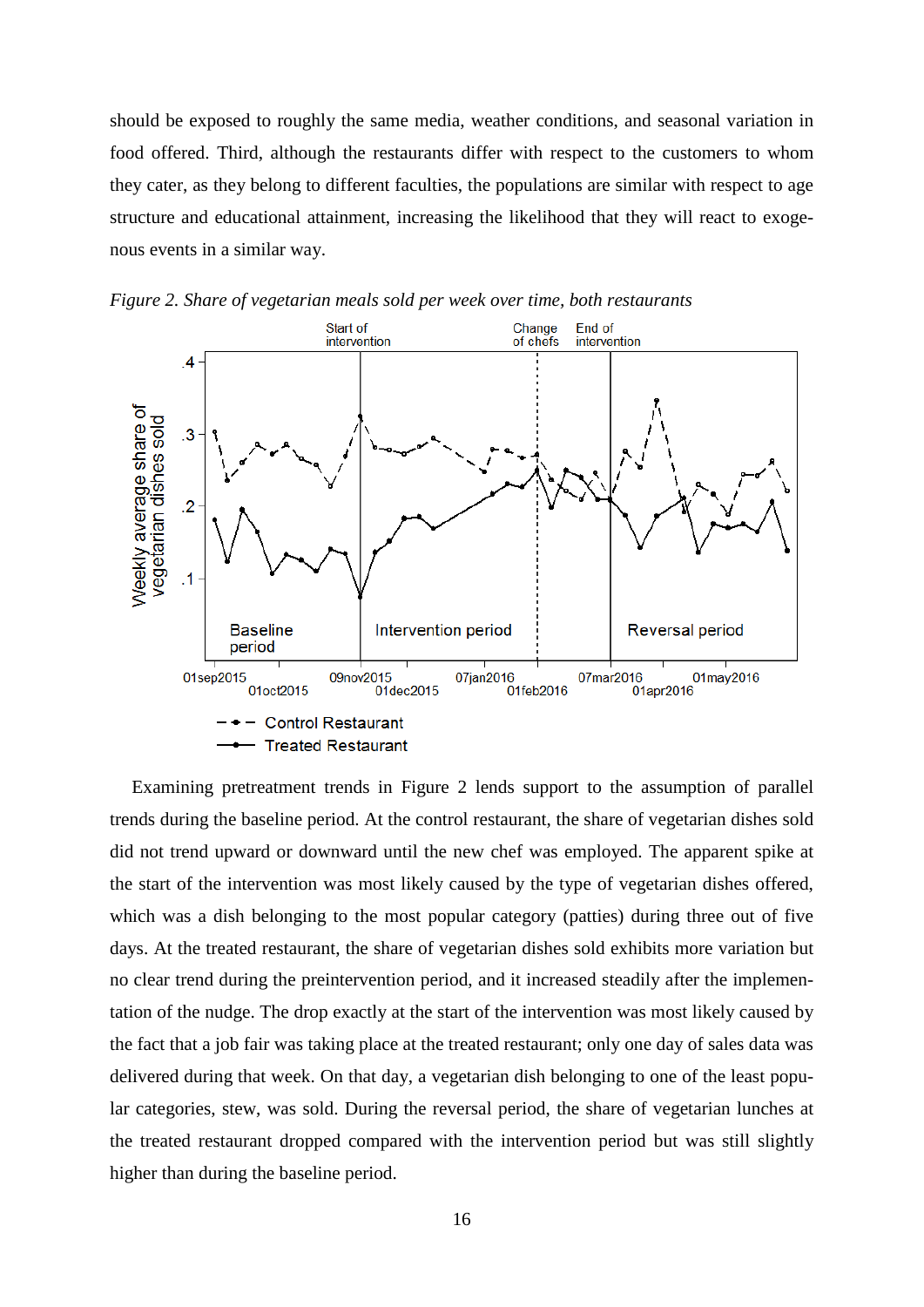should be exposed to roughly the same media, weather conditions, and seasonal variation in food offered. Third, although the restaurants differ with respect to the customers to whom they cater, as they belong to different faculties, the populations are similar with respect to age structure and educational attainment, increasing the likelihood that they will react to exogenous events in a similar way.

*Figure 2. Share of vegetarian meals sold per week over time, both restaurants*

Examining pretreatment trends in Figure 2 lends support to the assumption of parallel trends during the baseline period. At the control restaurant, the share of vegetarian dishes sold did not trend upward or downward until the new chef was employed. The apparent spike at the start of the intervention was most likely caused by the type of vegetarian dishes offered, which was a dish belonging to the most popular category (patties) during three out of five days. At the treated restaurant, the share of vegetarian dishes sold exhibits more variation but no clear trend during the preintervention period, and it increased steadily after the implementation of the nudge. The drop exactly at the start of the intervention was most likely caused by the fact that a job fair was taking place at the treated restaurant; only one day of sales data was delivered during that week. On that day, a vegetarian dish belonging to one of the least popular categories, stew, was sold. During the reversal period, the share of vegetarian lunches at the treated restaurant dropped compared with the intervention period but was still slightly higher than during the baseline period.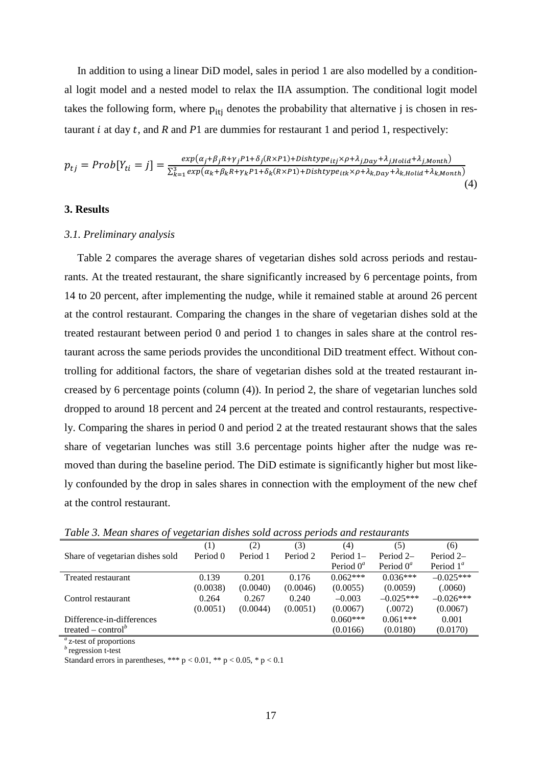In addition to using a linear DiD model, sales in period 1 are also modelled by a conditional logit model and a nested model to relax the IIA assumption. The conditional logit model takes the following form, where $p_{itj}$ denotes the probability that alternative j is chosen in restaurant $i$ at day $t$, and $R$ and $P1$ are dummies for restaurant 1 and period 1, respectively:

$$p_{tj} = Prob[Y_{ti} = j] = \frac{exp(\alpha_j + \beta_j R + \gamma_j P1 + \delta_j (R \times P1) + Dishtype_{itj} \times \rho + \lambda_{j,Day} + \lambda_{j,Holid} + \lambda_{j,Month})}{\sum_{k=1}^{3} exp(\alpha_k + \beta_k R + \gamma_k P1 + \delta_k (R \times P1) + Dishtype_{itk} \times \rho + \lambda_{k,Day} + \lambda_{k,Holid} + \lambda_{k,Month})} \tag{4}$$

## 3. Results

### *3.1. Preliminary analysis*

Table 2 compares the average shares of vegetarian dishes sold across periods and restaurants. At the treated restaurant, the share significantly increased by 6 percentage points, from 14 to 20 percent, after implementing the nudge, while it remained stable at around 26 percent at the control restaurant. Comparing the changes in the share of vegetarian dishes sold at the treated restaurant between period 0 and period 1 to changes in sales share at the control restaurant across the same periods provides the unconditional DiD treatment effect. Without controlling for additional factors, the share of vegetarian dishes sold at the treated restaurant increased by 6 percentage points (column (4)). In period 2, the share of vegetarian lunches sold dropped to around 18 percent and 24 percent at the treated and control restaurants, respectively. Comparing the shares in period 0 and period 2 at the treated restaurant shows that the sales share of vegetarian lunches was still 3.6 percentage points higher after the nudge was removed than during the baseline period. The DiD estimate is significantly higher but most likely confounded by the drop in sales shares in connection with the employment of the new chef at the control restaurant.

*Table 3. Mean shares of vegetarian dishes sold across periods and restaurants*

| | (1) | (2) | (3) | (4) | (5) | (6) |
|---|---|---|---|---|---|---|
| Share of vegetarian dishes sold | Period 0 | Period 1 | Period 2 | Period 1– Period 0[a] | Period 2– Period 0[a] | Period 2– Period 1[a] |
| Treated restaurant | 0.139 | 0.201 | 0.176 | 0.062*** | 0.036*** | –0.025*** |
| | (0.0038) | (0.0040) | (0.0046) | (0.0055) | (0.0059) | (.0060) |
| Control restaurant | 0.264 | 0.267 | 0.240 | –0.003 | –0.025*** | –0.026*** |
| | (0.0051) | (0.0044) | (0.0051) | (0.0067) | (.0072) | (0.0067) |
| Difference-in-differences treated – control[b] | | | | 0.060*** | 0.061*** | 0.001 |
| | | | | (0.0166) | (0.0180) | (0.0170) |

[a] z-test of proportions

[b] regression t-test

Standard errors in parentheses, *** $p < 0.01$, ** $p < 0.05$, * $p < 0.1$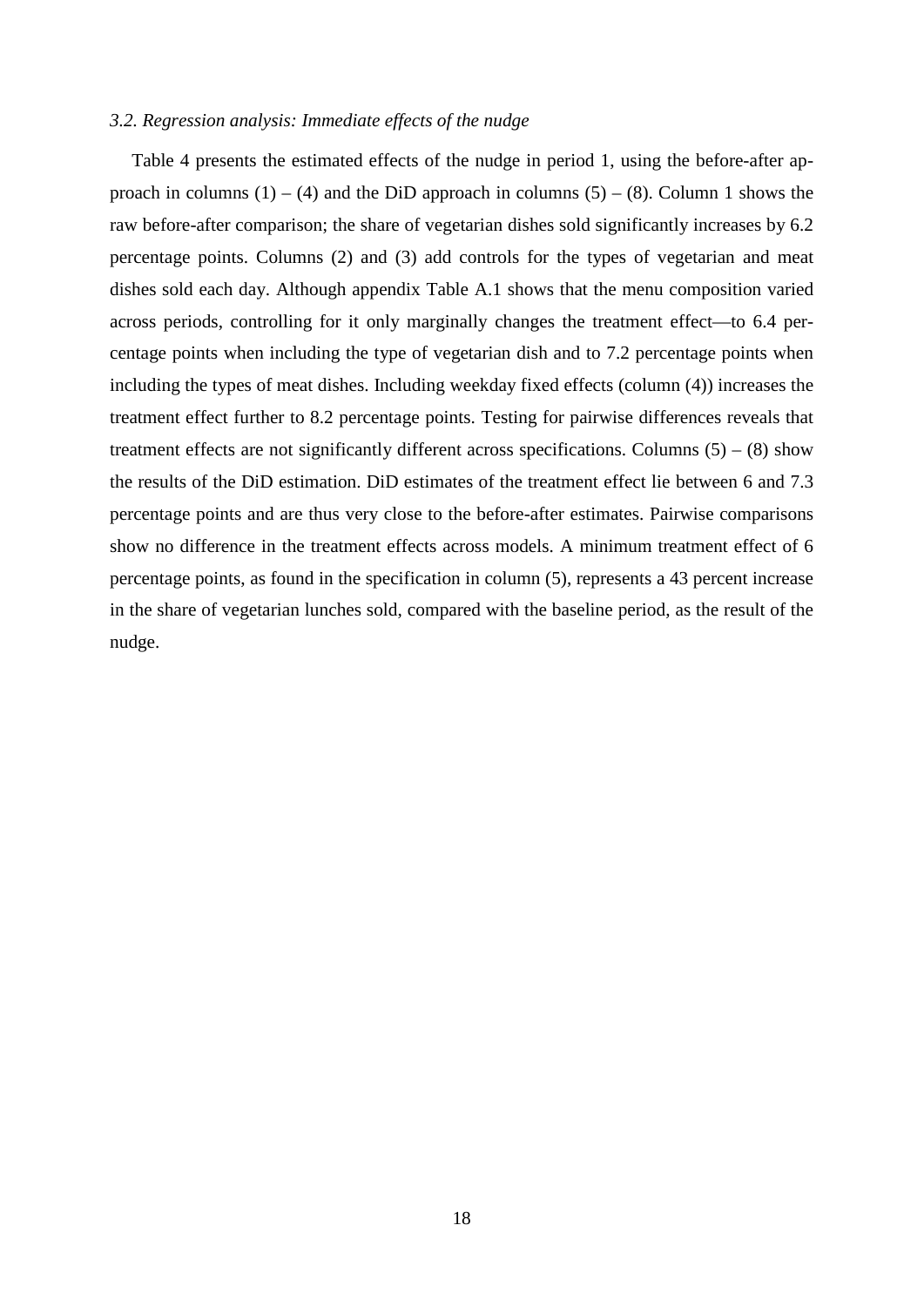### *3.2. Regression analysis: Immediate effects of the nudge*

Table 4 presents the estimated effects of the nudge in period 1, using the before-after approach in columns (1) – (4) and the DiD approach in columns (5) – (8). Column 1 shows the raw before-after comparison; the share of vegetarian dishes sold significantly increases by 6.2 percentage points. Columns (2) and (3) add controls for the types of vegetarian and meat dishes sold each day. Although appendix Table A.1 shows that the menu composition varied across periods, controlling for it only marginally changes the treatment effect—to 6.4 percentage points when including the type of vegetarian dish and to 7.2 percentage points when including the types of meat dishes. Including weekday fixed effects (column (4)) increases the treatment effect further to 8.2 percentage points. Testing for pairwise differences reveals that treatment effects are not significantly different across specifications. Columns (5) – (8) show the results of the DiD estimation. DiD estimates of the treatment effect lie between 6 and 7.3 percentage points and are thus very close to the before-after estimates. Pairwise comparisons show no difference in the treatment effects across models. A minimum treatment effect of 6 percentage points, as found in the specification in column (5), represents a 43 percent increase in the share of vegetarian lunches sold, compared with the baseline period, as the result of the nudge.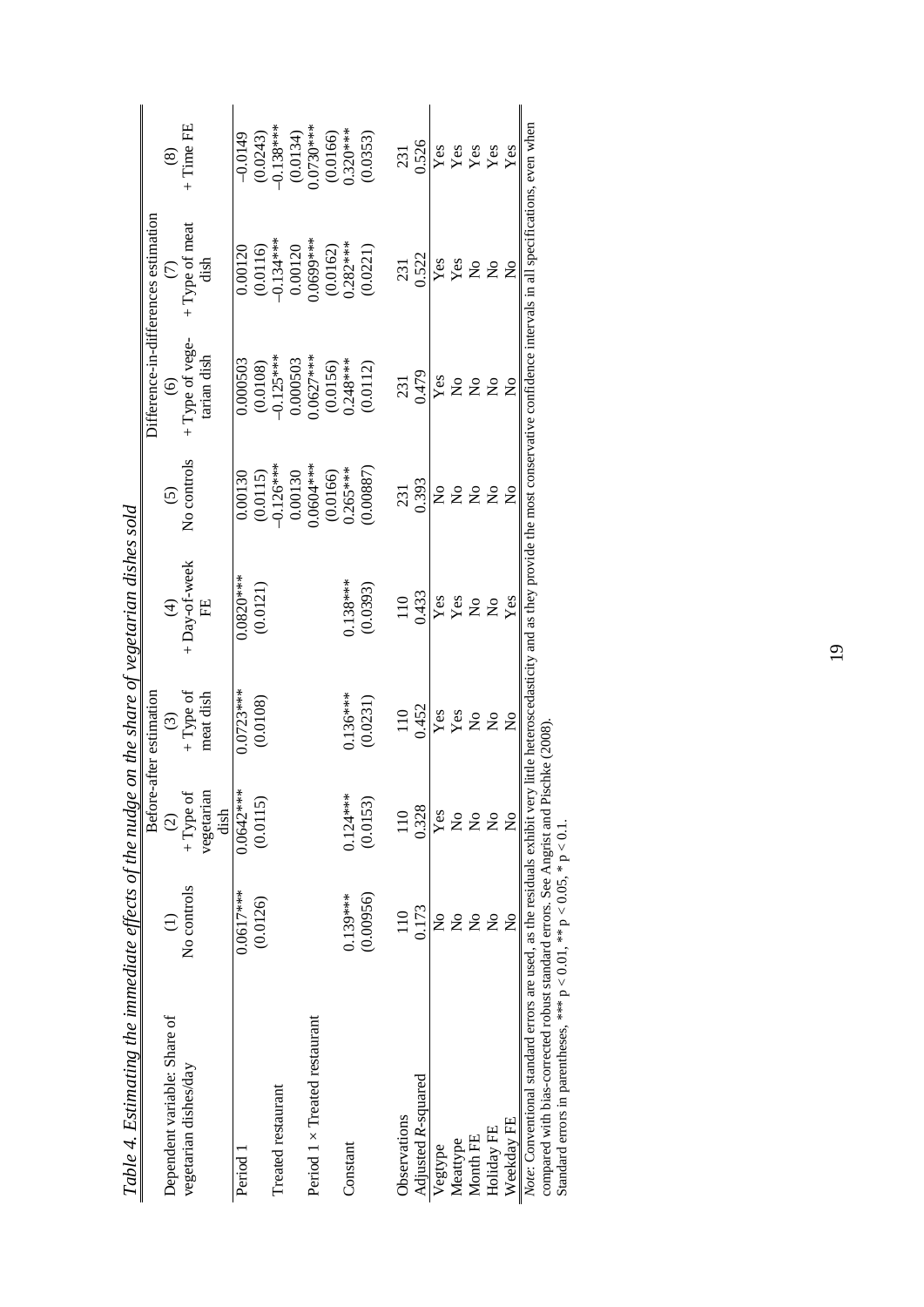*Table 4. Estimating the immediate effects of the nudge on the share of vegetarian dishes sold*

| Dependent variable: Share of vegetarian dishes/day | Before-after estimation | | | | Difference-in-differences estimation | | | |
|---|---|---|---|---|---|---|---|---|
| | (1) No controls | (2) + Type of vegetarian dish | (3) + Type of meat dish | (4) + Day-of-week FE | (5) No controls | (6) + Type of vegetarian dish | (7) + Type of meat dish | (8) + Time FE |
| Period 1 | 0.0617*** | 0.0642*** | 0.0723*** | 0.0820*** | 0.00130 | 0.000503 | 0.00120 | −0.0149 |
| | (0.0126) | (0.0115) | (0.0108) | (0.0121) | (0.0115) | (0.0108) | (0.0116) | (0.0243) |
| Treated restaurant | | | | | −0.126*** | −0.125*** | −0.134*** | −0.138*** |
| | | | | | 0.00130 | 0.000503 | 0.00120 | (0.0134) |
| Period 1 × Treated restaurant | | | | | 0.0604*** | 0.0627*** | 0.0699*** | 0.0730*** |
| | | | | | (0.0166) | (0.0156) | (0.0162) | (0.0166) |
| Constant | 0.139*** | 0.124*** | 0.136*** | 0.138*** | 0.265*** | 0.248*** | 0.282*** | 0.320*** |
| | (0.00956) | (0.0153) | (0.0231) | (0.0393) | (0.00887) | (0.0112) | (0.0221) | (0.0353) |
| Observations | 110 | 110 | 110 | 110 | 231 | 231 | 231 | 231 |
| Adjusted $R$-squared | 0.173 | 0.328 | 0.452 | 0.433 | 0.393 | 0.479 | 0.522 | 0.526 |
| Vegtype | No | Yes | Yes | Yes | No | Yes | Yes | Yes |
| Meattype | No | No | Yes | Yes | No | No | Yes | Yes |
| Month FE | No | No | No | No | No | No | No | Yes |
| Holiday FE | No | No | No | No | No | No | No | Yes |
| Weekday FE | No | No | No | Yes | No | No | No | Yes |

*Note*: Conventional standard errors are used, as the residuals exhibit very little heteroscedasticity and as they provide the most conservative confidence intervals in all specifications, even when compared with bias-corrected robust standard errors. See Angrist and Pischke (2008).
Standard errors in parentheses, *** $p < 0.01$, ** $p < 0.05$, * $p < 0.1$.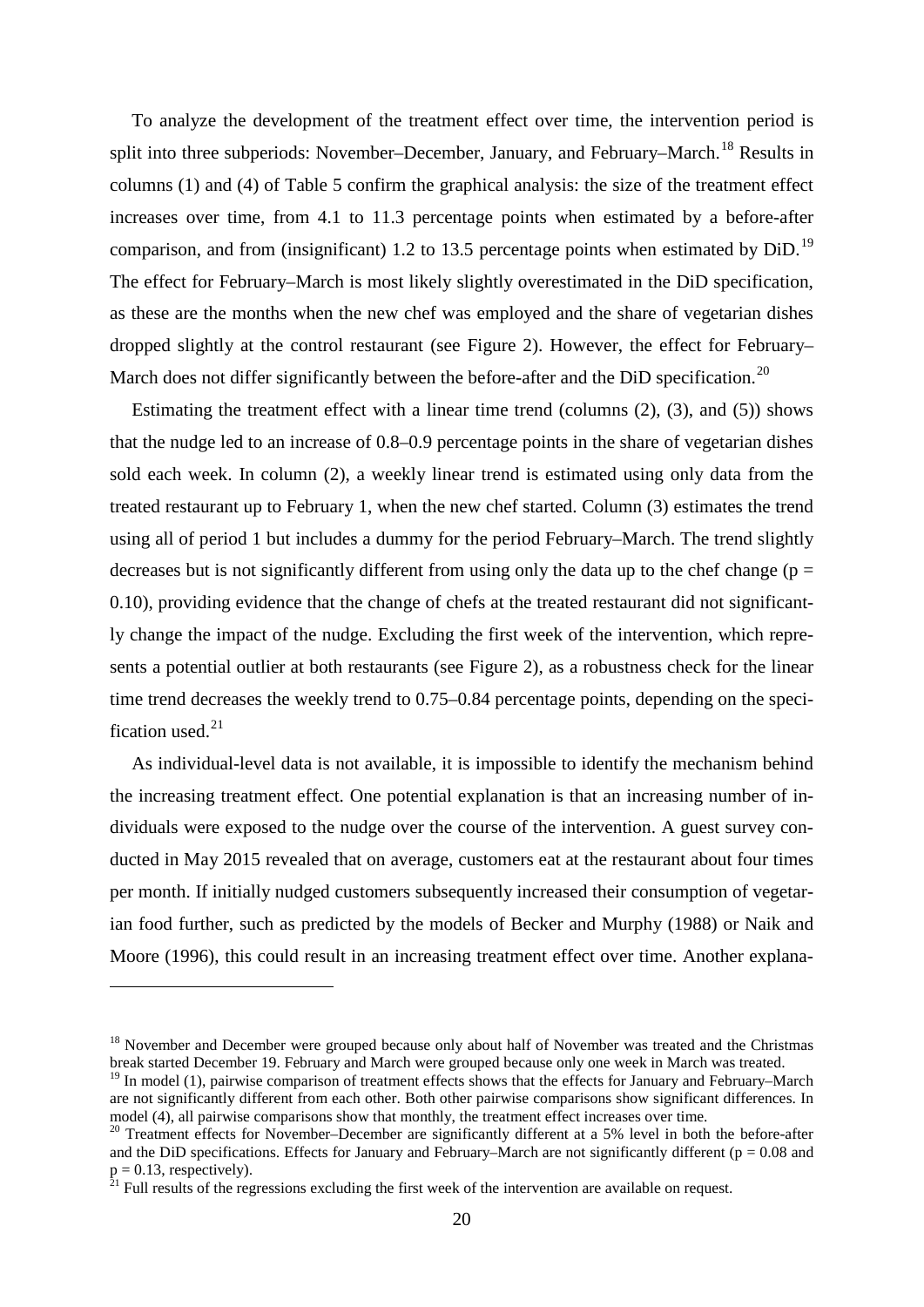To analyze the development of the treatment effect over time, the intervention period is split into three subperiods: November–December, January, and February–March.[18] Results in columns (1) and (4) of Table 5 confirm the graphical analysis: the size of the treatment effect increases over time, from 4.1 to 11.3 percentage points when estimated by a before-after comparison, and from (insignificant) 1.2 to 13.5 percentage points when estimated by DiD.[19] The effect for February–March is most likely slightly overestimated in the DiD specification, as these are the months when the new chef was employed and the share of vegetarian dishes dropped slightly at the control restaurant (see Figure 2). However, the effect for February–March does not differ significantly between the before-after and the DiD specification.[20]

Estimating the treatment effect with a linear time trend (columns (2), (3), and (5)) shows that the nudge led to an increase of 0.8–0.9 percentage points in the share of vegetarian dishes sold each week. In column (2), a weekly linear trend is estimated using only data from the treated restaurant up to February 1, when the new chef started. Column (3) estimates the trend using all of period 1 but includes a dummy for the period February–March. The trend slightly decreases but is not significantly different from using only the data up to the chef change ($p = 0.10$), providing evidence that the change of chefs at the treated restaurant did not significantly change the impact of the nudge. Excluding the first week of the intervention, which represents a potential outlier at both restaurants (see Figure 2), as a robustness check for the linear time trend decreases the weekly trend to 0.75–0.84 percentage points, depending on the specification used.[21]

As individual-level data is not available, it is impossible to identify the mechanism behind the increasing treatment effect. One potential explanation is that an increasing number of individuals were exposed to the nudge over the course of the intervention. A guest survey conducted in May 2015 revealed that on average, customers eat at the restaurant about four times per month. If initially nudged customers subsequently increased their consumption of vegetarian food further, such as predicted by the models of Becker and Murphy (1988) or Naik and Moore (1996), this could result in an increasing treatment effect over time. Another explana-

---

[18] November and December were grouped because only about half of November was treated and the Christmas break started December 19. February and March were grouped because only one week in March was treated.

[19] In model (1), pairwise comparison of treatment effects shows that the effects for January and February–March are not significantly different from each other. Both other pairwise comparisons show significant differences. In model (4), all pairwise comparisons show that monthly, the treatment effect increases over time.

[20] Treatment effects for November–December are significantly different at a 5% level in both the before-after and the DiD specifications. Effects for January and February–March are not significantly different ($p = 0.08$ and $p = 0.13$, respectively).

[21] Full results of the regressions excluding the first week of the intervention are available on request.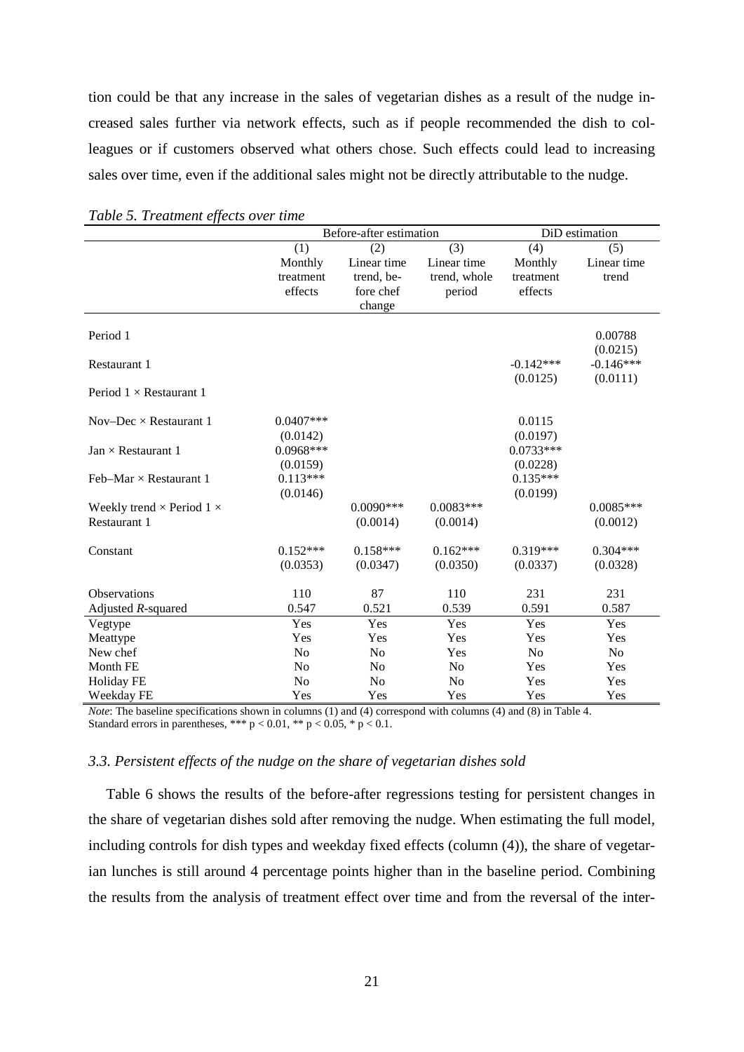tion could be that any increase in the sales of vegetarian dishes as a result of the nudge increased sales further via network effects, such as if people recommended the dish to colleagues or if customers observed what others chose. Such effects could lead to increasing sales over time, even if the additional sales might not be directly attributable to the nudge.

*Table 5. Treatment effects over time*

| | Before-after estimation | | | DiD estimation | |
|---|---|---|---|---|---|
| | (1) Monthly treatment effects | (2) Linear time trend, before chef change | (3) Linear time trend, whole period | (4) Monthly treatment effects | (5) Linear time trend |
| Period 1 | | | | | 0.00788 |
| | | | | | (0.0215) |
| Restaurant 1 | | | | -0.142*** | -0.146*** |
| | | | | (0.0125) | (0.0111) |
| Period 1 × Restaurant 1 | | | | | |
| Nov–Dec × Restaurant 1 | 0.0407*** | | | 0.0115 | |
| | (0.0142) | | | (0.0197) | |
| Jan × Restaurant 1 | 0.0968*** | | | 0.0733*** | |
| | (0.0159) | | | (0.0228) | |
| Feb–Mar × Restaurant 1 | 0.113*** | | | 0.135*** | |
| | (0.0146) | | | (0.0199) | |
| Weekly trend × Period 1 × Restaurant 1 | | 0.0090*** | 0.0083*** | | 0.0085*** |
| | | (0.0014) | (0.0014) | | (0.0012) |
| Constant | 0.152*** | 0.158*** | 0.162*** | 0.319*** | 0.304*** |
| | (0.0353) | (0.0347) | (0.0350) | (0.0337) | (0.0328) |
| Observations | 110 | 87 | 110 | 231 | 231 |
| Adjusted $R$-squared | 0.547 | 0.521 | 0.539 | 0.591 | 0.587 |
| Vegtype | Yes | Yes | Yes | Yes | Yes |
| Meattype | Yes | Yes | Yes | Yes | Yes |
| New chef | No | No | Yes | No | No |
| Month FE | No | No | No | Yes | Yes |
| Holiday FE | No | No | No | Yes | Yes |
| Weekday FE | Yes | Yes | Yes | Yes | Yes |

*Note*: The baseline specifications shown in columns (1) and (4) correspond with columns (4) and (8) in Table 4. Standard errors in parentheses, *** $p < 0.01$, ** $p < 0.05$, * $p < 0.1$.

### *3.3. Persistent effects of the nudge on the share of vegetarian dishes sold*

Table 6 shows the results of the before-after regressions testing for persistent changes in the share of vegetarian dishes sold after removing the nudge. When estimating the full model, including controls for dish types and weekday fixed effects (column (4)), the share of vegetarian lunches is still around 4 percentage points higher than in the baseline period. Combining the results from the analysis of treatment effect over time and from the reversal of the inter-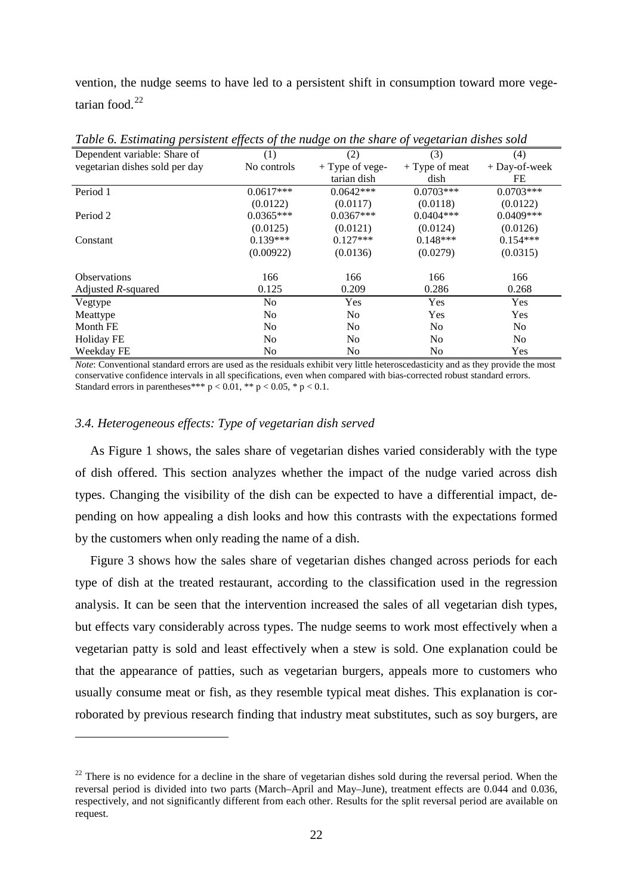vention, the nudge seems to have led to a persistent shift in consumption toward more vegetarian food.[22]

*Table 6. Estimating persistent effects of the nudge on the share of vegetarian dishes sold*

| Dependent variable: Share of vegetarian dishes sold per day | (1) No controls | (2) + Type of vegetarian dish | (3) + Type of meat dish | (4) + Day-of-week FE |
|---|---|---|---|---|
| Period 1 | 0.0617*** | 0.0642*** | 0.0703*** | 0.0703*** |
| | (0.0122) | (0.0117) | (0.0118) | (0.0122) |
| Period 2 | 0.0365*** | 0.0367*** | 0.0404*** | 0.0409*** |
| | (0.0125) | (0.0121) | (0.0124) | (0.0126) |
| Constant | 0.139*** | 0.127*** | 0.148*** | 0.154*** |
| | (0.00922) | (0.0136) | (0.0279) | (0.0315) |
| Observations | 166 | 166 | 166 | 166 |
| Adjusted *R*-squared | 0.125 | 0.209 | 0.286 | 0.268 |
| Vegtype | No | Yes | Yes | Yes |
| Meattype | No | No | Yes | Yes |
| Month FE | No | No | No | No |
| Holiday FE | No | No | No | No |
| Weekday FE | No | No | No | Yes |

*Note*: Conventional standard errors are used as the residuals exhibit very little heteroscedasticity and as they provide the most conservative confidence intervals in all specifications, even when compared with bias-corrected robust standard errors. Standard errors in parentheses*** $p < 0.01$, ** $p < 0.05$, * $p < 0.1$.

### *3.4. Heterogeneous effects: Type of vegetarian dish served*

As Figure 1 shows, the sales share of vegetarian dishes varied considerably with the type of dish offered. This section analyzes whether the impact of the nudge varied across dish types. Changing the visibility of the dish can be expected to have a differential impact, depending on how appealing a dish looks and how this contrasts with the expectations formed by the customers when only reading the name of a dish.

Figure 3 shows how the sales share of vegetarian dishes changed across periods for each type of dish at the treated restaurant, according to the classification used in the regression analysis. It can be seen that the intervention increased the sales of all vegetarian dish types, but effects vary considerably across types. The nudge seems to work most effectively when a vegetarian patty is sold and least effectively when a stew is sold. One explanation could be that the appearance of patties, such as vegetarian burgers, appeals more to customers who usually consume meat or fish, as they resemble typical meat dishes. This explanation is corroborated by previous research finding that industry meat substitutes, such as soy burgers, are

[22] There is no evidence for a decline in the share of vegetarian dishes sold during the reversal period. When the reversal period is divided into two parts (March–April and May–June), treatment effects are 0.044 and 0.036, respectively, and not significantly different from each other. Results for the split reversal period are available on request.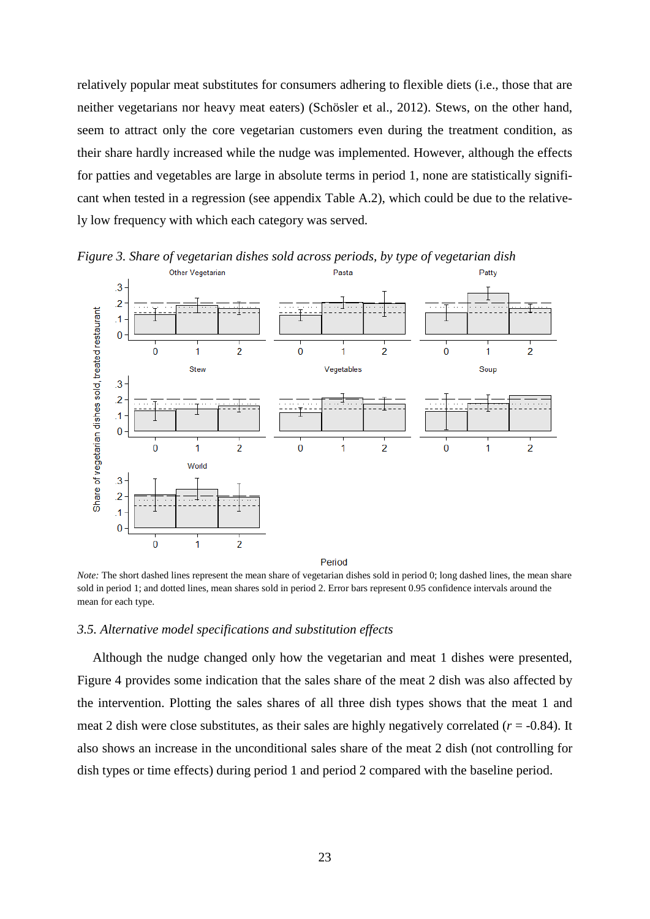relatively popular meat substitutes for consumers adhering to flexible diets (i.e., those that are neither vegetarians nor heavy meat eaters) (Schösler et al., 2012). Stews, on the other hand, seem to attract only the core vegetarian customers even during the treatment condition, as their share hardly increased while the nudge was implemented. However, although the effects for patties and vegetables are large in absolute terms in period 1, none are statistically significant when tested in a regression (see appendix Table A.2), which could be due to the relatively low frequency with which each category was served.

*Figure 3. Share of vegetarian dishes sold across periods, by type of vegetarian dish*

*Note:* The short dashed lines represent the mean share of vegetarian dishes sold in period 0; long dashed lines, the mean share sold in period 1; and dotted lines, mean shares sold in period 2. Error bars represent 0.95 confidence intervals around the mean for each type.

### *3.5. Alternative model specifications and substitution effects*

Although the nudge changed only how the vegetarian and meat 1 dishes were presented, Figure 4 provides some indication that the sales share of the meat 2 dish was also affected by the intervention. Plotting the sales shares of all three dish types shows that the meat 1 and meat 2 dish were close substitutes, as their sales are highly negatively correlated ($r$ = -0.84). It also shows an increase in the unconditional sales share of the meat 2 dish (not controlling for dish types or time effects) during period 1 and period 2 compared with the baseline period.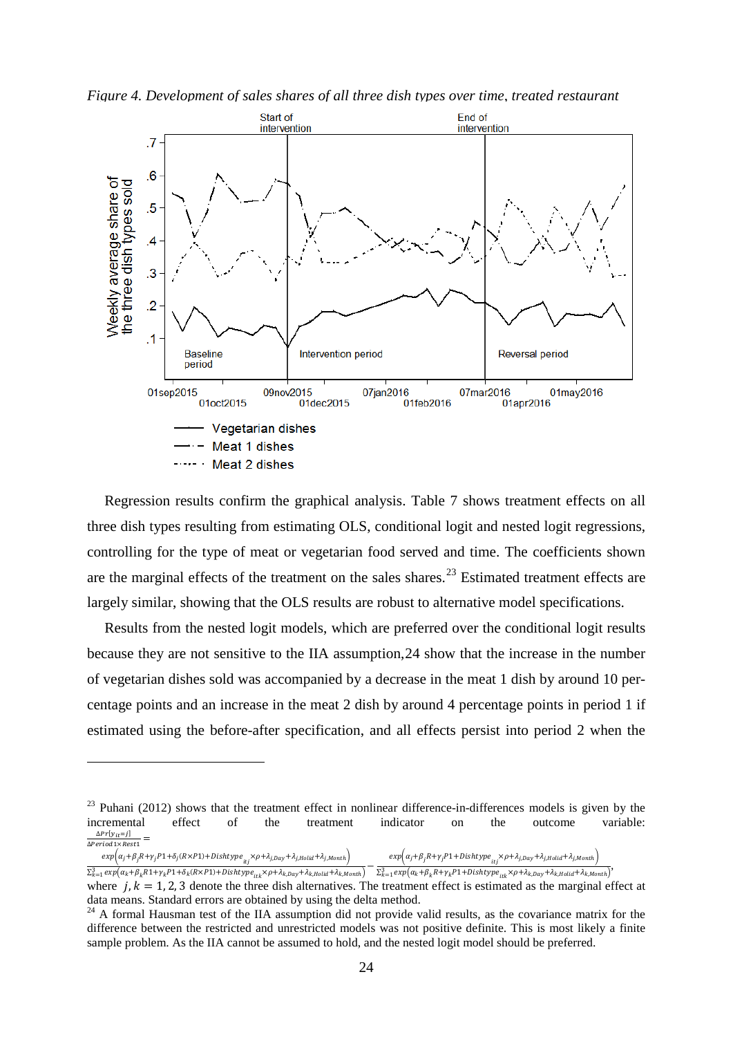*Figure 4. Development of sales shares of all three dish types over time, treated restaurant*

Regression results confirm the graphical analysis. Table 7 shows treatment effects on all three dish types resulting from estimating OLS, conditional logit and nested logit regressions, controlling for the type of meat or vegetarian food served and time. The coefficients shown are the marginal effects of the treatment on the sales shares.[23] Estimated treatment effects are largely similar, showing that the OLS results are robust to alternative model specifications.

Results from the nested logit models, which are preferred over the conditional logit results because they are not sensitive to the IIA assumption,24 show that the increase in the number of vegetarian dishes sold was accompanied by a decrease in the meat 1 dish by around 10 percentage points and an increase in the meat 2 dish by around 4 percentage points in period 1 if estimated using the before-after specification, and all effects persist into period 2 when the

---

[23] Puhani (2012) shows that the treatment effect in nonlinear difference-in-differences models is given by the incremental effect of the treatment indicator on the outcome variable:

$$\frac{\Delta Pr(y_{it}=j)}{\Delta Period1 \times Rest1} = \frac{exp\left(\alpha_j+\beta_j R+\gamma_j P1+\delta_j (R\times P1)+Dishtype_{itj}\times\rho+\lambda_{j,Day}+\lambda_{j,Holid}+\lambda_{j,Month}\right)}{\sum_{k=1}^{3} exp\left(\alpha_k+\beta_k R1+\gamma_k P1+\delta_k (R\times P1)+Dishtype_{itk}\times\rho+\lambda_{k,Day}+\lambda_{k,Holid}+\lambda_{k,Month}\right)} - \frac{exp\left(\alpha_j+\beta_j R+\gamma_j P1+Dishtype_{itj}\times\rho+\lambda_{j,Day}+\lambda_{j,Holid}+\lambda_{j,Month}\right)}{\sum_{k=1}^{3} exp\left(\alpha_k+\beta_k R+\gamma_k P1+Dishtype_{itk}\times\rho+\lambda_{k,Day}+\lambda_{k,Holid}+\lambda_{k,Month}\right)},$$

where $j, k = 1, 2, 3$ denote the three dish alternatives. The treatment effect is estimated as the marginal effect at data means. Standard errors are obtained by using the delta method.

[24] A formal Hausman test of the IIA assumption did not provide valid results, as the covariance matrix for the difference between the restricted and unrestricted models was not positive definite. This is most likely a finite sample problem. As the IIA cannot be assumed to hold, and the nested logit model should be preferred.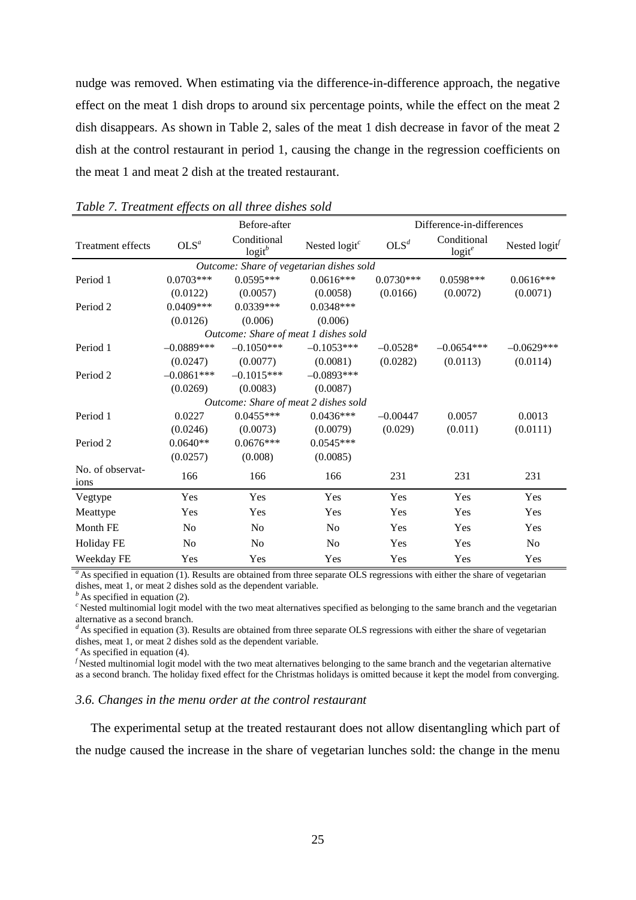nudge was removed. When estimating via the difference-in-difference approach, the negative effect on the meat 1 dish drops to around six percentage points, while the effect on the meat 2 dish disappears. As shown in Table 2, sales of the meat 1 dish decrease in favor of the meat 2 dish at the control restaurant in period 1, causing the change in the regression coefficients on the meat 1 and meat 2 dish at the treated restaurant.

*Table 7. Treatment effects on all three dishes sold*

| | Before-after | | | Difference-in-differences | | |
|---|---|---|---|---|---|---|
| Treatment effects | OLS[a] | Conditional logit[b] | Nested logit[c] | OLS[d] | Conditional logit[e] | Nested logit[f] |
| | | *Outcome: Share of vegetarian dishes sold* | | | | |
| Period 1 | 0.0703*** | 0.0595*** | 0.0616*** | 0.0730*** | 0.0598*** | 0.0616*** |
| | (0.0122) | (0.0057) | (0.0058) | (0.0166) | (0.0072) | (0.0071) |
| Period 2 | 0.0409*** | 0.0339*** | 0.0348*** | | | |
| | (0.0126) | (0.006) | (0.006) | | | |
| | | *Outcome: Share of meat 1 dishes sold* | | | | |
| Period 1 | –0.0889*** | –0.1050*** | –0.1053*** | –0.0528* | –0.0654*** | –0.0629*** |
| | (0.0247) | (0.0077) | (0.0081) | (0.0282) | (0.0113) | (0.0114) |
| Period 2 | –0.0861*** | –0.1015*** | –0.0893*** | | | |
| | (0.0269) | (0.0083) | (0.0087) | | | |
| | | *Outcome: Share of meat 2 dishes sold* | | | | |
| Period 1 | 0.0227 | 0.0455*** | 0.0436*** | –0.00447 | 0.0057 | 0.0013 |
| | (0.0246) | (0.0073) | (0.0079) | (0.029) | (0.011) | (0.0111) |
| Period 2 | 0.0640** | 0.0676*** | 0.0545*** | | | |
| | (0.0257) | (0.008) | (0.0085) | | | |
| No. of observations | 166 | 166 | 166 | 231 | 231 | 231 |
| Vegtype | Yes | Yes | Yes | Yes | Yes | Yes |
| Meattype | Yes | Yes | Yes | Yes | Yes | Yes |
| Month FE | No | No | No | Yes | Yes | Yes |
| Holiday FE | No | No | No | Yes | Yes | No |
| Weekday FE | Yes | Yes | Yes | Yes | Yes | Yes |

[a] As specified in equation (1). Results are obtained from three separate OLS regressions with either the share of vegetarian dishes, meat 1, or meat 2 dishes sold as the dependent variable.
[b] As specified in equation (2).
[c] Nested multinomial logit model with the two meat alternatives specified as belonging to the same branch and the vegetarian alternative as a second branch.
[d] As specified in equation (3). Results are obtained from three separate OLS regressions with either the share of vegetarian dishes, meat 1, or meat 2 dishes sold as the dependent variable.
[e] As specified in equation (4).
[f] Nested multinomial logit model with the two meat alternatives belonging to the same branch and the vegetarian alternative as a second branch. The holiday fixed effect for the Christmas holidays is omitted because it kept the model from converging.

### *3.6. Changes in the menu order at the control restaurant*

The experimental setup at the treated restaurant does not allow disentangling which part of the nudge caused the increase in the share of vegetarian lunches sold: the change in the menu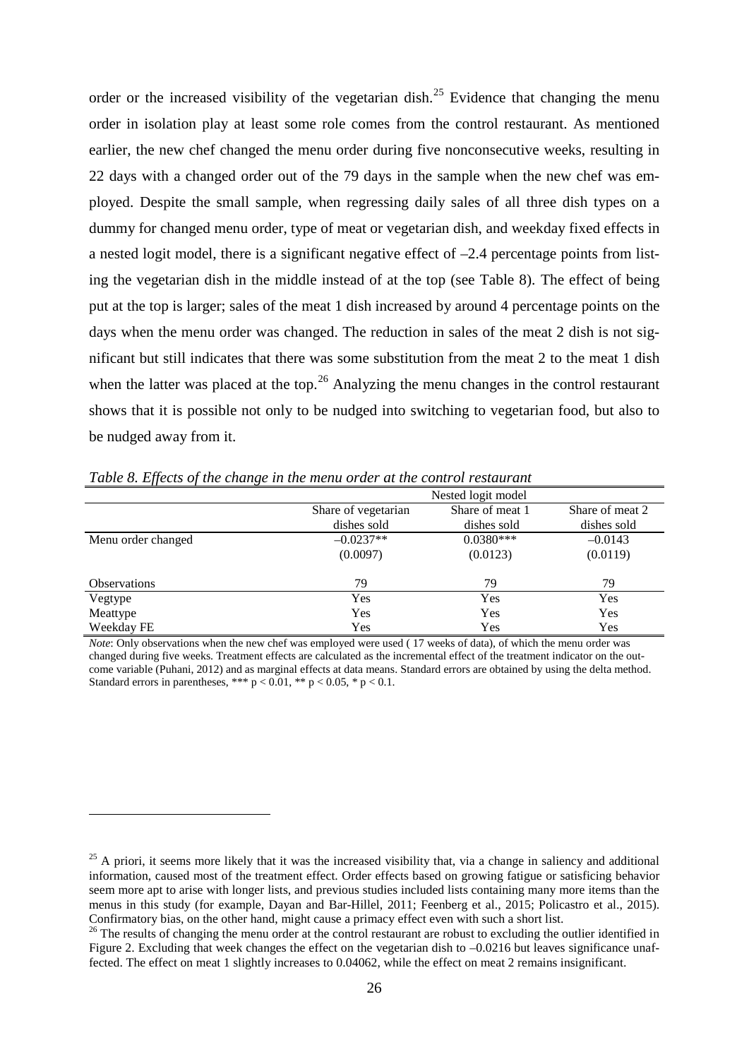order or the increased visibility of the vegetarian dish.[25] Evidence that changing the menu order in isolation play at least some role comes from the control restaurant. As mentioned earlier, the new chef changed the menu order during five nonconsecutive weeks, resulting in 22 days with a changed order out of the 79 days in the sample when the new chef was employed. Despite the small sample, when regressing daily sales of all three dish types on a dummy for changed menu order, type of meat or vegetarian dish, and weekday fixed effects in a nested logit model, there is a significant negative effect of –2.4 percentage points from listing the vegetarian dish in the middle instead of at the top (see Table 8). The effect of being put at the top is larger; sales of the meat 1 dish increased by around 4 percentage points on the days when the menu order was changed. The reduction in sales of the meat 2 dish is not significant but still indicates that there was some substitution from the meat 2 to the meat 1 dish when the latter was placed at the top.[26] Analyzing the menu changes in the control restaurant shows that it is possible not only to be nudged into switching to vegetarian food, but also to be nudged away from it.

*Table 8. Effects of the change in the menu order at the control restaurant*

| | Nested logit model | | |
|---|---|---|---|
| | Share of vegetarian dishes sold | Share of meat 1 dishes sold | Share of meat 2 dishes sold |
| Menu order changed | –0.0237** | 0.0380*** | –0.0143 |
| | (0.0097) | (0.0123) | (0.0119) |
| Observations | 79 | 79 | 79 |
| Vegtype | Yes | Yes | Yes |
| Meattype | Yes | Yes | Yes |
| Weekday FE | Yes | Yes | Yes |

*Note*: Only observations when the new chef was employed were used ( 17 weeks of data), of which the menu order was changed during five weeks. Treatment effects are calculated as the incremental effect of the treatment indicator on the outcome variable (Puhani, 2012) and as marginal effects at data means. Standard errors are obtained by using the delta method. Standard errors in parentheses, *** $p < 0.01$, ** $p < 0.05$, * $p < 0.1$.

[25] A priori, it seems more likely that it was the increased visibility that, via a change in saliency and additional information, caused most of the treatment effect. Order effects based on growing fatigue or satisficing behavior seem more apt to arise with longer lists, and previous studies included lists containing many more items than the menus in this study (for example, Dayan and Bar-Hillel, 2011; Feenberg et al., 2015; Policastro et al., 2015). Confirmatory bias, on the other hand, might cause a primacy effect even with such a short list.

[26] The results of changing the menu order at the control restaurant are robust to excluding the outlier identified in Figure 2. Excluding that week changes the effect on the vegetarian dish to –0.0216 but leaves significance unaffected. The effect on meat 1 slightly increases to 0.04062, while the effect on meat 2 remains insignificant.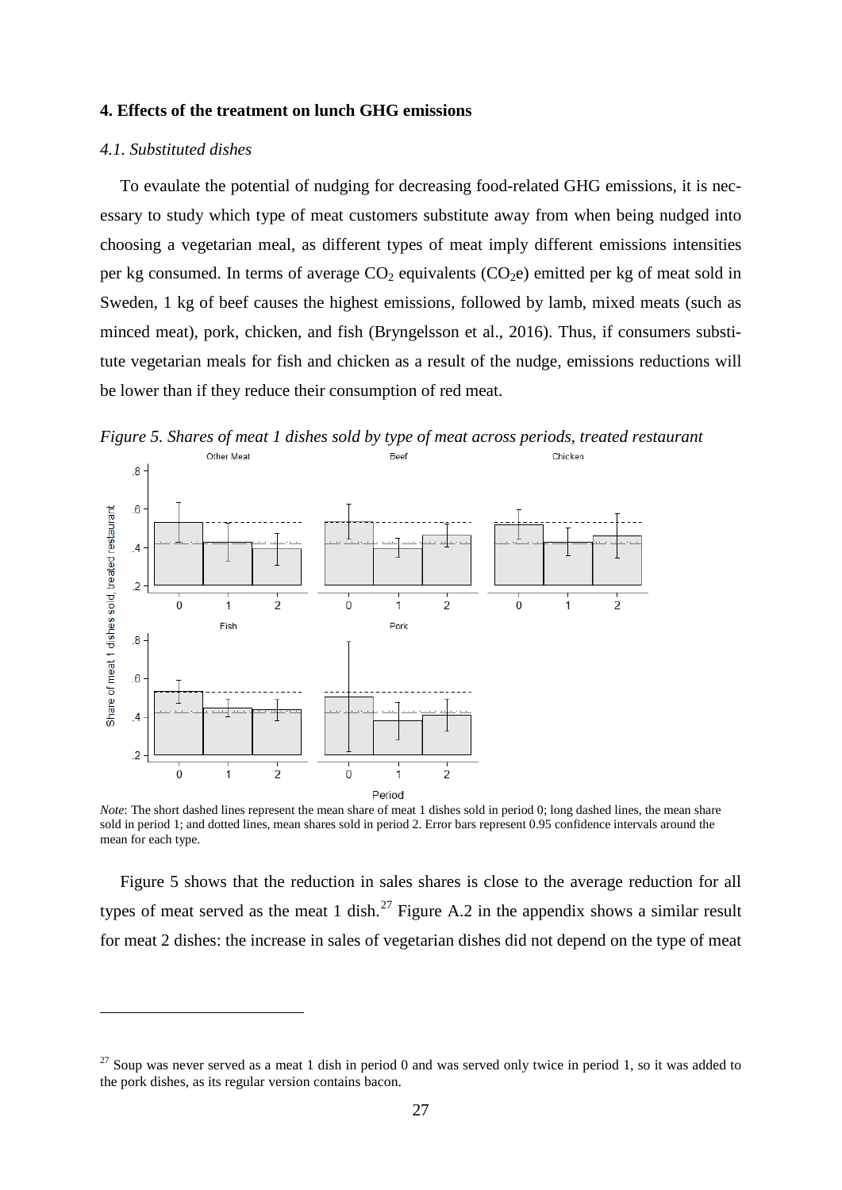## 4. Effects of the treatment on lunch GHG emissions

### *4.1. Substituted dishes*

To evaulate the potential of nudging for decreasing food-related GHG emissions, it is necessary to study which type of meat customers substitute away from when being nudged into choosing a vegetarian meal, as different types of meat imply different emissions intensities per kg consumed. In terms of average $CO_2$ equivalents ($CO_2e$) emitted per kg of meat sold in Sweden, 1 kg of beef causes the highest emissions, followed by lamb, mixed meats (such as minced meat), pork, chicken, and fish (Bryngelsson et al., 2016). Thus, if consumers substitute vegetarian meals for fish and chicken as a result of the nudge, emissions reductions will be lower than if they reduce their consumption of red meat.

*Figure 5. Shares of meat 1 dishes sold by type of meat across periods, treated restaurant*

*Note*: The short dashed lines represent the mean share of meat 1 dishes sold in period 0; long dashed lines, the mean share sold in period 1; and dotted lines, mean shares sold in period 2. Error bars represent 0.95 confidence intervals around the mean for each type.

Figure 5 shows that the reduction in sales shares is close to the average reduction for all types of meat served as the meat 1 dish.[27] Figure A.2 in the appendix shows a similar result for meat 2 dishes: the increase in sales of vegetarian dishes did not depend on the type of meat

[27] Soup was never served as a meat 1 dish in period 0 and was served only twice in period 1, so it was added to the pork dishes, as its regular version contains bacon.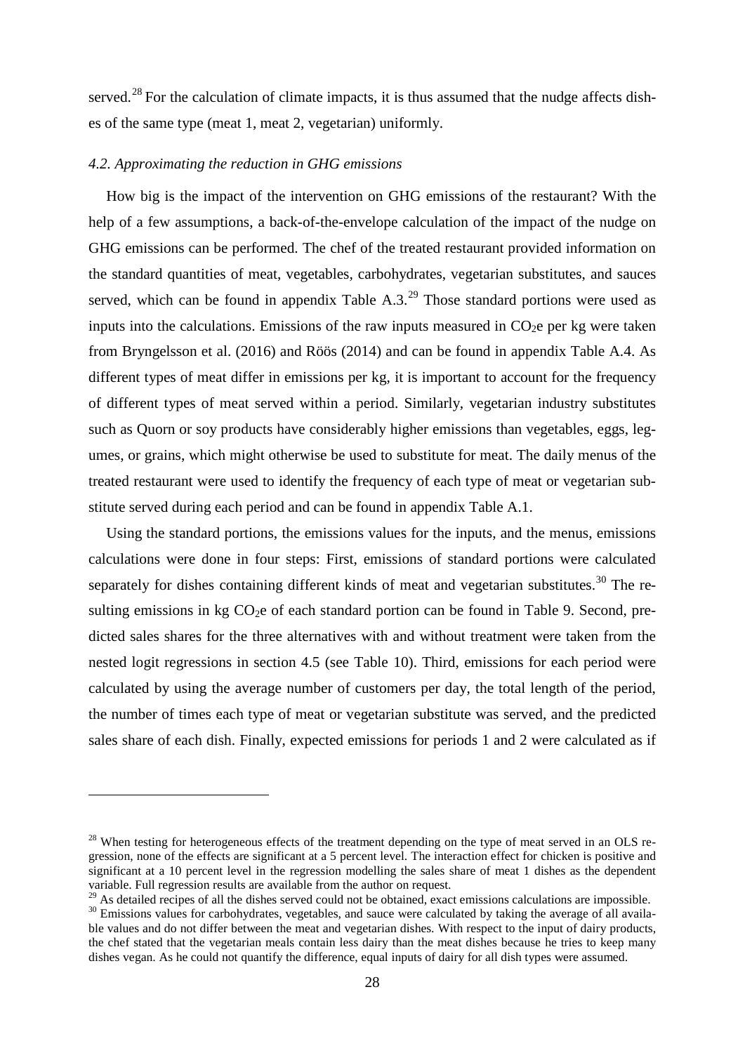served.[28] For the calculation of climate impacts, it is thus assumed that the nudge affects dishes of the same type (meat 1, meat 2, vegetarian) uniformly.

### *4.2. Approximating the reduction in GHG emissions*

How big is the impact of the intervention on GHG emissions of the restaurant? With the help of a few assumptions, a back-of-the-envelope calculation of the impact of the nudge on GHG emissions can be performed. The chef of the treated restaurant provided information on the standard quantities of meat, vegetables, carbohydrates, vegetarian substitutes, and sauces served, which can be found in appendix Table A.3.[29] Those standard portions were used as inputs into the calculations. Emissions of the raw inputs measured in $CO_2$e per kg were taken from Bryngelsson et al. (2016) and Röös (2014) and can be found in appendix Table A.4. As different types of meat differ in emissions per kg, it is important to account for the frequency of different types of meat served within a period. Similarly, vegetarian industry substitutes such as Quorn or soy products have considerably higher emissions than vegetables, eggs, legumes, or grains, which might otherwise be used to substitute for meat. The daily menus of the treated restaurant were used to identify the frequency of each type of meat or vegetarian substitute served during each period and can be found in appendix Table A.1.

Using the standard portions, the emissions values for the inputs, and the menus, emissions calculations were done in four steps: First, emissions of standard portions were calculated separately for dishes containing different kinds of meat and vegetarian substitutes.[30] The resulting emissions in kg $CO_2$e of each standard portion can be found in Table 9. Second, predicted sales shares for the three alternatives with and without treatment were taken from the nested logit regressions in section 4.5 (see Table 10). Third, emissions for each period were calculated by using the average number of customers per day, the total length of the period, the number of times each type of meat or vegetarian substitute was served, and the predicted sales share of each dish. Finally, expected emissions for periods 1 and 2 were calculated as if

---

[28] When testing for heterogeneous effects of the treatment depending on the type of meat served in an OLS regression, none of the effects are significant at a 5 percent level. The interaction effect for chicken is positive and significant at a 10 percent level in the regression modelling the sales share of meat 1 dishes as the dependent variable. Full regression results are available from the author on request.

[29] As detailed recipes of all the dishes served could not be obtained, exact emissions calculations are impossible.

[30] Emissions values for carbohydrates, vegetables, and sauce were calculated by taking the average of all available values and do not differ between the meat and vegetarian dishes. With respect to the input of dairy products, the chef stated that the vegetarian meals contain less dairy than the meat dishes because he tries to keep many dishes vegan. As he could not quantify the difference, equal inputs of dairy for all dish types were assumed.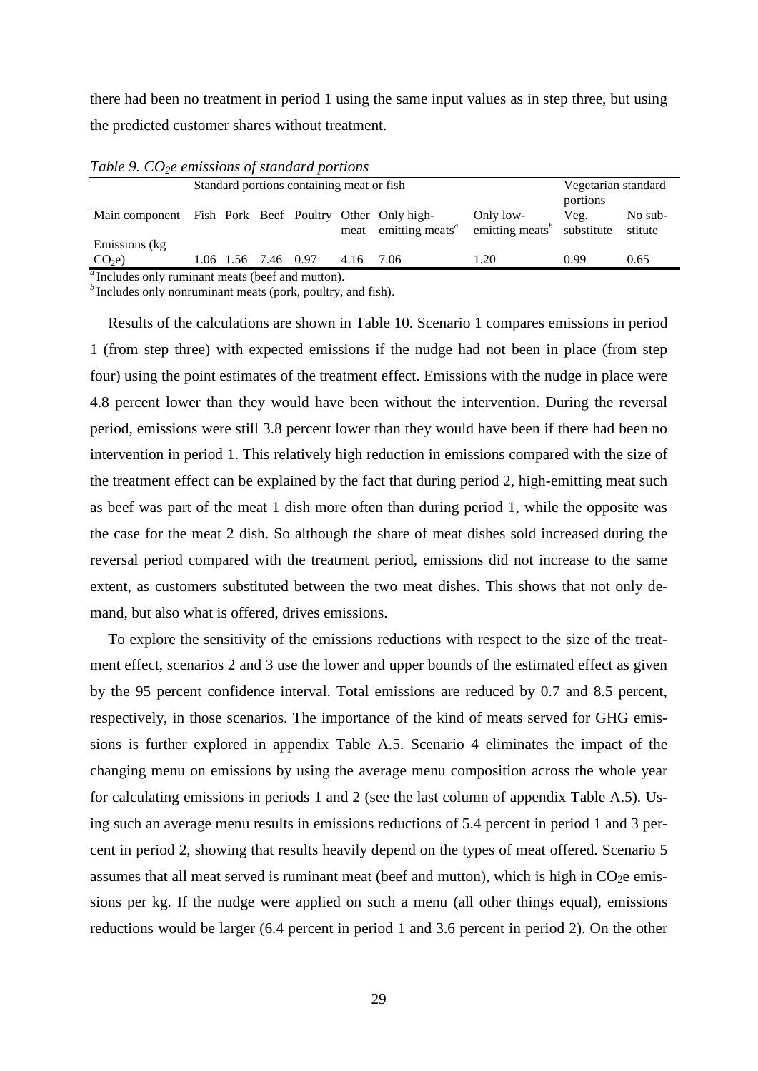there had been no treatment in period 1 using the same input values as in step three, but using the predicted customer shares without treatment.

*Table 9. $CO_2e$ emissions of standard portions*

| | Standard portions containing meat or fish | | | | | | | Vegetarian standard portions | |
|---|---|---|---|---|---|---|---|---|---|
| Main component | Fish | Pork | Beef | Poultry | Other meat | Only high-emitting meats[a] | Only low-emitting meats[b] | Veg. substitute | No substitute |
| Emissions (kg $CO_2e$) | 1.06 | 1.56 | 7.46 | 0.97 | 4.16 | 7.06 | 1.20 | 0.99 | 0.65 |

[a] Includes only ruminant meats (beef and mutton).
[b] Includes only nonruminant meats (pork, poultry, and fish).

Results of the calculations are shown in Table 10. Scenario 1 compares emissions in period 1 (from step three) with expected emissions if the nudge had not been in place (from step four) using the point estimates of the treatment effect. Emissions with the nudge in place were 4.8 percent lower than they would have been without the intervention. During the reversal period, emissions were still 3.8 percent lower than they would have been if there had been no intervention in period 1. This relatively high reduction in emissions compared with the size of the treatment effect can be explained by the fact that during period 2, high-emitting meat such as beef was part of the meat 1 dish more often than during period 1, while the opposite was the case for the meat 2 dish. So although the share of meat dishes sold increased during the reversal period compared with the treatment period, emissions did not increase to the same extent, as customers substituted between the two meat dishes. This shows that not only demand, but also what is offered, drives emissions.

To explore the sensitivity of the emissions reductions with respect to the size of the treatment effect, scenarios 2 and 3 use the lower and upper bounds of the estimated effect as given by the 95 percent confidence interval. Total emissions are reduced by 0.7 and 8.5 percent, respectively, in those scenarios. The importance of the kind of meats served for GHG emissions is further explored in appendix Table A.5. Scenario 4 eliminates the impact of the changing menu on emissions by using the average menu composition across the whole year for calculating emissions in periods 1 and 2 (see the last column of appendix Table A.5). Using such an average menu results in emissions reductions of 5.4 percent in period 1 and 3 percent in period 2, showing that results heavily depend on the types of meat offered. Scenario 5 assumes that all meat served is ruminant meat (beef and mutton), which is high in $CO_2e$ emissions per kg. If the nudge were applied on such a menu (all other things equal), emissions reductions would be larger (6.4 percent in period 1 and 3.6 percent in period 2). On the other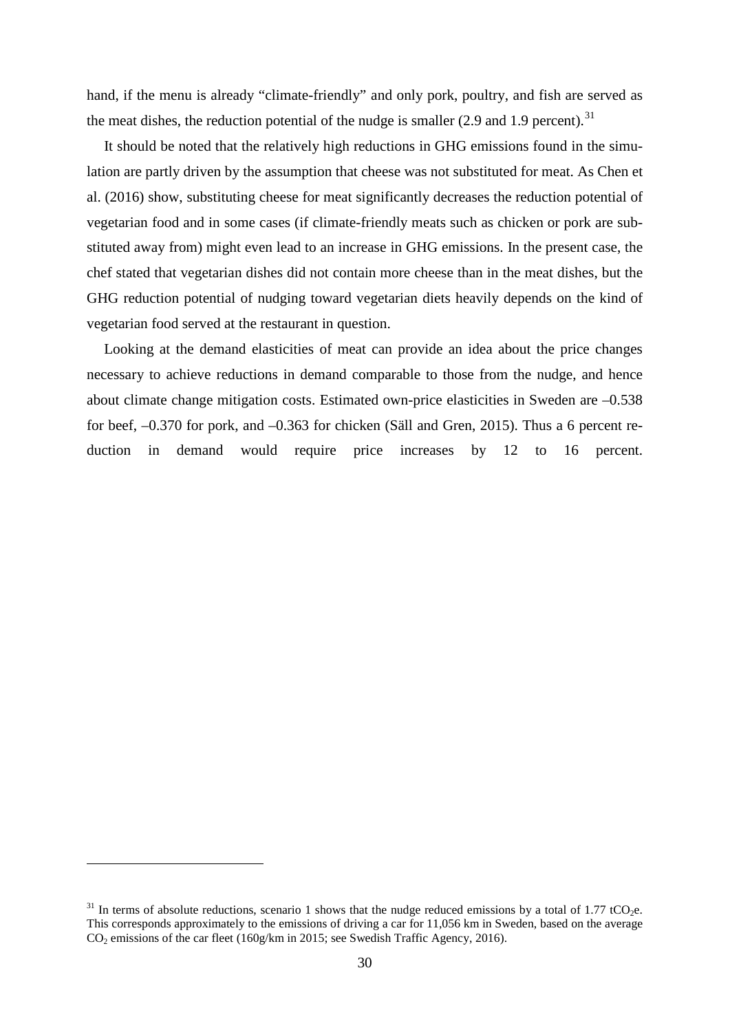hand, if the menu is already "climate-friendly" and only pork, poultry, and fish are served as the meat dishes, the reduction potential of the nudge is smaller (2.9 and 1.9 percent).[31]

It should be noted that the relatively high reductions in GHG emissions found in the simulation are partly driven by the assumption that cheese was not substituted for meat. As Chen et al. (2016) show, substituting cheese for meat significantly decreases the reduction potential of vegetarian food and in some cases (if climate-friendly meats such as chicken or pork are substituted away from) might even lead to an increase in GHG emissions. In the present case, the chef stated that vegetarian dishes did not contain more cheese than in the meat dishes, but the GHG reduction potential of nudging toward vegetarian diets heavily depends on the kind of vegetarian food served at the restaurant in question.

Looking at the demand elasticities of meat can provide an idea about the price changes necessary to achieve reductions in demand comparable to those from the nudge, and hence about climate change mitigation costs. Estimated own-price elasticities in Sweden are –0.538 for beef, –0.370 for pork, and –0.363 for chicken (Säll and Gren, 2015). Thus a 6 percent reduction in demand would require price increases by 12 to 16 percent.

---

[31] In terms of absolute reductions, scenario 1 shows that the nudge reduced emissions by a total of 1.77 $tCO_2e$. This corresponds approximately to the emissions of driving a car for 11,056 km in Sweden, based on the average $CO_2$ emissions of the car fleet (160g/km in 2015; see Swedish Traffic Agency, 2016).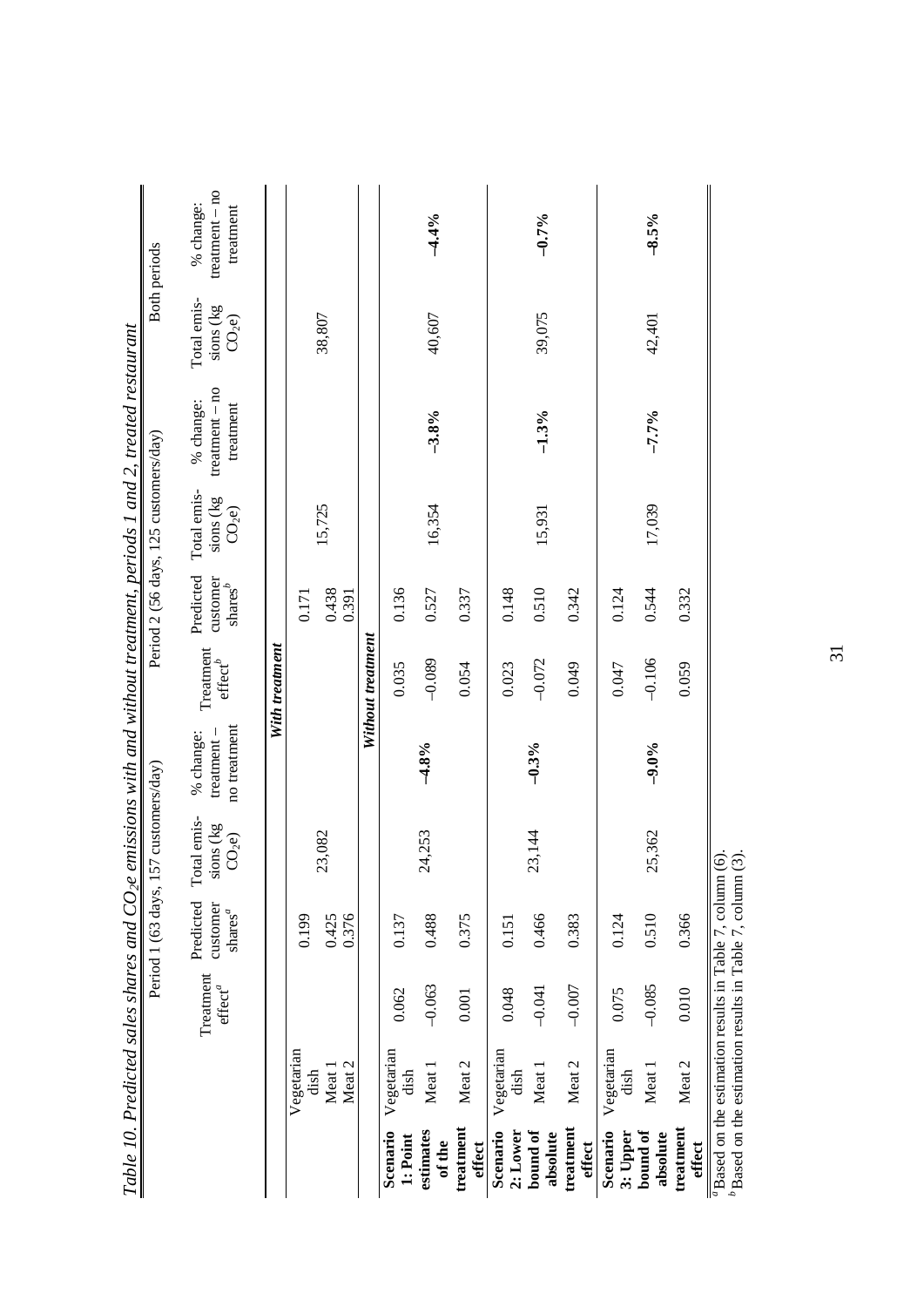*Table 10. Predicted sales shares and $CO_2e$ emissions with and without treatment, periods 1 and 2, treated restaurant*

| | | Period 1 (63 days, 157 customers/day) | | | | Period 2 (56 days, 125 customers/day) | | | | Both periods | |
|---|---|---|---|---|---|---|---|---|---|---|---|
| | | Treatment effect[a] | Predicted customer shares[a] | Total emissions (kg $CO_2e$) | % change: treatment – no treatment | Treatment effect[b] | Predicted customer shares[b] | Total emissions (kg $CO_2e$) | % change: treatment – no treatment | Total emissions (kg $CO_2e$) | % change: treatment – no treatment |
| | | | | | ***With treatment*** | | | | | | |
| | Vegetarian dish | | 0.199 | | | | 0.171 | | | | |
| | Meat 1 | | 0.425 | 23,082 | | | 0.438 | 15,725 | | 38,807 | |
| | Meat 2 | | 0.376 | | | | 0.391 | | | | |
| | | | | | ***Without treatment*** | | | | | | |
| **Scenario 1: Point estimates of the treatment effect** | Vegetarian dish | 0.062 | 0.137 | | | 0.035 | 0.136 | | | | |
| | Meat 1 | –0.063 | 0.488 | 24,253 | **–4.8%** | –0.089 | 0.527 | 16,354 | **–3.8%** | 40,607 | **–4.4%** |
| | Meat 2 | 0.001 | 0.375 | | | 0.054 | 0.337 | | | | |
| **Scenario 2: Lower bound of absolute treatment effect** | Vegetarian dish | 0.048 | 0.151 | | | 0.023 | 0.148 | | | | |
| | Meat 1 | –0.041 | 0.466 | 23,144 | **–0.3%** | –0.072 | 0.510 | 15,931 | **–1.3%** | 39,075 | **–0.7%** |
| | Meat 2 | –0.007 | 0.383 | | | 0.049 | 0.342 | | | | |
| **Scenario 3: Upper bound of absolute treatment effect** | Vegetarian dish | 0.075 | 0.124 | | | 0.047 | 0.124 | | | | |
| | Meat 1 | –0.085 | 0.510 | 25,362 | **–9.0%** | –0.106 | 0.544 | 17,039 | **–7.7%** | 42,401 | **–8.5%** |
| | Meat 2 | 0.010 | 0.366 | | | 0.059 | 0.332 | | | | |

[a] Based on the estimation results in Table 7, column (6).
[b] Based on the estimation results in Table 7, column (3).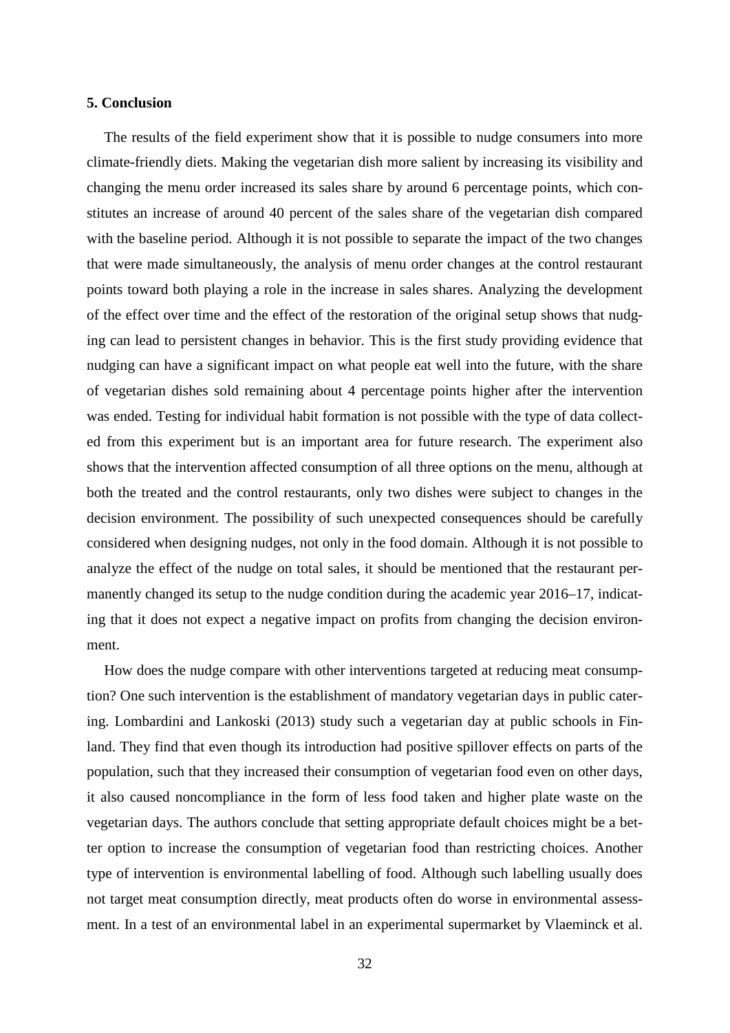## 5. Conclusion

The results of the field experiment show that it is possible to nudge consumers into more climate-friendly diets. Making the vegetarian dish more salient by increasing its visibility and changing the menu order increased its sales share by around 6 percentage points, which constitutes an increase of around 40 percent of the sales share of the vegetarian dish compared with the baseline period. Although it is not possible to separate the impact of the two changes that were made simultaneously, the analysis of menu order changes at the control restaurant points toward both playing a role in the increase in sales shares. Analyzing the development of the effect over time and the effect of the restoration of the original setup shows that nudging can lead to persistent changes in behavior. This is the first study providing evidence that nudging can have a significant impact on what people eat well into the future, with the share of vegetarian dishes sold remaining about 4 percentage points higher after the intervention was ended. Testing for individual habit formation is not possible with the type of data collected from this experiment but is an important area for future research. The experiment also shows that the intervention affected consumption of all three options on the menu, although at both the treated and the control restaurants, only two dishes were subject to changes in the decision environment. The possibility of such unexpected consequences should be carefully considered when designing nudges, not only in the food domain. Although it is not possible to analyze the effect of the nudge on total sales, it should be mentioned that the restaurant permanently changed its setup to the nudge condition during the academic year 2016–17, indicating that it does not expect a negative impact on profits from changing the decision environment.

How does the nudge compare with other interventions targeted at reducing meat consumption? One such intervention is the establishment of mandatory vegetarian days in public catering. Lombardini and Lankoski (2013) study such a vegetarian day at public schools in Finland. They find that even though its introduction had positive spillover effects on parts of the population, such that they increased their consumption of vegetarian food even on other days, it also caused noncompliance in the form of less food taken and higher plate waste on the vegetarian days. The authors conclude that setting appropriate default choices might be a better option to increase the consumption of vegetarian food than restricting choices. Another type of intervention is environmental labelling of food. Although such labelling usually does not target meat consumption directly, meat products often do worse in environmental assessment. In a test of an environmental label in an experimental supermarket by Vlaeminck et al.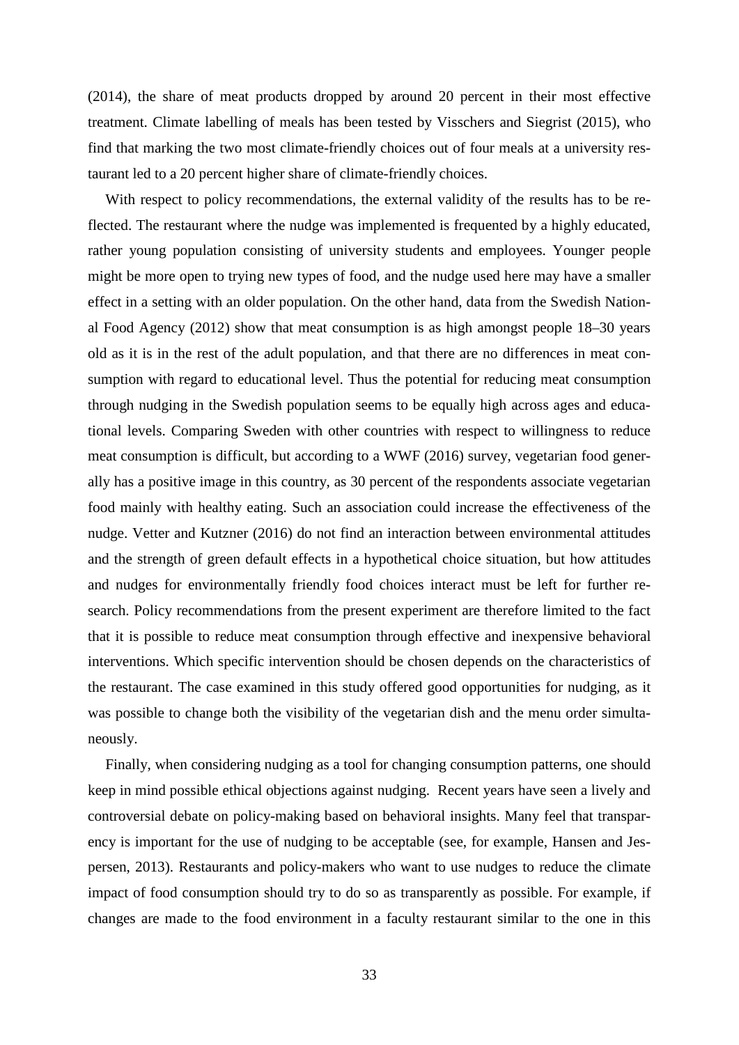(2014), the share of meat products dropped by around 20 percent in their most effective treatment. Climate labelling of meals has been tested by Visschers and Siegrist (2015), who find that marking the two most climate-friendly choices out of four meals at a university restaurant led to a 20 percent higher share of climate-friendly choices.

With respect to policy recommendations, the external validity of the results has to be reflected. The restaurant where the nudge was implemented is frequented by a highly educated, rather young population consisting of university students and employees. Younger people might be more open to trying new types of food, and the nudge used here may have a smaller effect in a setting with an older population. On the other hand, data from the Swedish National Food Agency (2012) show that meat consumption is as high amongst people 18–30 years old as it is in the rest of the adult population, and that there are no differences in meat consumption with regard to educational level. Thus the potential for reducing meat consumption through nudging in the Swedish population seems to be equally high across ages and educational levels. Comparing Sweden with other countries with respect to willingness to reduce meat consumption is difficult, but according to a WWF (2016) survey, vegetarian food generally has a positive image in this country, as 30 percent of the respondents associate vegetarian food mainly with healthy eating. Such an association could increase the effectiveness of the nudge. Vetter and Kutzner (2016) do not find an interaction between environmental attitudes and the strength of green default effects in a hypothetical choice situation, but how attitudes and nudges for environmentally friendly food choices interact must be left for further research. Policy recommendations from the present experiment are therefore limited to the fact that it is possible to reduce meat consumption through effective and inexpensive behavioral interventions. Which specific intervention should be chosen depends on the characteristics of the restaurant. The case examined in this study offered good opportunities for nudging, as it was possible to change both the visibility of the vegetarian dish and the menu order simultaneously.

Finally, when considering nudging as a tool for changing consumption patterns, one should keep in mind possible ethical objections against nudging. Recent years have seen a lively and controversial debate on policy-making based on behavioral insights. Many feel that transparency is important for the use of nudging to be acceptable (see, for example, Hansen and Jespersen, 2013). Restaurants and policy-makers who want to use nudges to reduce the climate impact of food consumption should try to do so as transparently as possible. For example, if changes are made to the food environment in a faculty restaurant similar to the one in this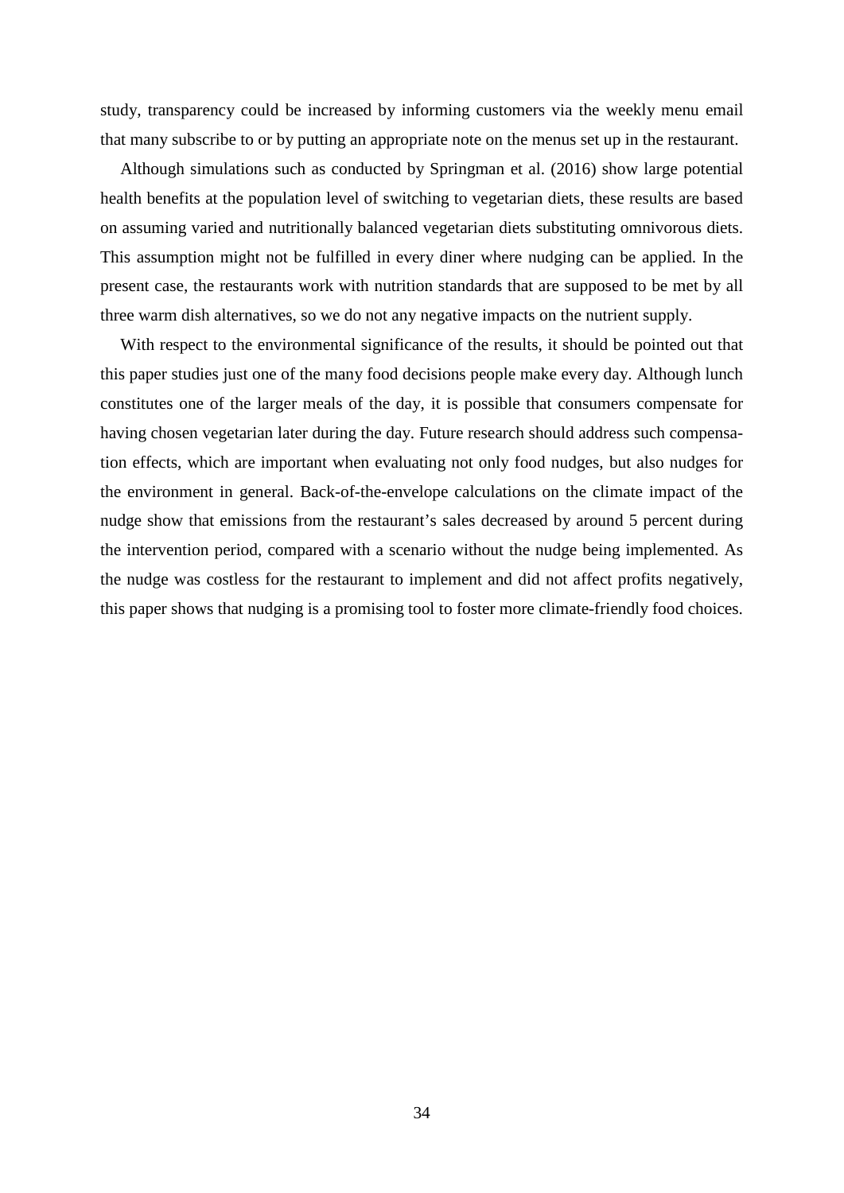study, transparency could be increased by informing customers via the weekly menu email that many subscribe to or by putting an appropriate note on the menus set up in the restaurant.

Although simulations such as conducted by Springman et al. (2016) show large potential health benefits at the population level of switching to vegetarian diets, these results are based on assuming varied and nutritionally balanced vegetarian diets substituting omnivorous diets. This assumption might not be fulfilled in every diner where nudging can be applied. In the present case, the restaurants work with nutrition standards that are supposed to be met by all three warm dish alternatives, so we do not any negative impacts on the nutrient supply.

With respect to the environmental significance of the results, it should be pointed out that this paper studies just one of the many food decisions people make every day. Although lunch constitutes one of the larger meals of the day, it is possible that consumers compensate for having chosen vegetarian later during the day. Future research should address such compensation effects, which are important when evaluating not only food nudges, but also nudges for the environment in general. Back-of-the-envelope calculations on the climate impact of the nudge show that emissions from the restaurant's sales decreased by around 5 percent during the intervention period, compared with a scenario without the nudge being implemented. As the nudge was costless for the restaurant to implement and did not affect profits negatively, this paper shows that nudging is a promising tool to foster more climate-friendly food choices.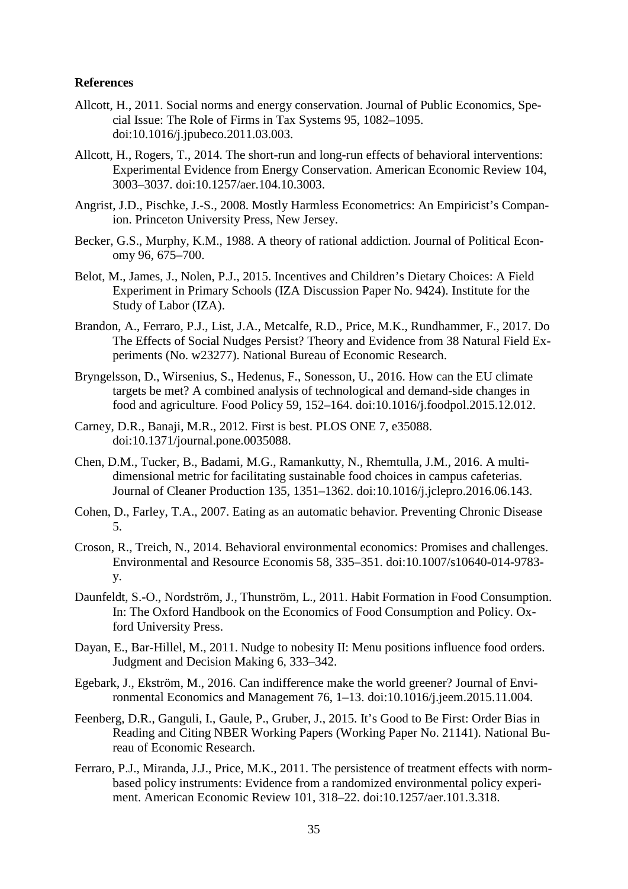**References**

Allcott, H., 2011. Social norms and energy conservation. Journal of Public Economics, Special Issue: The Role of Firms in Tax Systems 95, 1082–1095. doi:10.1016/j.jpubeco.2011.03.003.

Allcott, H., Rogers, T., 2014. The short-run and long-run effects of behavioral interventions: Experimental Evidence from Energy Conservation. American Economic Review 104, 3003–3037. doi:10.1257/aer.104.10.3003.

Angrist, J.D., Pischke, J.-S., 2008. Mostly Harmless Econometrics: An Empiricist's Companion. Princeton University Press, New Jersey.

Becker, G.S., Murphy, K.M., 1988. A theory of rational addiction. Journal of Political Economy 96, 675–700.

Belot, M., James, J., Nolen, P.J., 2015. Incentives and Children's Dietary Choices: A Field Experiment in Primary Schools (IZA Discussion Paper No. 9424). Institute for the Study of Labor (IZA).

Brandon, A., Ferraro, P.J., List, J.A., Metcalfe, R.D., Price, M.K., Rundhammer, F., 2017. Do The Effects of Social Nudges Persist? Theory and Evidence from 38 Natural Field Experiments (No. w23277). National Bureau of Economic Research.

Bryngelsson, D., Wirsenius, S., Hedenus, F., Sonesson, U., 2016. How can the EU climate targets be met? A combined analysis of technological and demand-side changes in food and agriculture. Food Policy 59, 152–164. doi:10.1016/j.foodpol.2015.12.012.

Carney, D.R., Banaji, M.R., 2012. First is best. PLOS ONE 7, e35088. doi:10.1371/journal.pone.0035088.

Chen, D.M., Tucker, B., Badami, M.G., Ramankutty, N., Rhemtulla, J.M., 2016. A multi-dimensional metric for facilitating sustainable food choices in campus cafeterias. Journal of Cleaner Production 135, 1351–1362. doi:10.1016/j.jclepro.2016.06.143.

Cohen, D., Farley, T.A., 2007. Eating as an automatic behavior. Preventing Chronic Disease 5.

Croson, R., Treich, N., 2014. Behavioral environmental economics: Promises and challenges. Environmental and Resource Economis 58, 335–351. doi:10.1007/s10640-014-9783-y.

Daunfeldt, S.-O., Nordström, J., Thunström, L., 2011. Habit Formation in Food Consumption. In: The Oxford Handbook on the Economics of Food Consumption and Policy. Oxford University Press.

Dayan, E., Bar-Hillel, M., 2011. Nudge to nobesity II: Menu positions influence food orders. Judgment and Decision Making 6, 333–342.

Egebark, J., Ekström, M., 2016. Can indifference make the world greener? Journal of Environmental Economics and Management 76, 1–13. doi:10.1016/j.jeem.2015.11.004.

Feenberg, D.R., Ganguli, I., Gaule, P., Gruber, J., 2015. It's Good to Be First: Order Bias in Reading and Citing NBER Working Papers (Working Paper No. 21141). National Bureau of Economic Research.

Ferraro, P.J., Miranda, J.J., Price, M.K., 2011. The persistence of treatment effects with norm-based policy instruments: Evidence from a randomized environmental policy experiment. American Economic Review 101, 318–22. doi:10.1257/aer.101.3.318.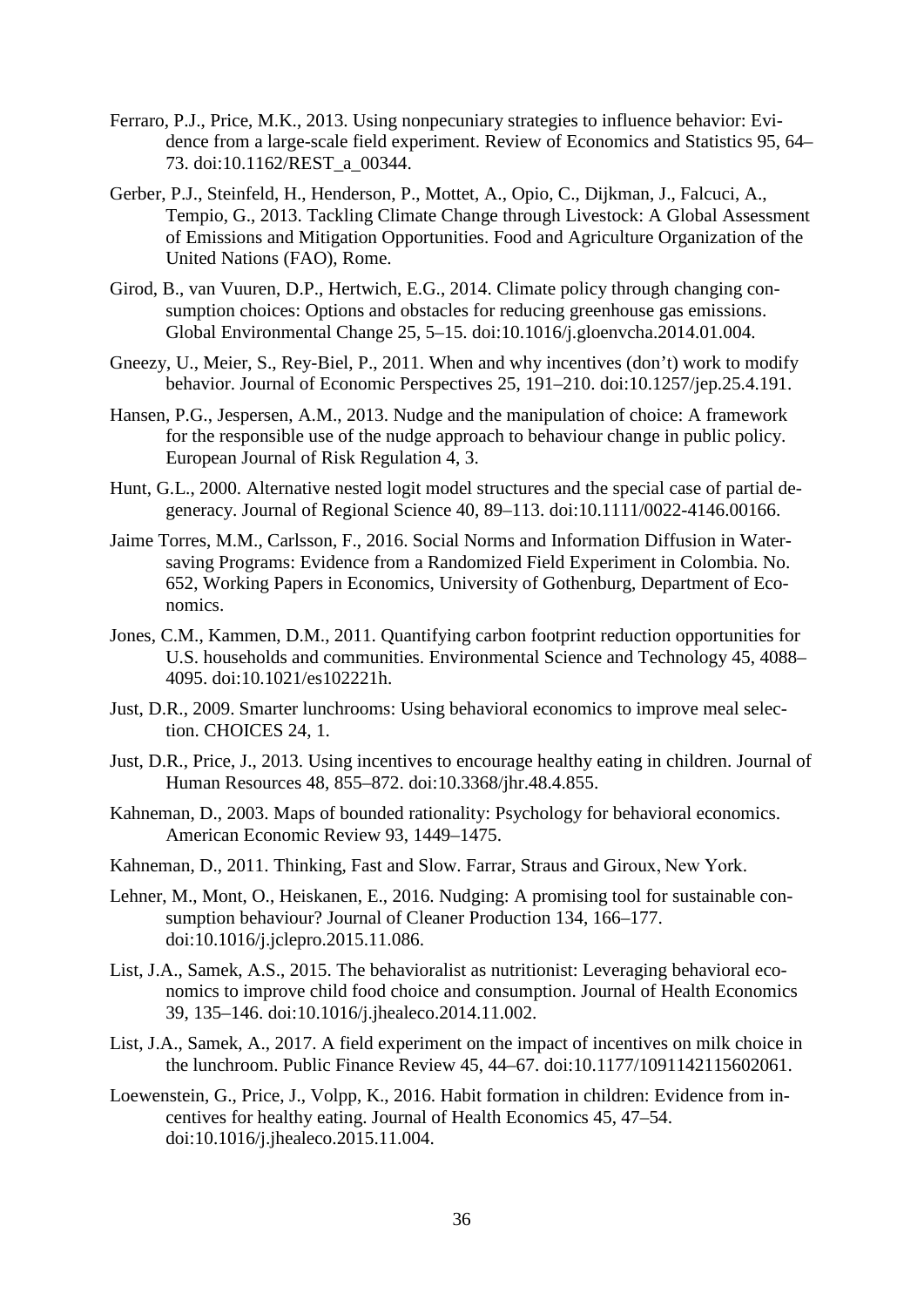Ferraro, P.J., Price, M.K., 2013. Using nonpecuniary strategies to influence behavior: Evidence from a large-scale field experiment. Review of Economics and Statistics 95, 64–73. doi:10.1162/REST_a_00344.

Gerber, P.J., Steinfeld, H., Henderson, P., Mottet, A., Opio, C., Dijkman, J., Falcuci, A., Tempio, G., 2013. Tackling Climate Change through Livestock: A Global Assessment of Emissions and Mitigation Opportunities. Food and Agriculture Organization of the United Nations (FAO), Rome.

Girod, B., van Vuuren, D.P., Hertwich, E.G., 2014. Climate policy through changing consumption choices: Options and obstacles for reducing greenhouse gas emissions. Global Environmental Change 25, 5–15. doi:10.1016/j.gloenvcha.2014.01.004.

Gneezy, U., Meier, S., Rey-Biel, P., 2011. When and why incentives (don't) work to modify behavior. Journal of Economic Perspectives 25, 191–210. doi:10.1257/jep.25.4.191.

Hansen, P.G., Jespersen, A.M., 2013. Nudge and the manipulation of choice: A framework for the responsible use of the nudge approach to behaviour change in public policy. European Journal of Risk Regulation 4, 3.

Hunt, G.L., 2000. Alternative nested logit model structures and the special case of partial degeneracy. Journal of Regional Science 40, 89–113. doi:10.1111/0022-4146.00166.

Jaime Torres, M.M., Carlsson, F., 2016. Social Norms and Information Diffusion in Water-saving Programs: Evidence from a Randomized Field Experiment in Colombia. No. 652, Working Papers in Economics, University of Gothenburg, Department of Economics.

Jones, C.M., Kammen, D.M., 2011. Quantifying carbon footprint reduction opportunities for U.S. households and communities. Environmental Science and Technology 45, 4088–4095. doi:10.1021/es102221h.

Just, D.R., 2009. Smarter lunchrooms: Using behavioral economics to improve meal selection. CHOICES 24, 1.

Just, D.R., Price, J., 2013. Using incentives to encourage healthy eating in children. Journal of Human Resources 48, 855–872. doi:10.3368/jhr.48.4.855.

Kahneman, D., 2003. Maps of bounded rationality: Psychology for behavioral economics. American Economic Review 93, 1449–1475.

Kahneman, D., 2011. Thinking, Fast and Slow. Farrar, Straus and Giroux, New York.

Lehner, M., Mont, O., Heiskanen, E., 2016. Nudging: A promising tool for sustainable consumption behaviour? Journal of Cleaner Production 134, 166–177. doi:10.1016/j.jclepro.2015.11.086.

List, J.A., Samek, A.S., 2015. The behavioralist as nutritionist: Leveraging behavioral economics to improve child food choice and consumption. Journal of Health Economics 39, 135–146. doi:10.1016/j.jhealeco.2014.11.002.

List, J.A., Samek, A., 2017. A field experiment on the impact of incentives on milk choice in the lunchroom. Public Finance Review 45, 44–67. doi:10.1177/1091142115602061.

Loewenstein, G., Price, J., Volpp, K., 2016. Habit formation in children: Evidence from incentives for healthy eating. Journal of Health Economics 45, 47–54. doi:10.1016/j.jhealeco.2015.11.004.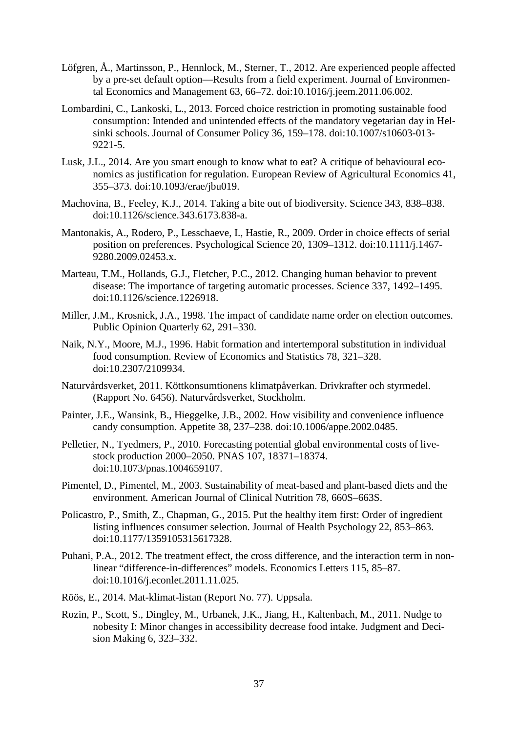Löfgren, Å., Martinsson, P., Hennlock, M., Sterner, T., 2012. Are experienced people affected by a pre-set default option—Results from a field experiment. Journal of Environmental Economics and Management 63, 66–72. doi:10.1016/j.jeem.2011.06.002.

Lombardini, C., Lankoski, L., 2013. Forced choice restriction in promoting sustainable food consumption: Intended and unintended effects of the mandatory vegetarian day in Helsinki schools. Journal of Consumer Policy 36, 159–178. doi:10.1007/s10603-013-9221-5.

Lusk, J.L., 2014. Are you smart enough to know what to eat? A critique of behavioural economics as justification for regulation. European Review of Agricultural Economics 41, 355–373. doi:10.1093/erae/jbu019.

Machovina, B., Feeley, K.J., 2014. Taking a bite out of biodiversity. Science 343, 838–838. doi:10.1126/science.343.6173.838-a.

Mantonakis, A., Rodero, P., Lesschaeve, I., Hastie, R., 2009. Order in choice effects of serial position on preferences. Psychological Science 20, 1309–1312. doi:10.1111/j.1467-9280.2009.02453.x.

Marteau, T.M., Hollands, G.J., Fletcher, P.C., 2012. Changing human behavior to prevent disease: The importance of targeting automatic processes. Science 337, 1492–1495. doi:10.1126/science.1226918.

Miller, J.M., Krosnick, J.A., 1998. The impact of candidate name order on election outcomes. Public Opinion Quarterly 62, 291–330.

Naik, N.Y., Moore, M.J., 1996. Habit formation and intertemporal substitution in individual food consumption. Review of Economics and Statistics 78, 321–328. doi:10.2307/2109934.

Naturvårdsverket, 2011. Köttkonsumtionens klimatpåverkan. Drivkrafter och styrmedel. (Rapport No. 6456). Naturvårdsverket, Stockholm.

Painter, J.E., Wansink, B., Hieggelke, J.B., 2002. How visibility and convenience influence candy consumption. Appetite 38, 237–238. doi:10.1006/appe.2002.0485.

Pelletier, N., Tyedmers, P., 2010. Forecasting potential global environmental costs of livestock production 2000–2050. PNAS 107, 18371–18374. doi:10.1073/pnas.1004659107.

Pimentel, D., Pimentel, M., 2003. Sustainability of meat-based and plant-based diets and the environment. American Journal of Clinical Nutrition 78, 660S–663S.

Policastro, P., Smith, Z., Chapman, G., 2015. Put the healthy item first: Order of ingredient listing influences consumer selection. Journal of Health Psychology 22, 853–863. doi:10.1177/1359105315617328.

Puhani, P.A., 2012. The treatment effect, the cross difference, and the interaction term in nonlinear "difference-in-differences" models. Economics Letters 115, 85–87. doi:10.1016/j.econlet.2011.11.025.

Röös, E., 2014. Mat-klimat-listan (Report No. 77). Uppsala.

Rozin, P., Scott, S., Dingley, M., Urbanek, J.K., Jiang, H., Kaltenbach, M., 2011. Nudge to nobesity I: Minor changes in accessibility decrease food intake. Judgment and Decision Making 6, 323–332.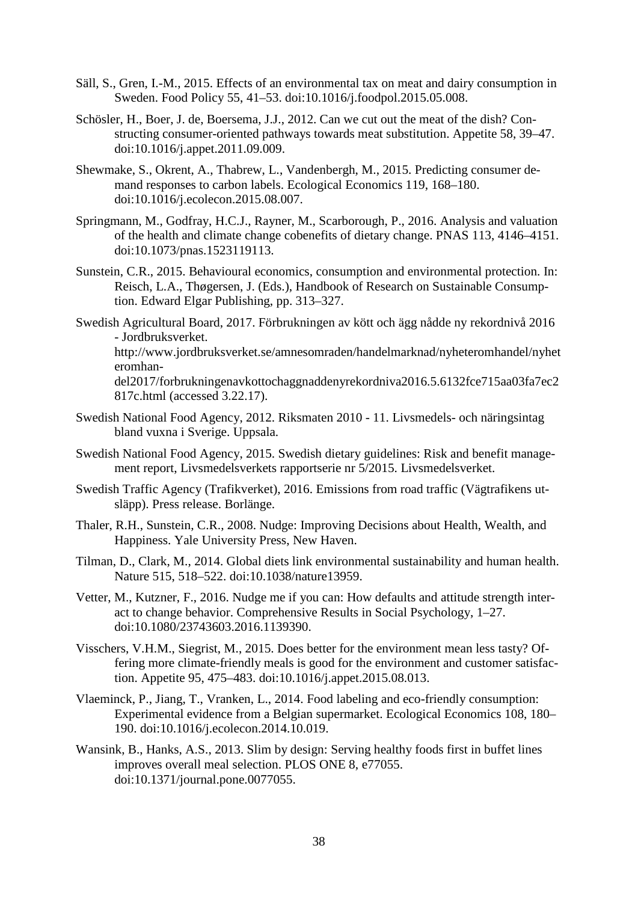Säll, S., Gren, I.-M., 2015. Effects of an environmental tax on meat and dairy consumption in Sweden. Food Policy 55, 41–53. doi:10.1016/j.foodpol.2015.05.008.

Schösler, H., Boer, J. de, Boersema, J.J., 2012. Can we cut out the meat of the dish? Constructing consumer-oriented pathways towards meat substitution. Appetite 58, 39–47. doi:10.1016/j.appet.2011.09.009.

Shewmake, S., Okrent, A., Thabrew, L., Vandenbergh, M., 2015. Predicting consumer demand responses to carbon labels. Ecological Economics 119, 168–180. doi:10.1016/j.ecolecon.2015.08.007.

Springmann, M., Godfray, H.C.J., Rayner, M., Scarborough, P., 2016. Analysis and valuation of the health and climate change cobenefits of dietary change. PNAS 113, 4146–4151. doi:10.1073/pnas.1523119113.

Sunstein, C.R., 2015. Behavioural economics, consumption and environmental protection. In: Reisch, L.A., Thøgersen, J. (Eds.), Handbook of Research on Sustainable Consumption. Edward Elgar Publishing, pp. 313–327.

Swedish Agricultural Board, 2017. Förbrukningen av kött och ägg nådde ny rekordnivå 2016 - Jordbruksverket. http://www.jordbruksverket.se/amnesomraden/handelmarknad/nyheteromhandel/nyheteromhandel2017/forbrukningenavkottochaggnaddenyrekordniva2016.5.6132fce715aa03fa7ec2817c.html (accessed 3.22.17).

Swedish National Food Agency, 2012. Riksmaten 2010 - 11. Livsmedels- och näringsintag bland vuxna i Sverige. Uppsala.

Swedish National Food Agency, 2015. Swedish dietary guidelines: Risk and benefit management report, Livsmedelsverkets rapportserie nr 5/2015. Livsmedelsverket.

Swedish Traffic Agency (Trafikverket), 2016. Emissions from road traffic (Vägtrafikens utsläpp). Press release. Borlänge.

Thaler, R.H., Sunstein, C.R., 2008. Nudge: Improving Decisions about Health, Wealth, and Happiness. Yale University Press, New Haven.

Tilman, D., Clark, M., 2014. Global diets link environmental sustainability and human health. Nature 515, 518–522. doi:10.1038/nature13959.

Vetter, M., Kutzner, F., 2016. Nudge me if you can: How defaults and attitude strength interact to change behavior. Comprehensive Results in Social Psychology, 1–27. doi:10.1080/23743603.2016.1139390.

Visschers, V.H.M., Siegrist, M., 2015. Does better for the environment mean less tasty? Offering more climate-friendly meals is good for the environment and customer satisfaction. Appetite 95, 475–483. doi:10.1016/j.appet.2015.08.013.

Vlaeminck, P., Jiang, T., Vranken, L., 2014. Food labeling and eco-friendly consumption: Experimental evidence from a Belgian supermarket. Ecological Economics 108, 180–190. doi:10.1016/j.ecolecon.2014.10.019.

Wansink, B., Hanks, A.S., 2013. Slim by design: Serving healthy foods first in buffet lines improves overall meal selection. PLOS ONE 8, e77055. doi:10.1371/journal.pone.0077055.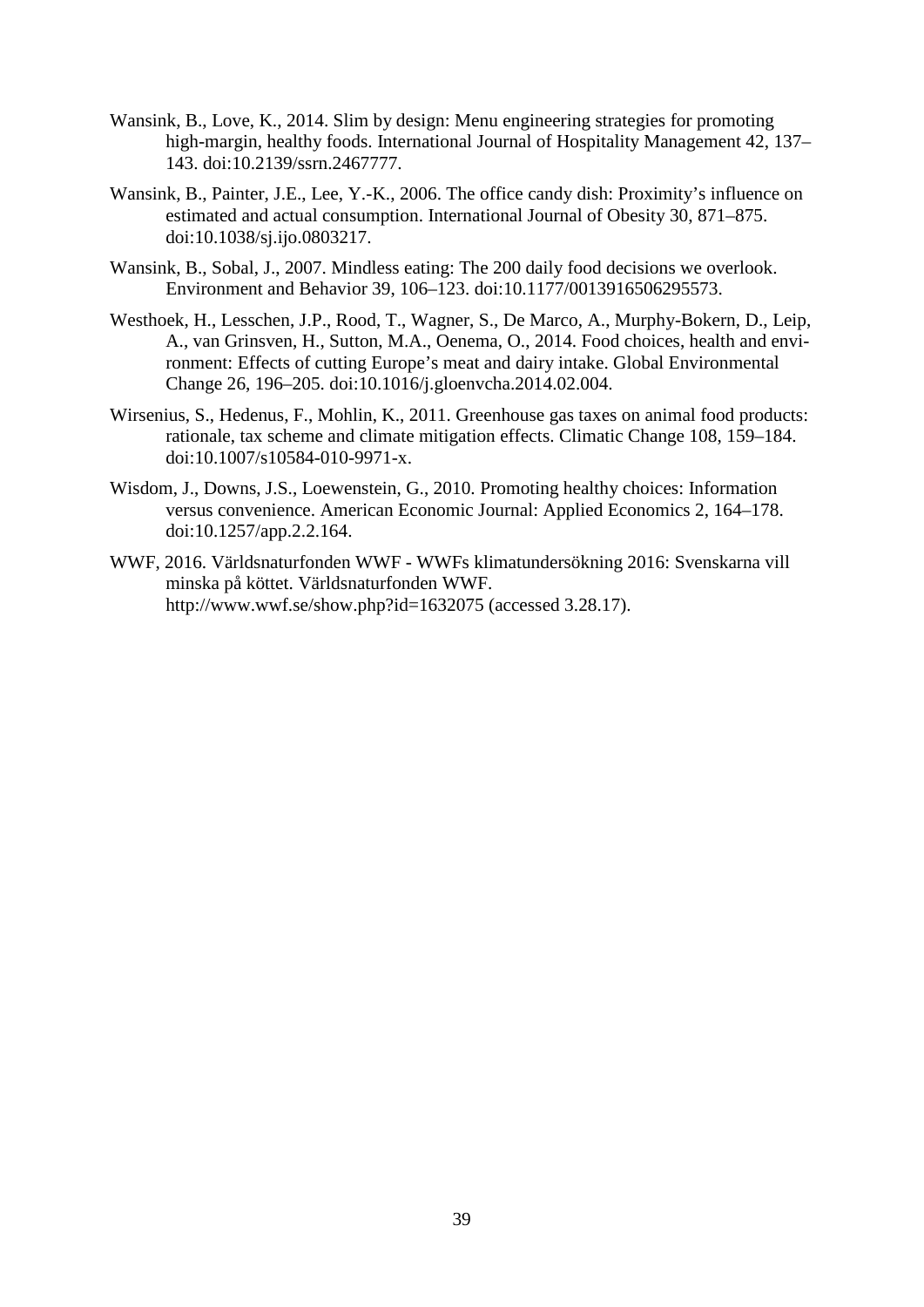Wansink, B., Love, K., 2014. Slim by design: Menu engineering strategies for promoting high-margin, healthy foods. International Journal of Hospitality Management 42, 137–143. doi:10.2139/ssrn.2467777.

Wansink, B., Painter, J.E., Lee, Y.-K., 2006. The office candy dish: Proximity's influence on estimated and actual consumption. International Journal of Obesity 30, 871–875. doi:10.1038/sj.ijo.0803217.

Wansink, B., Sobal, J., 2007. Mindless eating: The 200 daily food decisions we overlook. Environment and Behavior 39, 106–123. doi:10.1177/0013916506295573.

Westhoek, H., Lesschen, J.P., Rood, T., Wagner, S., De Marco, A., Murphy-Bokern, D., Leip, A., van Grinsven, H., Sutton, M.A., Oenema, O., 2014. Food choices, health and environment: Effects of cutting Europe's meat and dairy intake. Global Environmental Change 26, 196–205. doi:10.1016/j.gloenvcha.2014.02.004.

Wirsenius, S., Hedenus, F., Mohlin, K., 2011. Greenhouse gas taxes on animal food products: rationale, tax scheme and climate mitigation effects. Climatic Change 108, 159–184. doi:10.1007/s10584-010-9971-x.

Wisdom, J., Downs, J.S., Loewenstein, G., 2010. Promoting healthy choices: Information versus convenience. American Economic Journal: Applied Economics 2, 164–178. doi:10.1257/app.2.2.164.

WWF, 2016. Världsnaturfonden WWF - WWFs klimatundersökning 2016: Svenskarna vill minska på köttet. Världsnaturfonden WWF. http://www.wwf.se/show.php?id=1632075 (accessed 3.28.17).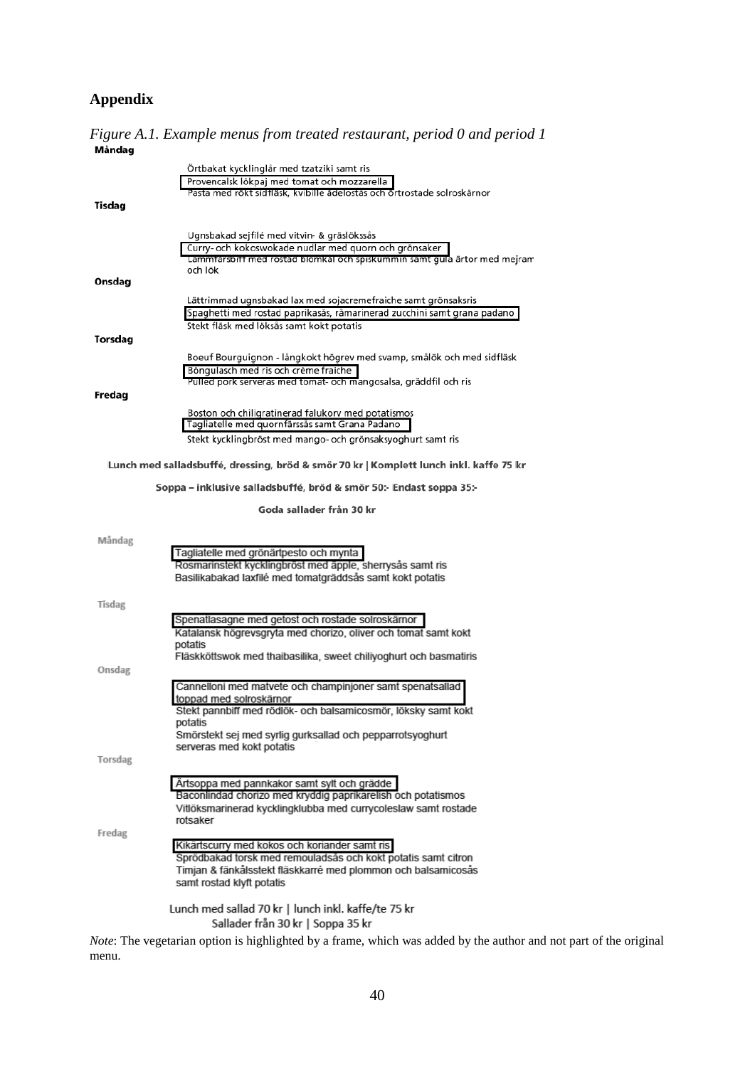# Appendix

*Figure A.1. Example menus from treated restaurant, period 0 and period 1*

**Måndag**

Örtbakat kycklinglår med tzatziki samt ris
Provencalsk lökpaj med tomat och mozzarella
Pasta med rökt sidfläsk, kvibille ädelostås och örtrostade solroskärnor

**Tisdag**

Ugnsbakad sejfilé med vitvin- & gräslökssås
Curry- och kokoswokade nudlar med quorn och grönsaker
Lammfärsbiff med rostad blomkål och spiskummin samt gula ärtor med mejram och lök

**Onsdag**

Lättrimmad ugnsbakad lax med sojacremefraiche samt grönsaksris
Spaghetti med rostad paprikasås, råmarinerad zucchini samt grana padano
Stekt fläsk med löksås samt kokt potatis

**Torsdag**

Boeuf Bourguignon - långkokt högrev med svamp, smålök och med sidfläsk
Böngulasch med ris och crème fraiche
Pulled pork serveras med tomat- och mangosalsa, gräddfil och ris

**Fredag**

Boston och chiligratinerad falukorv med potatismos
Tagliatelle med quornfärssås samt Grana Padano
Stekt kycklingbröst med mango- och grönsaksyoghurt samt ris

**Lunch med salladsbuffé, dressing, bröd & smör 70 kr | Komplett lunch inkl. kaffe 75 kr**

**Soppa – inklusive salladsbuffé, bröd & smör 50:- Endast soppa 35:-**

**Goda sallader från 30 kr**

Måndag

Tagliatelle med grönärtpesto och mynta
Rosmarinstekt kycklingbröst med äpple, sherrysås samt ris
Basilikabakad laxfilé med tomatgräddsås samt kokt potatis

Tisdag

Spenatlasagne med getost och rostade solroskärnor
Katalansk högrevsgryta med chorizo, oliver och tomat samt kokt potatis
Fläskköttswok med thaibasilika, sweet chiliyoghurt och basmatiris

Onsdag

Cannelloni med matvete och champinjoner samt spenatsallad toppad med solroskärnor
Stekt pannbiff med rödlök- och balsamicosmör, löksky samt kokt potatis
Smörstekt sej med syrlig gurksallad och pepparrotsyoghurt serveras med kokt potatis

Torsdag

Ärtsoppa med pannkakor samt sylt och grädde
Baconlindad chorizo med kryddig paprikarelish och potatismos
Vitlöksmarinerad kycklingklubba med currycoleslaw samt rostade rotsaker

Fredag

Kikärtscurry med kokos och koriander samt ris
Sprödbakad torsk med remouladsås och kokt potatis samt citron
Timjan & fänkålsstekt fläskkarré med plommon och balsamicosås samt rostad klyft potatis

Lunch med sallad 70 kr | lunch inkl. kaffe/te 75 kr
Sallader från 30 kr | Soppa 35 kr

*Note*: The vegetarian option is highlighted by a frame, which was added by the author and not part of the original menu.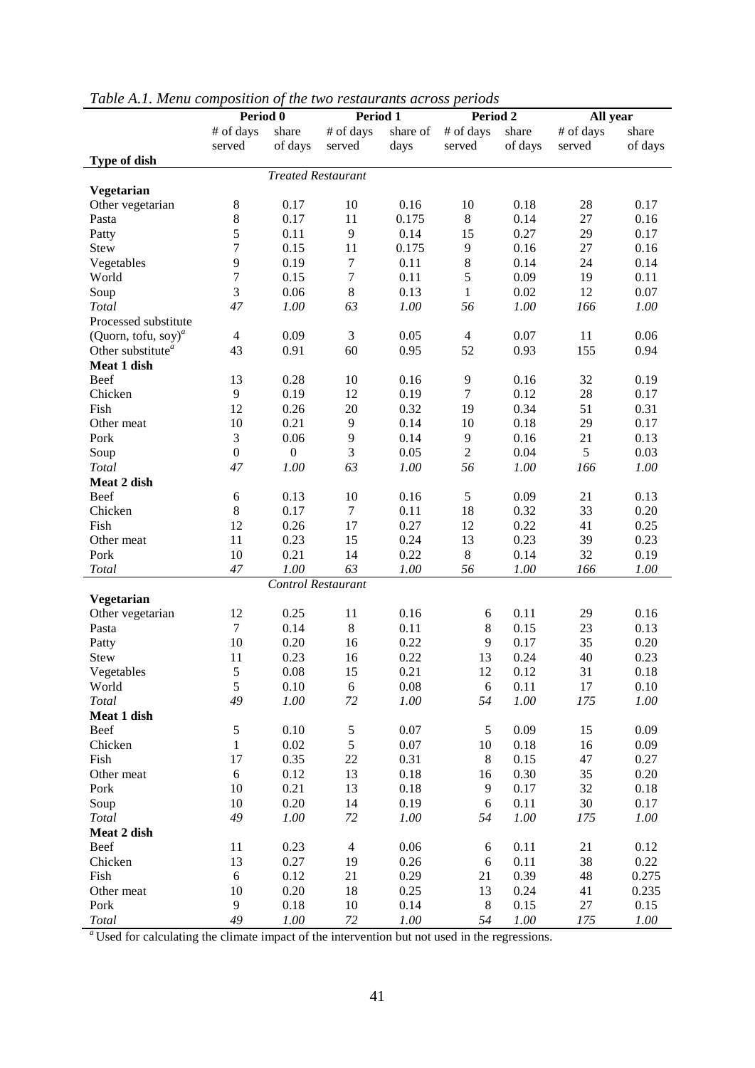*Table A.1. Menu composition of the two restaurants across periods*

| | Period 0 | | Period 1 | | Period 2 | | All year | |
|---|---|---|---|---|---|---|---|---|
| | # of days served | share of days | # of days served | share of days | # of days served | share of days | # of days served | share of days |
| **Type of dish** | | | | | | | | |
| | | | *Treated Restaurant* | | | | | |
| **Vegetarian** | | | | | | | | |
| Other vegetarian | 8 | 0.17 | 10 | 0.16 | 10 | 0.18 | 28 | 0.17 |
| Pasta | 8 | 0.17 | 11 | 0.175 | 8 | 0.14 | 27 | 0.16 |
| Patty | 5 | 0.11 | 9 | 0.14 | 15 | 0.27 | 29 | 0.17 |
| Stew | 7 | 0.15 | 11 | 0.175 | 9 | 0.16 | 27 | 0.16 |
| Vegetables | 9 | 0.19 | 7 | 0.11 | 8 | 0.14 | 24 | 0.14 |
| World | 7 | 0.15 | 7 | 0.11 | 5 | 0.09 | 19 | 0.11 |
| Soup | 3 | 0.06 | 8 | 0.13 | 1 | 0.02 | 12 | 0.07 |
| *Total* | *47* | *1.00* | *63* | *1.00* | *56* | *1.00* | *166* | *1.00* |
| Processed substitute (Quorn, tofu, soy)[a] | 4 | 0.09 | 3 | 0.05 | 4 | 0.07 | 11 | 0.06 |
| Other substitute[a] | 43 | 0.91 | 60 | 0.95 | 52 | 0.93 | 155 | 0.94 |
| **Meat 1 dish** | | | | | | | | |
| Beef | 13 | 0.28 | 10 | 0.16 | 9 | 0.16 | 32 | 0.19 |
| Chicken | 9 | 0.19 | 12 | 0.19 | 7 | 0.12 | 28 | 0.17 |
| Fish | 12 | 0.26 | 20 | 0.32 | 19 | 0.34 | 51 | 0.31 |
| Other meat | 10 | 0.21 | 9 | 0.14 | 10 | 0.18 | 29 | 0.17 |
| Pork | 3 | 0.06 | 9 | 0.14 | 9 | 0.16 | 21 | 0.13 |
| Soup | 0 | 0 | 3 | 0.05 | 2 | 0.04 | 5 | 0.03 |
| *Total* | *47* | *1.00* | *63* | *1.00* | *56* | *1.00* | *166* | *1.00* |
| **Meat 2 dish** | | | | | | | | |
| Beef | 6 | 0.13 | 10 | 0.16 | 5 | 0.09 | 21 | 0.13 |
| Chicken | 8 | 0.17 | 7 | 0.11 | 18 | 0.32 | 33 | 0.20 |
| Fish | 12 | 0.26 | 17 | 0.27 | 12 | 0.22 | 41 | 0.25 |
| Other meat | 11 | 0.23 | 15 | 0.24 | 13 | 0.23 | 39 | 0.23 |
| Pork | 10 | 0.21 | 14 | 0.22 | 8 | 0.14 | 32 | 0.19 |
| *Total* | *47* | *1.00* | *63* | *1.00* | *56* | *1.00* | *166* | *1.00* |
| | | | *Control Restaurant* | | | | | |
| **Vegetarian** | | | | | | | | |
| Other vegetarian | 12 | 0.25 | 11 | 0.16 | 6 | 0.11 | 29 | 0.16 |
| Pasta | 7 | 0.14 | 8 | 0.11 | 8 | 0.15 | 23 | 0.13 |
| Patty | 10 | 0.20 | 16 | 0.22 | 9 | 0.17 | 35 | 0.20 |
| Stew | 11 | 0.23 | 16 | 0.22 | 13 | 0.24 | 40 | 0.23 |
| Vegetables | 5 | 0.08 | 15 | 0.21 | 12 | 0.12 | 31 | 0.18 |
| World | 5 | 0.10 | 6 | 0.08 | 6 | 0.11 | 17 | 0.10 |
| *Total* | *49* | *1.00* | *72* | *1.00* | *54* | *1.00* | *175* | *1.00* |
| **Meat 1 dish** | | | | | | | | |
| Beef | 5 | 0.10 | 5 | 0.07 | 5 | 0.09 | 15 | 0.09 |
| Chicken | 1 | 0.02 | 5 | 0.07 | 10 | 0.18 | 16 | 0.09 |
| Fish | 17 | 0.35 | 22 | 0.31 | 8 | 0.15 | 47 | 0.27 |
| Other meat | 6 | 0.12 | 13 | 0.18 | 16 | 0.30 | 35 | 0.20 |
| Pork | 10 | 0.21 | 13 | 0.18 | 9 | 0.17 | 32 | 0.18 |
| Soup | 10 | 0.20 | 14 | 0.19 | 6 | 0.11 | 30 | 0.17 |
| *Total* | *49* | *1.00* | *72* | *1.00* | *54* | *1.00* | *175* | *1.00* |
| **Meat 2 dish** | | | | | | | | |
| Beef | 11 | 0.23 | 4 | 0.06 | 6 | 0.11 | 21 | 0.12 |
| Chicken | 13 | 0.27 | 19 | 0.26 | 6 | 0.11 | 38 | 0.22 |
| Fish | 6 | 0.12 | 21 | 0.29 | 21 | 0.39 | 48 | 0.275 |
| Other meat | 10 | 0.20 | 18 | 0.25 | 13 | 0.24 | 41 | 0.235 |
| Pork | 9 | 0.18 | 10 | 0.14 | 8 | 0.15 | 27 | 0.15 |
| *Total* | *49* | *1.00* | *72* | *1.00* | *54* | *1.00* | *175* | *1.00* |

[a] Used for calculating the climate impact of the intervention but not used in the regressions.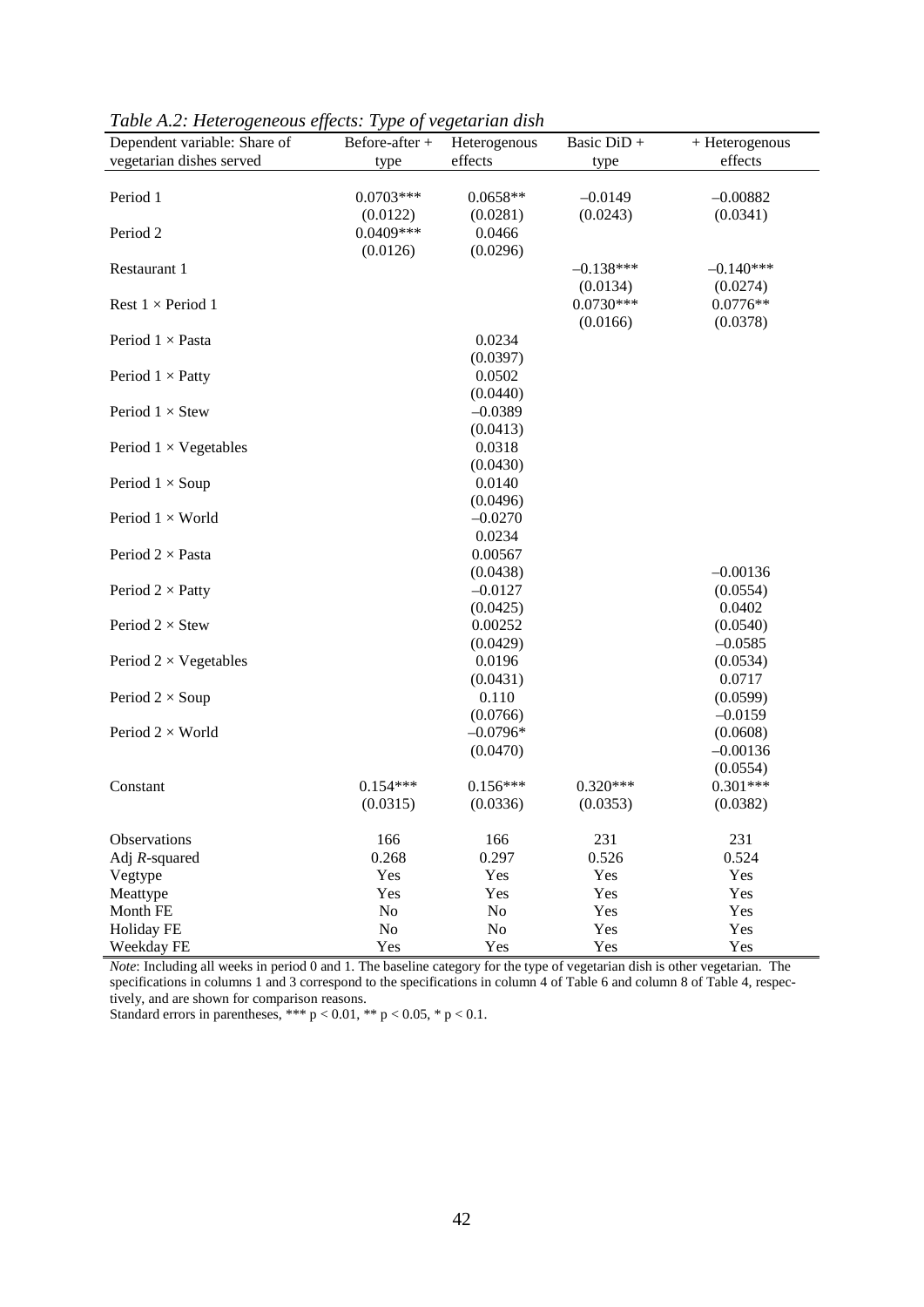*Table A.2: Heterogeneous effects: Type of vegetarian dish*

| Dependent variable: Share of vegetarian dishes served | Before-after + type | Heterogenous effects | Basic DiD + type | + Heterogenous effects |
|---|---|---|---|---|
| Period 1 | 0.0703*** | 0.0658** | –0.0149 | –0.00882 |
| | (0.0122) | (0.0281) | (0.0243) | (0.0341) |
| Period 2 | 0.0409*** | 0.0466 | | |
| | (0.0126) | (0.0296) | | |
| Restaurant 1 | | | –0.138*** | –0.140*** |
| | | | (0.0134) | (0.0274) |
| Rest 1 × Period 1 | | | 0.0730*** | 0.0776** |
| | | | (0.0166) | (0.0378) |
| Period 1 × Pasta | | 0.0234 | | |
| | | (0.0397) | | |
| Period 1 × Patty | | 0.0502 | | |
| | | (0.0440) | | |
| Period 1 × Stew | | –0.0389 | | |
| | | (0.0413) | | |
| Period 1 × Vegetables | | 0.0318 | | |
| | | (0.0430) | | |
| Period 1 × Soup | | 0.0140 | | |
| | | (0.0496) | | |
| Period 1 × World | | –0.0270 | | |
| | | 0.0234 | | |
| Period 2 × Pasta | | 0.00567 | | |
| | | (0.0438) | | –0.00136 |
| Period 2 × Patty | | –0.0127 | | (0.0554) |
| | | (0.0425) | | 0.0402 |
| Period 2 × Stew | | 0.00252 | | (0.0540) |
| | | (0.0429) | | –0.0585 |
| Period 2 × Vegetables | | 0.0196 | | (0.0534) |
| | | (0.0431) | | 0.0717 |
| Period 2 × Soup | | 0.110 | | (0.0599) |
| | | (0.0766) | | –0.0159 |
| Period 2 × World | | –0.0796* | | (0.0608) |
| | | (0.0470) | | –0.00136 |
| | | | | (0.0554) |
| Constant | 0.154*** | 0.156*** | 0.320*** | 0.301*** |
| | (0.0315) | (0.0336) | (0.0353) | (0.0382) |
| Observations | 166 | 166 | 231 | 231 |
| Adj $R$-squared | 0.268 | 0.297 | 0.526 | 0.524 |
| Vegtype | Yes | Yes | Yes | Yes |
| Meattype | Yes | Yes | Yes | Yes |
| Month FE | No | No | Yes | Yes |
| Holiday FE | No | No | Yes | Yes |
| Weekday FE | Yes | Yes | Yes | Yes |

*Note*: Including all weeks in period 0 and 1. The baseline category for the type of vegetarian dish is other vegetarian. The specifications in columns 1 and 3 correspond to the specifications in column 4 of Table 6 and column 8 of Table 4, respectively, and are shown for comparison reasons.
Standard errors in parentheses, *** $p < 0.01$, ** $p < 0.05$, * $p < 0.1$.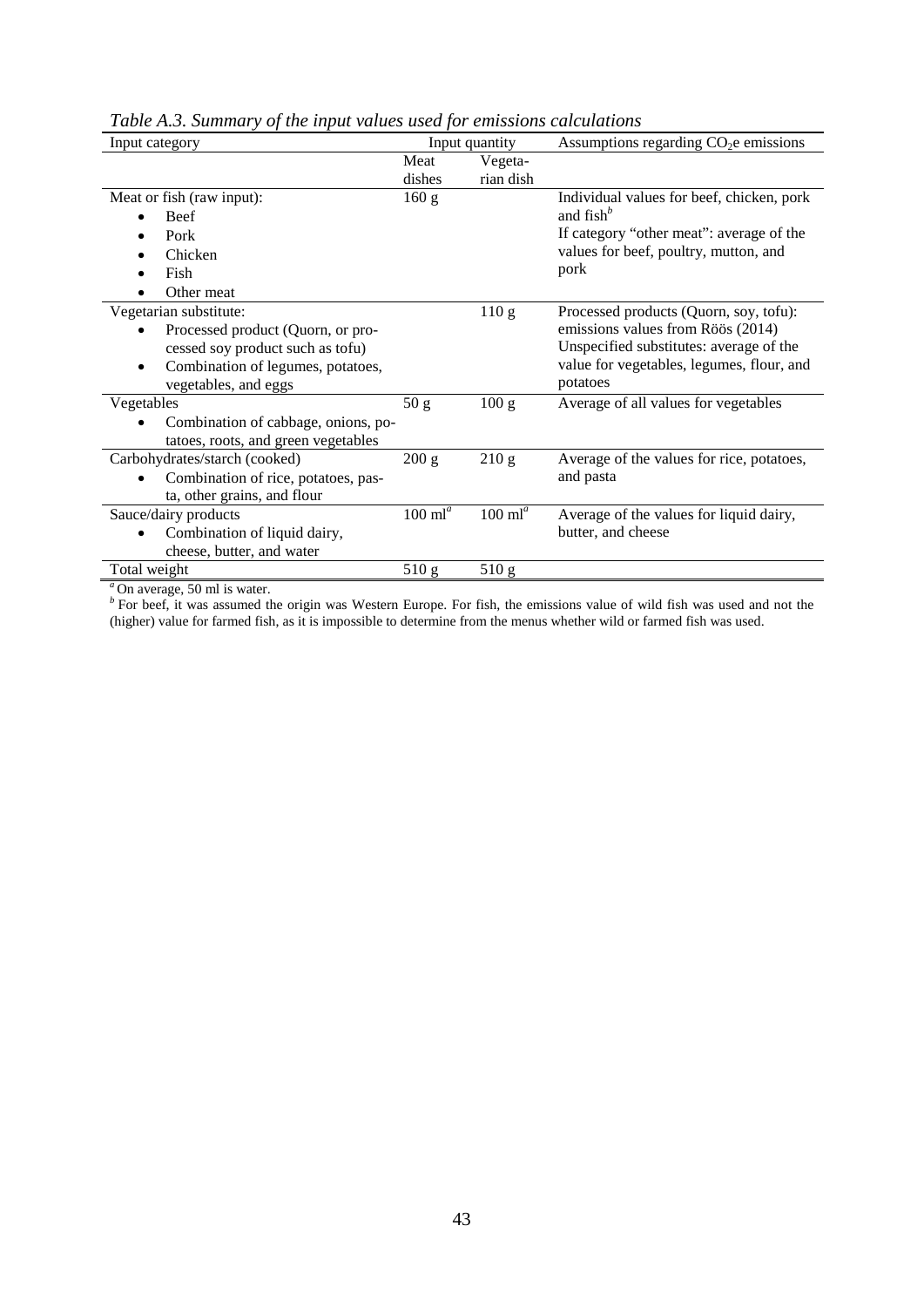*Table A.3. Summary of the input values used for emissions calculations*

| Input category | Input quantity | | Assumptions regarding $CO_2$e emissions |
|---|---|---|---|
| | Meat dishes | Vegetarian dish | |
| Meat or fish (raw input): • Beef • Pork • Chicken • Fish • Other meat | 160 g | | Individual values for beef, chicken, pork and fish[b] If category "other meat": average of the values for beef, poultry, mutton, and pork |
| Vegetarian substitute: • Processed product (Quorn, or processed soy product such as tofu) • Combination of legumes, potatoes, vegetables, and eggs | | 110 g | Processed products (Quorn, soy, tofu): emissions values from Röös (2014) Unspecified substitutes: average of the value for vegetables, legumes, flour, and potatoes |
| Vegetables • Combination of cabbage, onions, potatoes, roots, and green vegetables | 50 g | 100 g | Average of all values for vegetables |
| Carbohydrates/starch (cooked) • Combination of rice, potatoes, pasta, other grains, and flour | 200 g | 210 g | Average of the values for rice, potatoes, and pasta |
| Sauce/dairy products • Combination of liquid dairy, cheese, butter, and water | 100 ml[a] | 100 ml[a] | Average of the values for liquid dairy, butter, and cheese |
| Total weight | 510 g | 510 g | |

[a] On average, 50 ml is water.

[b] For beef, it was assumed the origin was Western Europe. For fish, the emissions value of wild fish was used and not the (higher) value for farmed fish, as it is impossible to determine from the menus whether wild or farmed fish was used.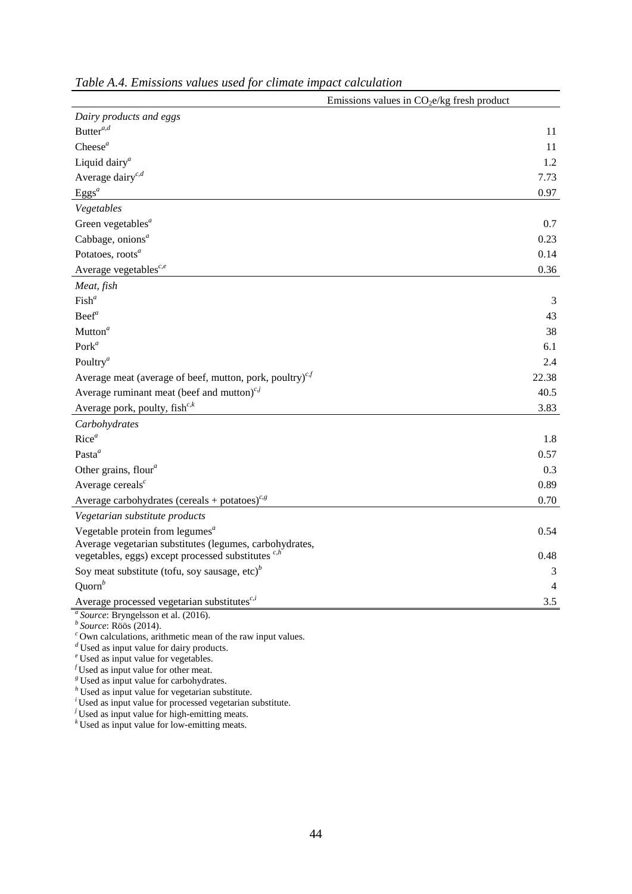*Table A.4. Emissions values used for climate impact calculation*

| | Emissions values in $CO_2e$/kg fresh product |
|---|---|
| *Dairy products and eggs* | |
| Butter[a,d] | 11 |
| Cheese[a] | 11 |
| Liquid dairy[a] | 1.2 |
| Average dairy[c,d] | 7.73 |
| Eggs[a] | 0.97 |
| *Vegetables* | |
| Green vegetables[a] | 0.7 |
| Cabbage, onions[a] | 0.23 |
| Potatoes, roots[a] | 0.14 |
| Average vegetables[c,e] | 0.36 |
| *Meat, fish* | |
| Fish[a] | 3 |
| Beef[a] | 43 |
| Mutton[a] | 38 |
| Pork[a] | 6.1 |
| Poultry[a] | 2.4 |
| Average meat (average of beef, mutton, pork, poultry)[c,f] | 22.38 |
| Average ruminant meat (beef and mutton)[c,j] | 40.5 |
| Average pork, poulty, fish[c,k] | 3.83 |
| *Carbohydrates* | |
| Rice[a] | 1.8 |
| Pasta[a] | 0.57 |
| Other grains, flour[a] | 0.3 |
| Average cereals[c] | 0.89 |
| Average carbohydrates (cereals + potatoes)[c,g] | 0.70 |
| *Vegetarian substitute products* | |
| Vegetable protein from legumes[a] | 0.54 |
| Average vegetarian substitutes (legumes, carbohydrates, vegetables, eggs) except processed substitutes [c,h] | 0.48 |
| Soy meat substitute (tofu, soy sausage, etc)[b] | 3 |
| Quorn[b] | 4 |
| Average processed vegetarian substitutes[c,i] | 3.5 |

[a] *Source*: Bryngelsson et al. (2016).
[b] *Source*: Röös (2014).
[c] Own calculations, arithmetic mean of the raw input values.
[d] Used as input value for dairy products.
[e] Used as input value for vegetables.
[f] Used as input value for other meat.
[g] Used as input value for carbohydrates.
[h] Used as input value for vegetarian substitute.
[i] Used as input value for processed vegetarian substitute.
[j] Used as input value for high-emitting meats.
[k] Used as input value for low-emitting meats.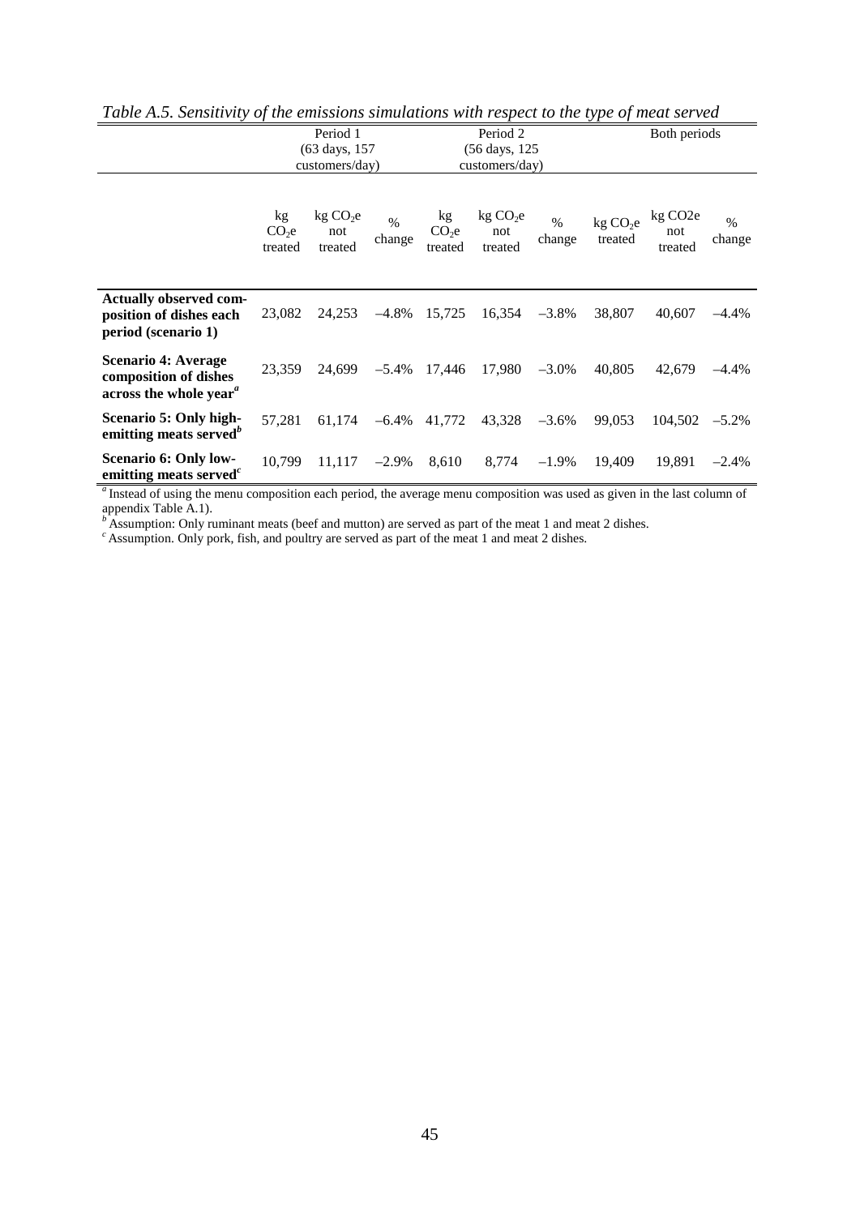*Table A.5. Sensitivity of the emissions simulations with respect to the type of meat served*

| | Period 1 (63 days, 157 customers/day) | | | Period 2 (56 days, 125 customers/day) | | | Both periods | | |
|---|---|---|---|---|---|---|---|---|---|
| | kg $CO_2$e treated | kg $CO_2$e not treated | % change | kg $CO_2$e treated | kg $CO_2$e not treated | % change | kg $CO_2$e treated | kg CO2e not treated | % change |
| **Actually observed composition of dishes each period (scenario 1)** | 23,082 | 24,253 | –4.8% | 15,725 | 16,354 | –3.8% | 38,807 | 40,607 | –4.4% |
| **Scenario 4: Average composition of dishes across the whole year**[a] | 23,359 | 24,699 | –5.4% | 17,446 | 17,980 | –3.0% | 40,805 | 42,679 | –4.4% |
| **Scenario 5: Only high-emitting meats served**[b] | 57,281 | 61,174 | –6.4% | 41,772 | 43,328 | –3.6% | 99,053 | 104,502 | –5.2% |
| **Scenario 6: Only low-emitting meats served**[c] | 10,799 | 11,117 | –2.9% | 8,610 | 8,774 | –1.9% | 19,409 | 19,891 | –2.4% |

[a] Instead of using the menu composition each period, the average menu composition was used as given in the last column of appendix Table A.1).
[b] Assumption: Only ruminant meats (beef and mutton) are served as part of the meat 1 and meat 2 dishes.
[c] Assumption. Only pork, fish, and poultry are served as part of the meat 1 and meat 2 dishes.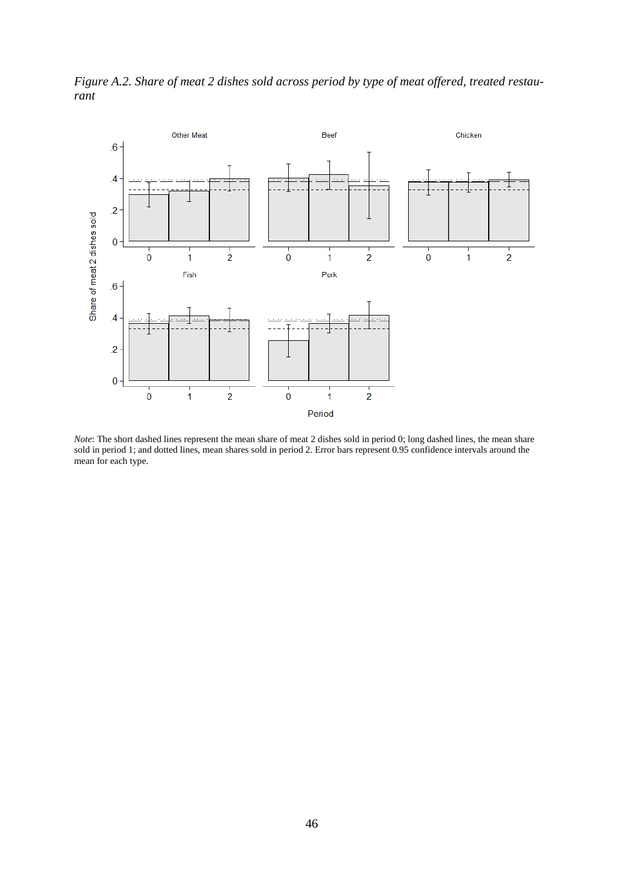*Figure A.2. Share of meat 2 dishes sold across period by type of meat offered, treated restaurant*

Other Meat

Beef

Chicken

Fish

Pork

Share of meat 2 dishes sold

.6

.4

.2

0

0 1 2

Period

*Note*: The short dashed lines represent the mean share of meat 2 dishes sold in period 0; long dashed lines, the mean share sold in period 1; and dotted lines, mean shares sold in period 2. Error bars represent 0.95 confidence intervals around the mean for each type.